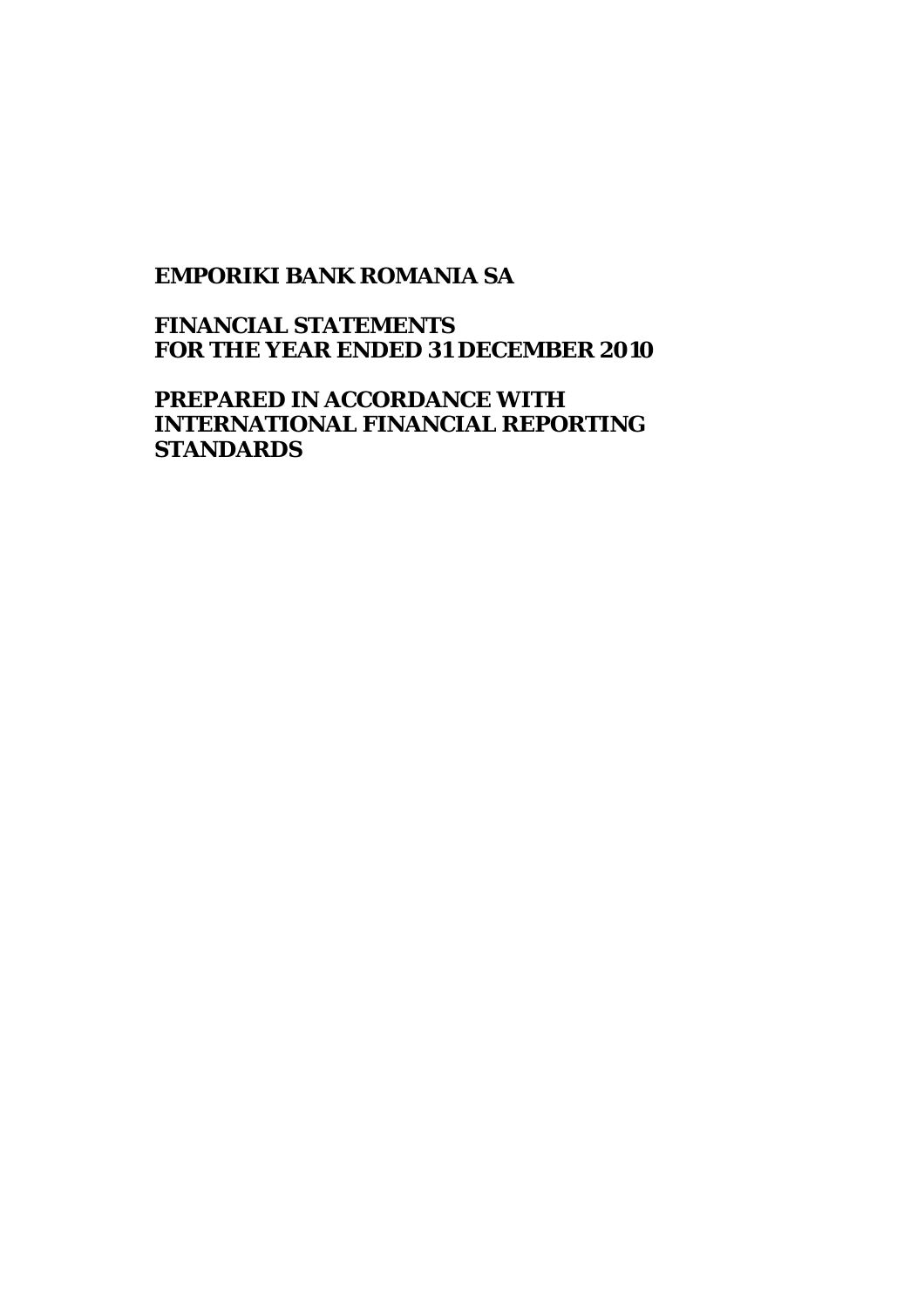**EMPORIKI BANK ROMANIA SA**

**FINANCIAL STATEMENTS**
**FOR THE YEAR ENDED 31 DECEMBER 2010**

**PREPARED IN ACCORDANCE WITH INTERNATIONAL FINANCIAL REPORTING STANDARDS**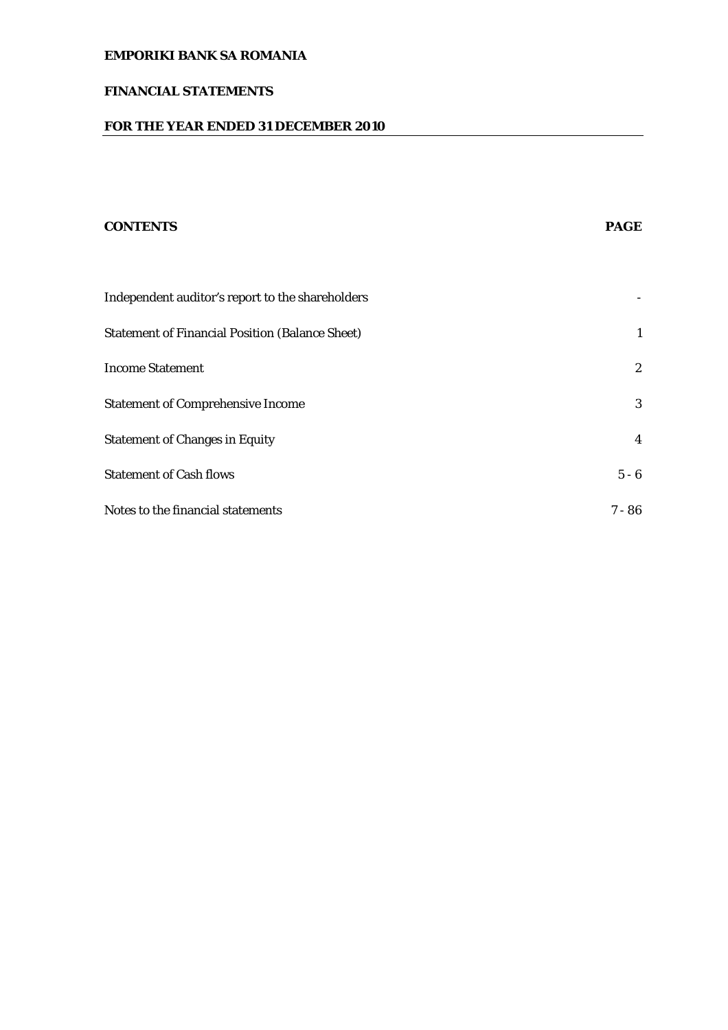**EMPORIKI BANK SA ROMANIA**

**FINANCIAL STATEMENTS**

**FOR THE YEAR ENDED 31 DECEMBER 2010**

| **CONTENTS** | **PAGE** |
|---|---|
| Independent auditor's report to the shareholders | - |
| Statement of Financial Position (Balance Sheet) | 1 |
| Income Statement | 2 |
| Statement of Comprehensive Income | 3 |
| Statement of Changes in Equity | 4 |
| Statement of Cash flows | 5 - 6 |
| Notes to the financial statements | 7 - 86 |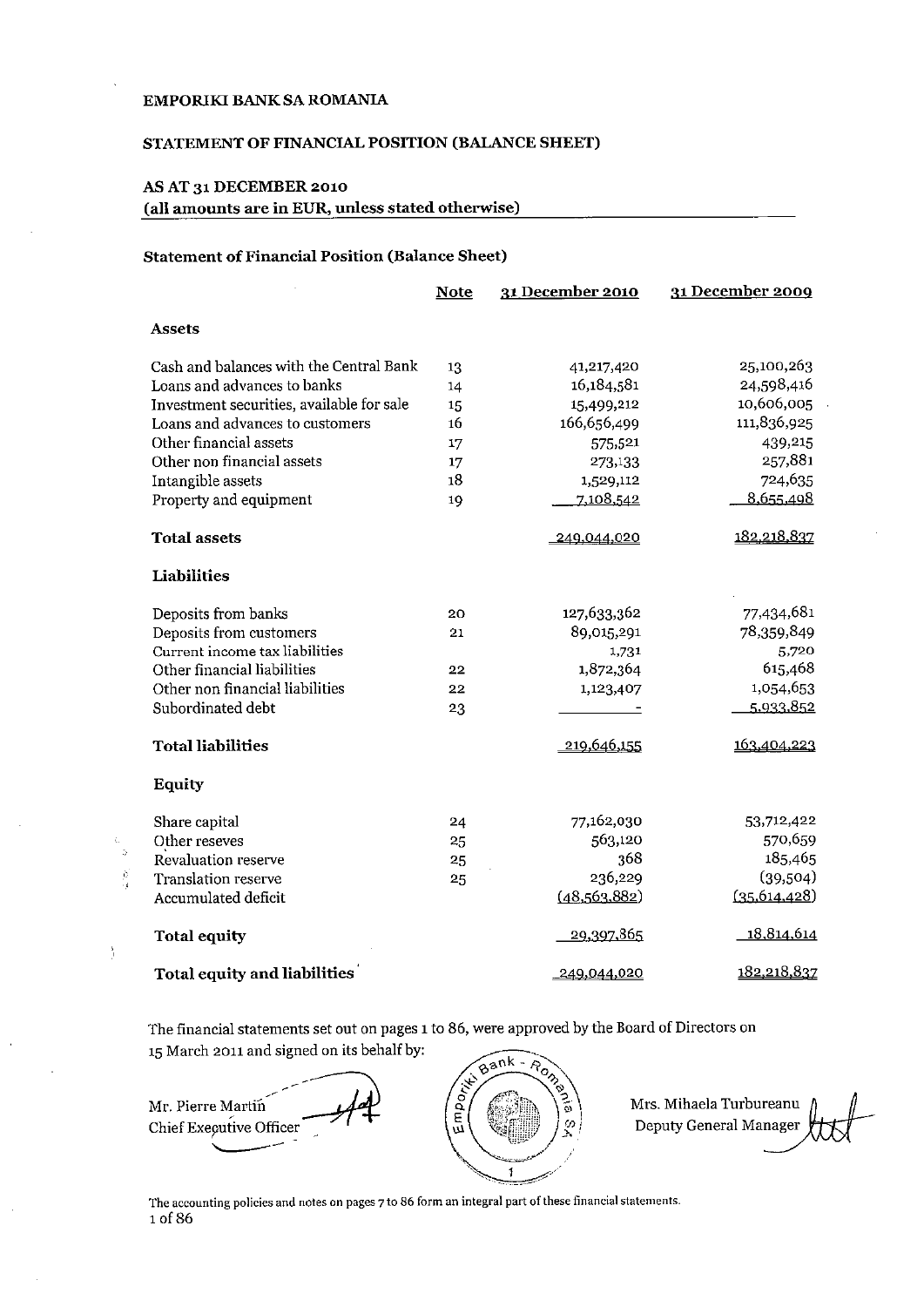EMPORIKI BANK SA ROMANIA

STATEMENT OF FINANCIAL POSITION (BALANCE SHEET)

AS AT 31 DECEMBER 2010
(all amounts are in EUR, unless stated otherwise)

### Statement of Financial Position (Balance Sheet)

| | Note | 31 December 2010 | 31 December 2009 |
|---|---|---|---|
| **Assets** | | | |
| Cash and balances with the Central Bank | 13 | 41,217,420 | 25,100,263 |
| Loans and advances to banks | 14 | 16,184,581 | 24,598,416 |
| Investment securities, available for sale | 15 | 15,499,212 | 10,606,005 |
| Loans and advances to customers | 16 | 166,656,499 | 111,836,925 |
| Other financial assets | 17 | 575,521 | 439,215 |
| Other non financial assets | 17 | 273,133 | 257,881 |
| Intangible assets | 18 | 1,529,112 | 724,635 |
| Property and equipment | 19 | 7,108,542 | 8,655,498 |
| **Total assets** | | 249,044,020 | 182,218,837 |
| **Liabilities** | | | |
| Deposits from banks | 20 | 127,633,362 | 77,434,681 |
| Deposits from customers | 21 | 89,015,291 | 78,359,849 |
| Current income tax liabilities | | 1,731 | 5,720 |
| Other financial liabilities | 22 | 1,872,364 | 615,468 |
| Other non financial liabilities | 22 | 1,123,407 | 1,054,653 |
| Subordinated debt | 23 | - | 5,933,852 |
| **Total liabilities** | | 219,646,155 | 163,404,223 |
| **Equity** | | | |
| Share capital | 24 | 77,162,030 | 53,712,422 |
| Other reseves | 25 | 563,120 | 570,659 |
| Revaluation reserve | 25 | 368 | 185,465 |
| Translation reserve | 25 | 236,229 | (39,504) |
| Accumulated deficit | | (48,563,882) | (35,614,428) |
| **Total equity** | | 29,397,865 | 18,814,614 |
| **Total equity and liabilities** | | 249,044,020 | 182,218,837 |

The financial statements set out on pages 1 to 86, were approved by the Board of Directors on 15 March 2011 and signed on its behalf by:

Mr. Pierre Martin
Chief Executive Officer

Mrs. Mihaela Turbureanu
Deputy General Manager

The accounting policies and notes on pages 7 to 86 form an integral part of these financial statements.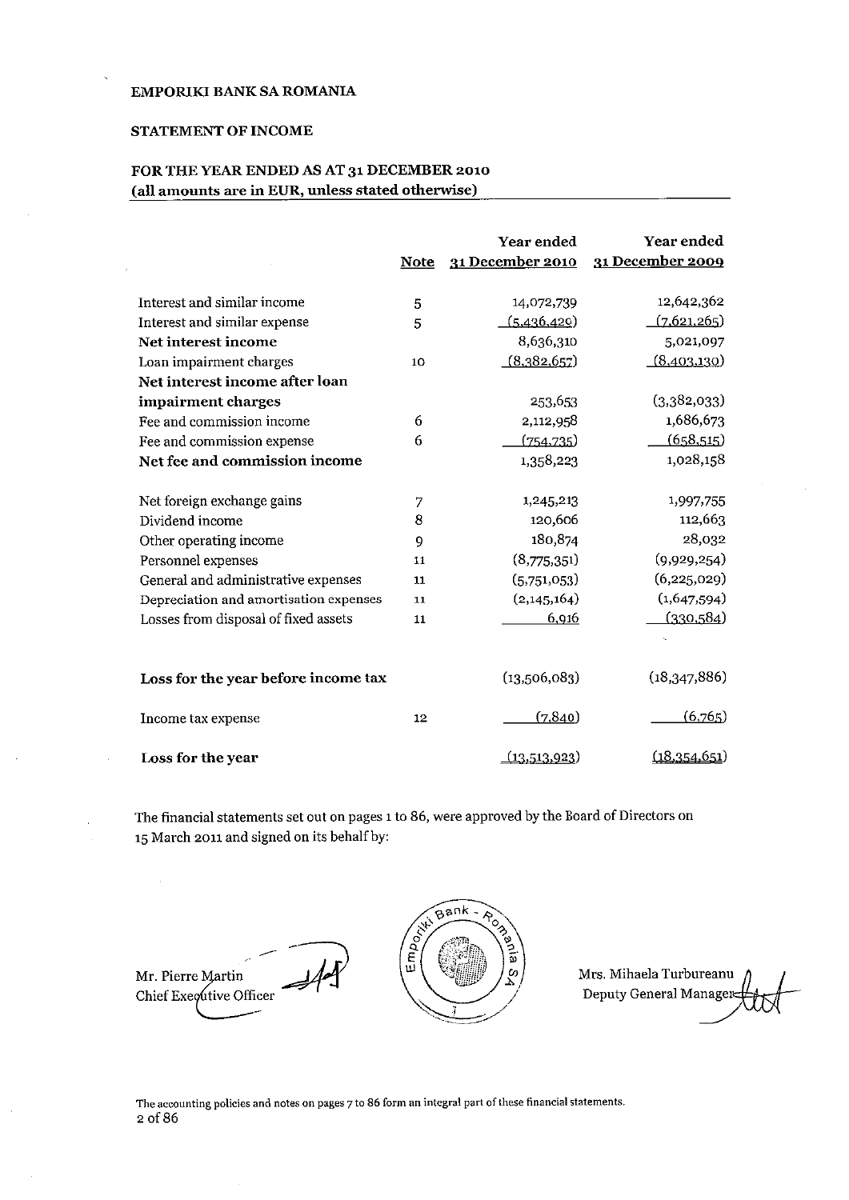EMPORIKI BANK SA ROMANIA

STATEMENT OF INCOME

FOR THE YEAR ENDED AS AT 31 DECEMBER 2010
(all amounts are in EUR, unless stated otherwise)

| | Note | Year ended 31 December 2010 | Year ended 31 December 2009 |
|---|---|---|---|
| Interest and similar income | 5 | 14,072,739 | 12,642,362 |
| Interest and similar expense | 5 | (5,436,429) | (7,621,265) |
| **Net interest income** | | 8,636,310 | 5,021,097 |
| Loan impairment charges | 10 | (8,382,657) | (8,403,130) |
| **Net interest income after loan impairment charges** | | 253,653 | (3,382,033) |
| Fee and commission income | 6 | 2,112,958 | 1,686,673 |
| Fee and commission expense | 6 | (754,735) | (658,515) |
| **Net fee and commission income** | | 1,358,223 | 1,028,158 |
| Net foreign exchange gains | 7 | 1,245,213 | 1,997,755 |
| Dividend income | 8 | 120,606 | 112,663 |
| Other operating income | 9 | 180,874 | 28,032 |
| Personnel expenses | 11 | (8,775,351) | (9,929,254) |
| General and administrative expenses | 11 | (5,751,053) | (6,225,029) |
| Depreciation and amortisation expenses | 11 | (2,145,164) | (1,647,594) |
| Losses from disposal of fixed assets | 11 | 6,916 | (330,584) |
| **Loss for the year before income tax** | | (13,506,083) | (18,347,886) |
| Income tax expense | 12 | (7,840) | (6,765) |
| **Loss for the year** | | (13,513,923) | (18,354,651) |

The financial statements set out on pages 1 to 86, were approved by the Board of Directors on 15 March 2011 and signed on its behalf by:

Mr. Pierre Martin
Chief Executive Officer

Mrs. Mihaela Turbureanu
Deputy General Manager

The accounting policies and notes on pages 7 to 86 form an integral part of these financial statements.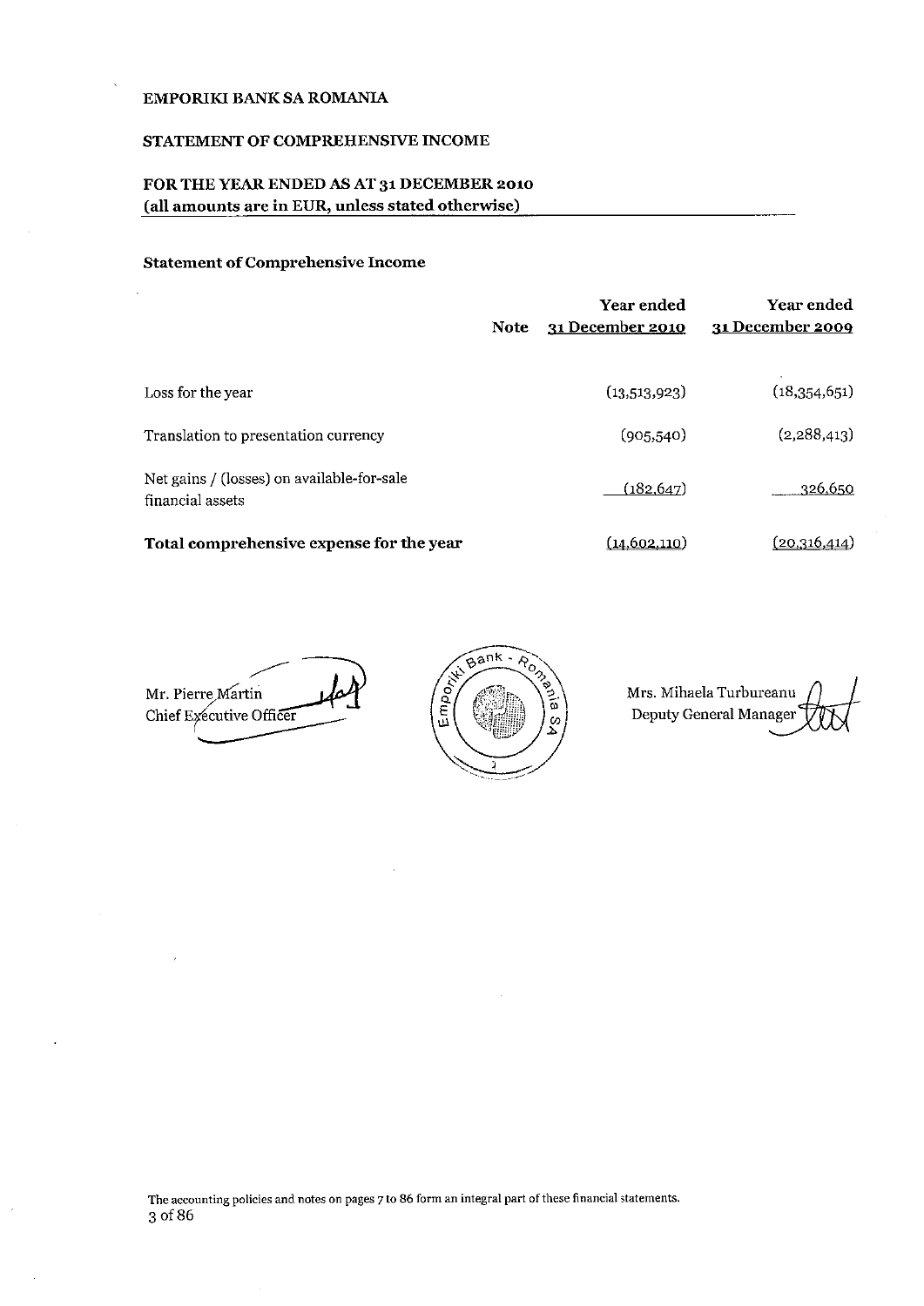EMPORIKI BANK SA ROMANIA

STATEMENT OF COMPREHENSIVE INCOME

FOR THE YEAR ENDED AS AT 31 DECEMBER 2010
(all amounts are in EUR, unless stated otherwise)

### Statement of Comprehensive Income

| | Note | Year ended 31 December 2010 | Year ended 31 December 2009 |
|---|---|---|---|
| Loss for the year | | (13,513,923) | (18,354,651) |
| Translation to presentation currency | | (905,540) | (2,288,413) |
| Net gains / (losses) on available-for-sale financial assets | | (182,647) | 326,650 |
| **Total comprehensive expense for the year** | | (14,602,110) | (20,316,414) |

Mr. Pierre Martin
Chief Executive Officer

Mrs. Mihaela Turbureanu
Deputy General Manager

The accounting policies and notes on pages 7 to 86 form an integral part of these financial statements.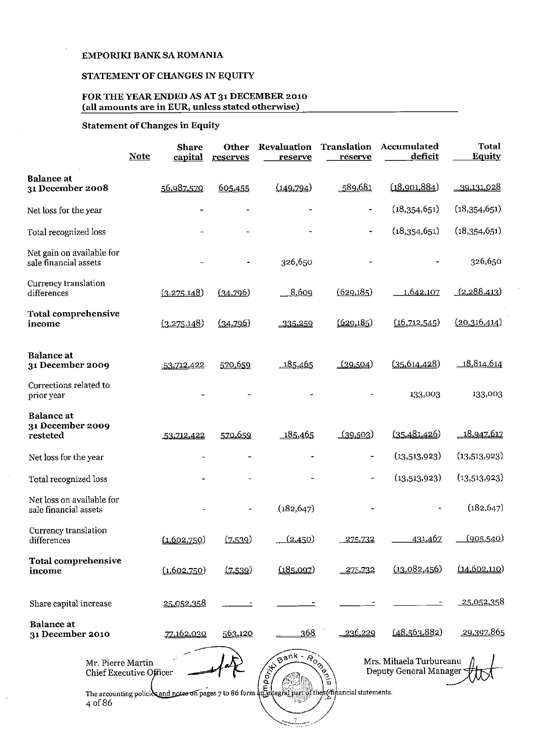EMPORIKI BANK SA ROMANIA

STATEMENT OF CHANGES IN EQUITY

FOR THE YEAR ENDED AS AT 31 DECEMBER 2010
(all amounts are in EUR, unless stated otherwise)

## Statement of Changes in Equity

| | Note | Share capital | Other reserves | Revaluation reserve | Translation reserve | Accumulated deficit | Total Equity |
|---|---|---|---|---|---|---|---|
| **Balance at 31 December 2008** | | 56,987,570 | 605,455 | (149,794) | 589,681 | (18,901,884) | 39,131,028 |
| Net loss for the year | | - | - | - | - | (18,354,651) | (18,354,651) |
| Total recognized loss | | - | - | - | - | (18,354,651) | (18,354,651) |
| Net gain on available for sale financial assets | | - | - | 326,650 | - | - | 326,650 |
| Currency translation differences | | (3,275,148) | (34,796) | 8,609 | (629,185) | 1,642,107 | (2,288,413) |
| **Total comprehensive income** | | (3,275,148) | (34,796) | 335,259 | (629,185) | (16,712,545) | (20,316,414) |
| **Balance at 31 December 2009** | | 53,712,422 | 570,659 | 185,465 | (39,504) | (35,614,428) | 18,814,614 |
| Corrections related to prior year | | - | - | - | - | 133,003 | 133,003 |
| **Balance at 31 December 2009 resteted** | | 53,712,422 | 570,659 | 185,465 | (39,503) | (35,481,426) | 18,947,617 |
| Net loss for the year | | - | - | - | - | (13,513,923) | (13,513,923) |
| Total recognized loss | | - | - | - | - | (13,513,923) | (13,513,923) |
| Net loss on available for sale financial assets | | - | - | (182,647) | - | - | (182,647) |
| Currency translation differences | | (1,602,750) | (7,539) | (2,450) | 275,732 | 431,467 | (905,540) |
| **Total comprehensive income** | | (1,602,750) | (7,539) | (185,097) | 275,732 | (13,082,456) | (14,602,110) |
| Share capital increase | | 25,052,358 | - | - | - | - | 25,052,358 |
| **Balance at 31 December 2010** | | 77,162,030 | 563,120 | 368 | 236,229 | (48,563,882) | 29,397,865 |

Mr. Pierre Martin
Chief Executive Officer

Mrs. Mihaela Turbureanu
Deputy General Manager

The accounting policies and notes on pages 7 to 86 form an integral part of these financial statements.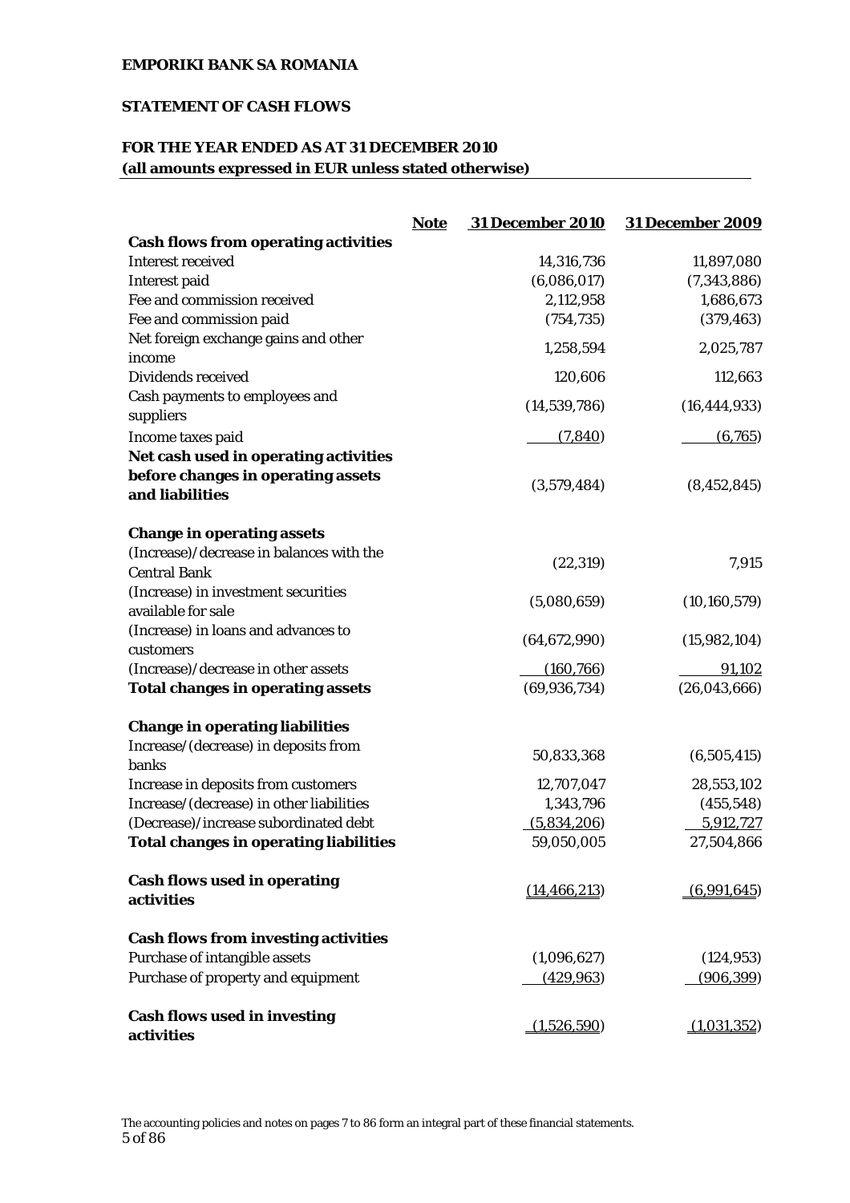**EMPORIKI BANK SA ROMANIA**

**STATEMENT OF CASH FLOWS**

**FOR THE YEAR ENDED AS AT 31 DECEMBER 2010**
**(all amounts expressed in EUR unless stated otherwise)**

| | Note | 31 December 2010 | 31 December 2009 |
|---|---|---|---|
| **Cash flows from operating activities** | | | |
| Interest received | | 14,316,736 | 11,897,080 |
| Interest paid | | (6,086,017) | (7,343,886) |
| Fee and commission received | | 2,112,958 | 1,686,673 |
| Fee and commission paid | | (754,735) | (379,463) |
| Net foreign exchange gains and other income | | 1,258,594 | 2,025,787 |
| Dividends received | | 120,606 | 112,663 |
| Cash payments to employees and suppliers | | (14,539,786) | (16,444,933) |
| Income taxes paid | | (7,840) | (6,765) |
| **Net cash used in operating activities before changes in operating assets and liabilities** | | (3,579,484) | (8,452,845) |
| | | | |
| **Change in operating assets** | | | |
| (Increase)/decrease in balances with the Central Bank | | (22,319) | 7,915 |
| (Increase) in investment securities available for sale | | (5,080,659) | (10,160,579) |
| (Increase) in loans and advances to customers | | (64,672,990) | (15,982,104) |
| (Increase)/decrease in other assets | | (160,766) | 91,102 |
| **Total changes in operating assets** | | (69,936,734) | (26,043,666) |
| | | | |
| **Change in operating liabilities** | | | |
| Increase/(decrease) in deposits from banks | | 50,833,368 | (6,505,415) |
| Increase in deposits from customers | | 12,707,047 | 28,553,102 |
| Increase/(decrease) in other liabilities | | 1,343,796 | (455,548) |
| (Decrease)/increase subordinated debt | | (5,834,206) | 5,912,727 |
| **Total changes in operating liabilities** | | 59,050,005 | 27,504,866 |
| | | | |
| **Cash flows used in operating activities** | | (14,466,213) | (6,991,645) |
| | | | |
| **Cash flows from investing activities** | | | |
| Purchase of intangible assets | | (1,096,627) | (124,953) |
| Purchase of property and equipment | | (429,963) | (906,399) |
| | | | |
| **Cash flows used in investing activities** | | (1,526,590) | (1,031,352) |

The accounting policies and notes on pages 7 to 86 form an integral part of these financial statements.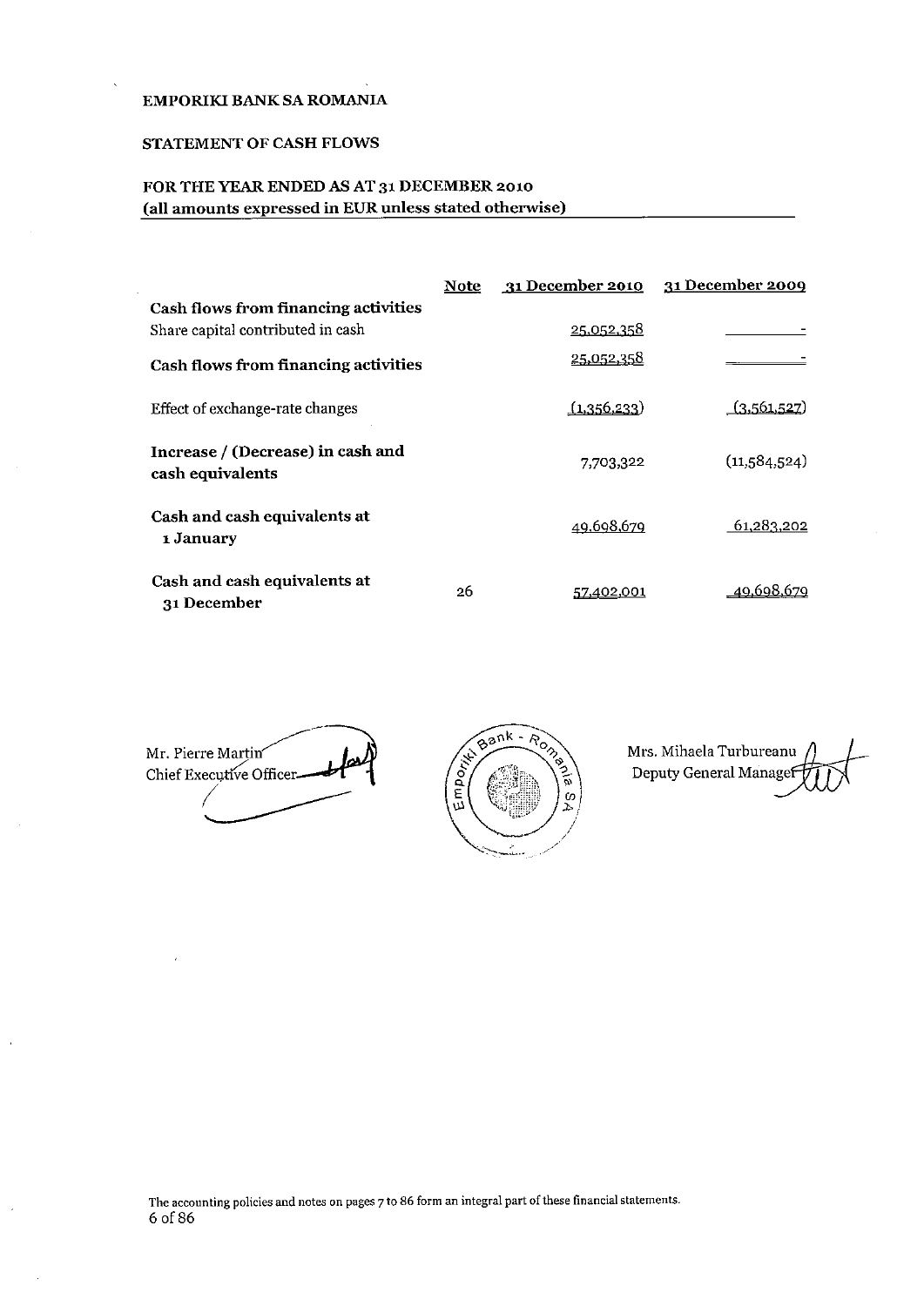**EMPORIKI BANK SA ROMANIA**

**STATEMENT OF CASH FLOWS**

**FOR THE YEAR ENDED AS AT 31 DECEMBER 2010**
**(all amounts expressed in EUR unless stated otherwise)**

| | Note | 31 December 2010 | 31 December 2009 |
|---|---|---|---|
| **Cash flows from financing activities** | | | |
| Share capital contributed in cash | | 25,052,358 | - |
| **Cash flows from financing activities** | | 25,052,358 | - |
| Effect of exchange-rate changes | | (1,356,233) | (3,561,527) |
| **Increase / (Decrease) in cash and cash equivalents** | | 7,703,322 | (11,584,524) |
| **Cash and cash equivalents at 1 January** | | 49,698,679 | 61,283,202 |
| **Cash and cash equivalents at 31 December** | 26 | 57,402,001 | 49,698,679 |

Mr. Pierre Martin
Chief Executive Officer

Mrs. Mihaela Turbureanu
Deputy General Manager

The accounting policies and notes on pages 7 to 86 form an integral part of these financial statements.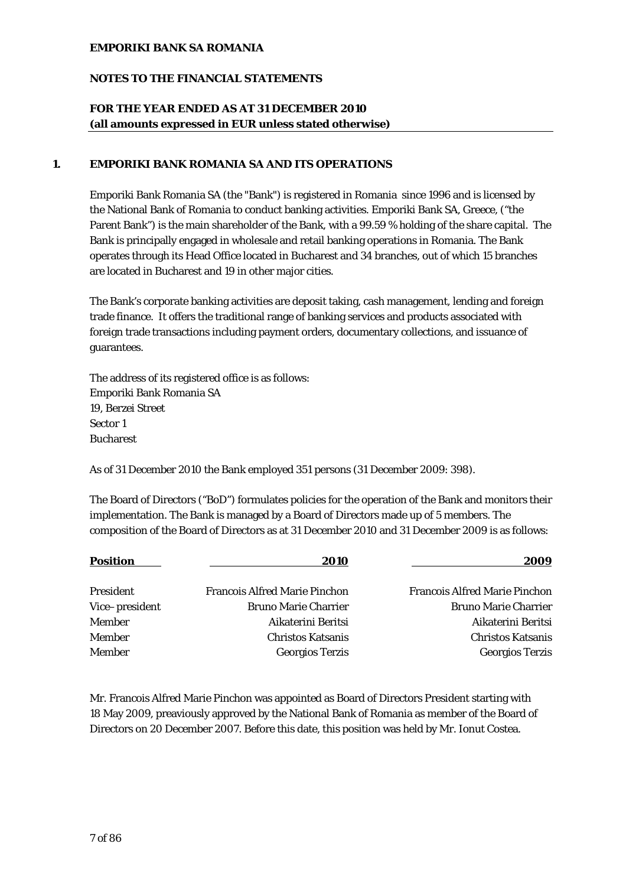**EMPORIKI BANK SA ROMANIA**

**NOTES TO THE FINANCIAL STATEMENTS**

**FOR THE YEAR ENDED AS AT 31 DECEMBER 2010**
**(all amounts expressed in EUR unless stated otherwise)**

## 1. EMPORIKI BANK ROMANIA SA AND ITS OPERATIONS

Emporiki Bank Romania SA (the "Bank") is registered in Romania since 1996 and is licensed by the National Bank of Romania to conduct banking activities. Emporiki Bank SA, Greece, ("the Parent Bank") is the main shareholder of the Bank, with a 99.59 % holding of the share capital. The Bank is principally engaged in wholesale and retail banking operations in Romania. The Bank operates through its Head Office located in Bucharest and 34 branches, out of which 15 branches are located in Bucharest and 19 in other major cities.

The Bank's corporate banking activities are deposit taking, cash management, lending and foreign trade finance. It offers the traditional range of banking services and products associated with foreign trade transactions including payment orders, documentary collections, and issuance of guarantees.

The address of its registered office is as follows:
Emporiki Bank Romania SA
19, Berzei Street
Sector 1
Bucharest

As of 31 December 2010 the Bank employed 351 persons (31 December 2009: 398).

The Board of Directors ("BoD") formulates policies for the operation of the Bank and monitors their implementation. The Bank is managed by a Board of Directors made up of 5 members. The composition of the Board of Directors as at 31 December 2010 and 31 December 2009 is as follows:

| **Position** | **2010** | **2009** |
|---|---|---|
| President | Francois Alfred Marie Pinchon | Francois Alfred Marie Pinchon |
| Vice–president | Bruno Marie Charrier | Bruno Marie Charrier |
| Member | Aikaterini Beritsi | Aikaterini Beritsi |
| Member | Christos Katsanis | Christos Katsanis |
| Member | Georgios Terzis | Georgios Terzis |

Mr. Francois Alfred Marie Pinchon was appointed as Board of Directors President starting with 18 May 2009, preaviously approved by the National Bank of Romania as member of the Board of Directors on 20 December 2007. Before this date, this position was held by Mr. Ionut Costea.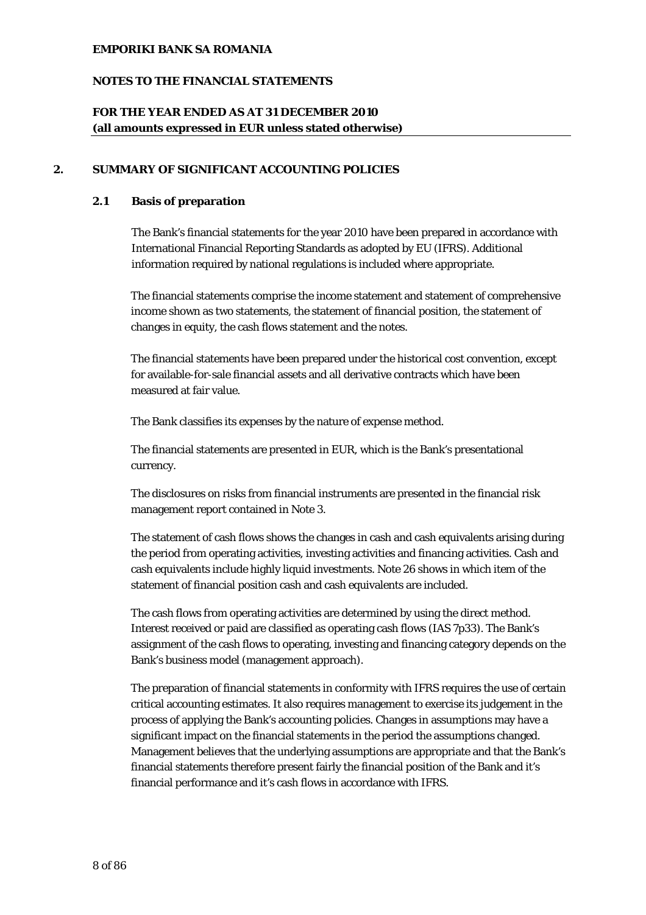## 2. SUMMARY OF SIGNIFICANT ACCOUNTING POLICIES

### 2.1 Basis of preparation

The Bank's financial statements for the year 2010 have been prepared in accordance with International Financial Reporting Standards as adopted by EU (IFRS). Additional information required by national regulations is included where appropriate.

The financial statements comprise the income statement and statement of comprehensive income shown as two statements, the statement of financial position, the statement of changes in equity, the cash flows statement and the notes.

The financial statements have been prepared under the historical cost convention, except for available-for-sale financial assets and all derivative contracts which have been measured at fair value.

The Bank classifies its expenses by the nature of expense method.

The financial statements are presented in EUR, which is the Bank's presentational currency.

The disclosures on risks from financial instruments are presented in the financial risk management report contained in Note 3.

The statement of cash flows shows the changes in cash and cash equivalents arising during the period from operating activities, investing activities and financing activities. Cash and cash equivalents include highly liquid investments. Note 26 shows in which item of the statement of financial position cash and cash equivalents are included.

The cash flows from operating activities are determined by using the direct method. Interest received or paid are classified as operating cash flows (IAS 7p33). The Bank's assignment of the cash flows to operating, investing and financing category depends on the Bank's business model (management approach).

The preparation of financial statements in conformity with IFRS requires the use of certain critical accounting estimates. It also requires management to exercise its judgement in the process of applying the Bank's accounting policies. Changes in assumptions may have a significant impact on the financial statements in the period the assumptions changed. Management believes that the underlying assumptions are appropriate and that the Bank's financial statements therefore present fairly the financial position of the Bank and it's financial performance and it's cash flows in accordance with IFRS.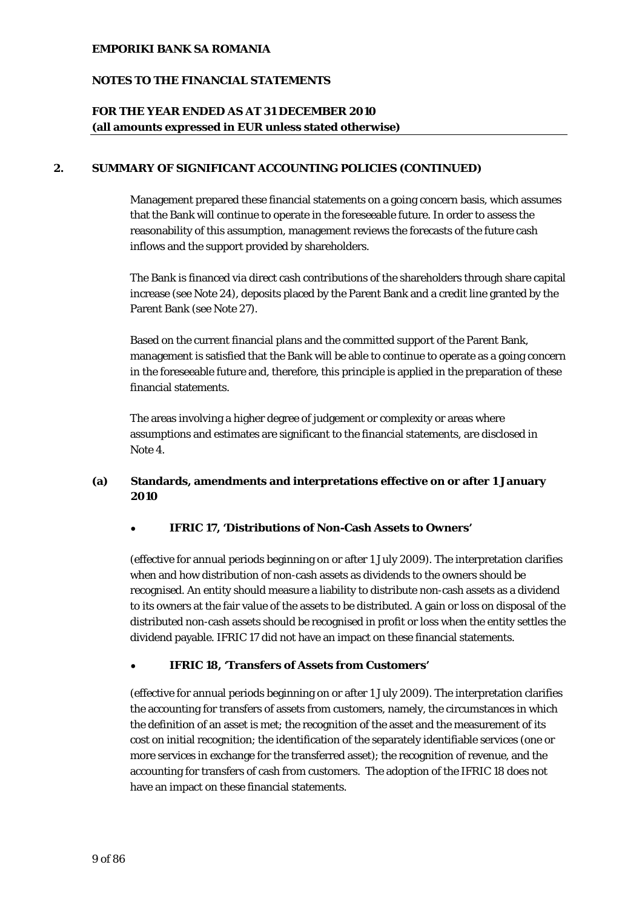## 2. SUMMARY OF SIGNIFICANT ACCOUNTING POLICIES (CONTINUED)

Management prepared these financial statements on a going concern basis, which assumes that the Bank will continue to operate in the foreseeable future. In order to assess the reasonability of this assumption, management reviews the forecasts of the future cash inflows and the support provided by shareholders.

The Bank is financed via direct cash contributions of the shareholders through share capital increase (see Note 24), deposits placed by the Parent Bank and a credit line granted by the Parent Bank (see Note 27).

Based on the current financial plans and the committed support of the Parent Bank, management is satisfied that the Bank will be able to continue to operate as a going concern in the foreseeable future and, therefore, this principle is applied in the preparation of these financial statements.

The areas involving a higher degree of judgement or complexity or areas where assumptions and estimates are significant to the financial statements, are disclosed in Note 4.

### (a) Standards, amendments and interpretations effective on or after 1 January 2010

- **IFRIC 17, 'Distributions of Non-Cash Assets to Owners'**

(effective for annual periods beginning on or after 1 July 2009). The interpretation clarifies when and how distribution of non-cash assets as dividends to the owners should be recognised. An entity should measure a liability to distribute non-cash assets as a dividend to its owners at the fair value of the assets to be distributed. A gain or loss on disposal of the distributed non-cash assets should be recognised in profit or loss when the entity settles the dividend payable. IFRIC 17 did not have an impact on these financial statements.

- **IFRIC 18, 'Transfers of Assets from Customers'**

(effective for annual periods beginning on or after 1 July 2009). The interpretation clarifies the accounting for transfers of assets from customers, namely, the circumstances in which the definition of an asset is met; the recognition of the asset and the measurement of its cost on initial recognition; the identification of the separately identifiable services (one or more services in exchange for the transferred asset); the recognition of revenue, and the accounting for transfers of cash from customers. The adoption of the IFRIC 18 does not have an impact on these financial statements.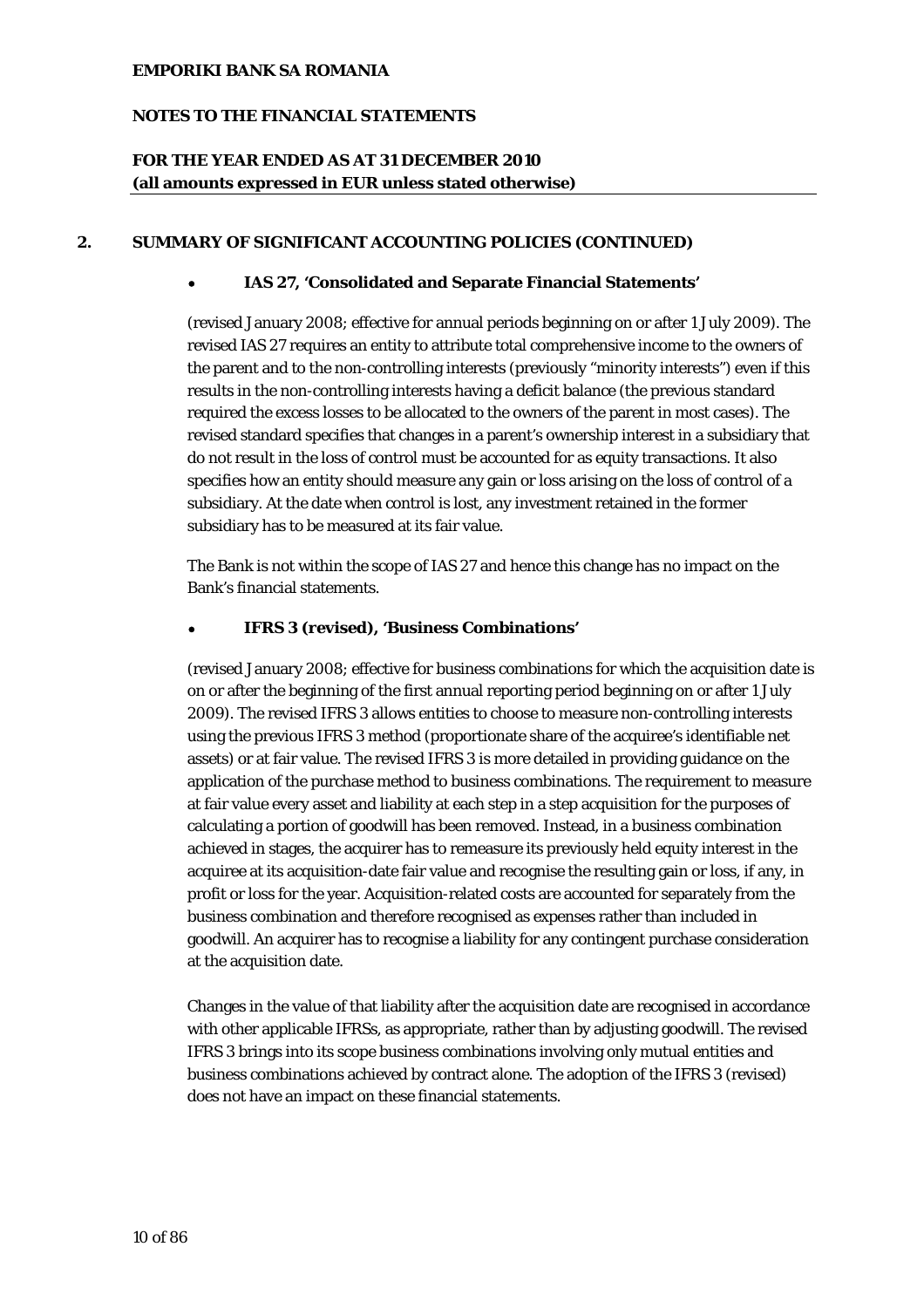## 2. SUMMARY OF SIGNIFICANT ACCOUNTING POLICIES (CONTINUED)

- **IAS 27, 'Consolidated and Separate Financial Statements'**

(revised January 2008; effective for annual periods beginning on or after 1 July 2009). The revised IAS 27 requires an entity to attribute total comprehensive income to the owners of the parent and to the non-controlling interests (previously "minority interests") even if this results in the non-controlling interests having a deficit balance (the previous standard required the excess losses to be allocated to the owners of the parent in most cases). The revised standard specifies that changes in a parent's ownership interest in a subsidiary that do not result in the loss of control must be accounted for as equity transactions. It also specifies how an entity should measure any gain or loss arising on the loss of control of a subsidiary. At the date when control is lost, any investment retained in the former subsidiary has to be measured at its fair value.

The Bank is not within the scope of IAS 27 and hence this change has no impact on the Bank's financial statements.

- **IFRS 3 (revised), 'Business Combinations'**

(revised January 2008; effective for business combinations for which the acquisition date is on or after the beginning of the first annual reporting period beginning on or after 1 July 2009). The revised IFRS 3 allows entities to choose to measure non-controlling interests using the previous IFRS 3 method (proportionate share of the acquiree's identifiable net assets) or at fair value. The revised IFRS 3 is more detailed in providing guidance on the application of the purchase method to business combinations. The requirement to measure at fair value every asset and liability at each step in a step acquisition for the purposes of calculating a portion of goodwill has been removed. Instead, in a business combination achieved in stages, the acquirer has to remeasure its previously held equity interest in the acquiree at its acquisition-date fair value and recognise the resulting gain or loss, if any, in profit or loss for the year. Acquisition-related costs are accounted for separately from the business combination and therefore recognised as expenses rather than included in goodwill. An acquirer has to recognise a liability for any contingent purchase consideration at the acquisition date.

Changes in the value of that liability after the acquisition date are recognised in accordance with other applicable IFRSs, as appropriate, rather than by adjusting goodwill. The revised IFRS 3 brings into its scope business combinations involving only mutual entities and business combinations achieved by contract alone. The adoption of the IFRS 3 (revised) does not have an impact on these financial statements.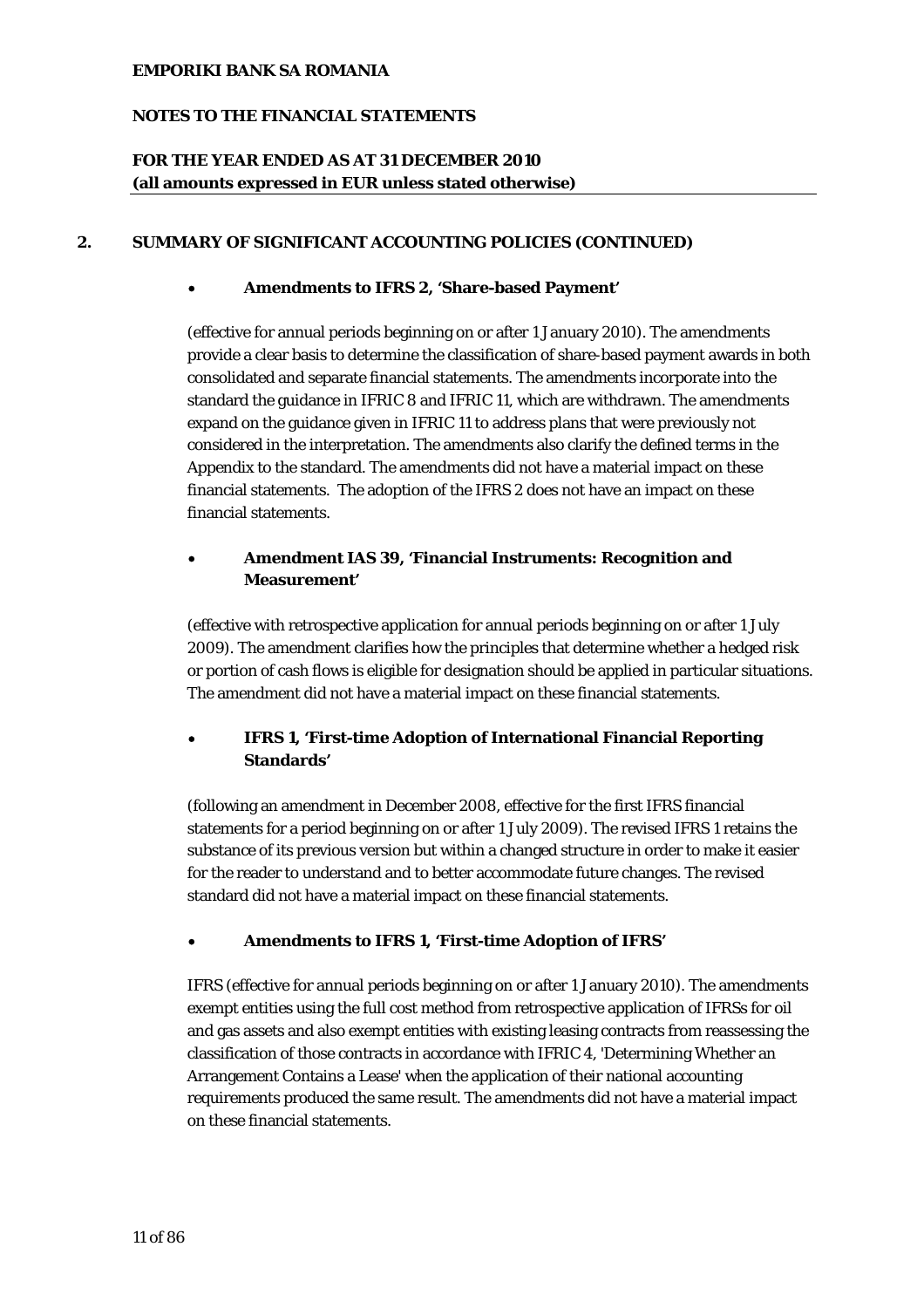## 2. SUMMARY OF SIGNIFICANT ACCOUNTING POLICIES (CONTINUED)

- **Amendments to IFRS 2, 'Share-based Payment'**

(effective for annual periods beginning on or after 1 January 2010). The amendments provide a clear basis to determine the classification of share-based payment awards in both consolidated and separate financial statements. The amendments incorporate into the standard the guidance in IFRIC 8 and IFRIC 11, which are withdrawn. The amendments expand on the guidance given in IFRIC 11 to address plans that were previously not considered in the interpretation. The amendments also clarify the defined terms in the Appendix to the standard. The amendments did not have a material impact on these financial statements. The adoption of the IFRS 2 does not have an impact on these financial statements.

- **Amendment IAS 39, 'Financial Instruments: Recognition and Measurement'**

(effective with retrospective application for annual periods beginning on or after 1 July 2009). The amendment clarifies how the principles that determine whether a hedged risk or portion of cash flows is eligible for designation should be applied in particular situations. The amendment did not have a material impact on these financial statements.

- **IFRS 1, 'First-time Adoption of International Financial Reporting Standards'**

(following an amendment in December 2008, effective for the first IFRS financial statements for a period beginning on or after 1 July 2009). The revised IFRS 1 retains the substance of its previous version but within a changed structure in order to make it easier for the reader to understand and to better accommodate future changes. The revised standard did not have a material impact on these financial statements.

- **Amendments to IFRS 1, 'First-time Adoption of IFRS'**

IFRS (effective for annual periods beginning on or after 1 January 2010). The amendments exempt entities using the full cost method from retrospective application of IFRSs for oil and gas assets and also exempt entities with existing leasing contracts from reassessing the classification of those contracts in accordance with IFRIC 4, 'Determining Whether an Arrangement Contains a Lease' when the application of their national accounting requirements produced the same result. The amendments did not have a material impact on these financial statements.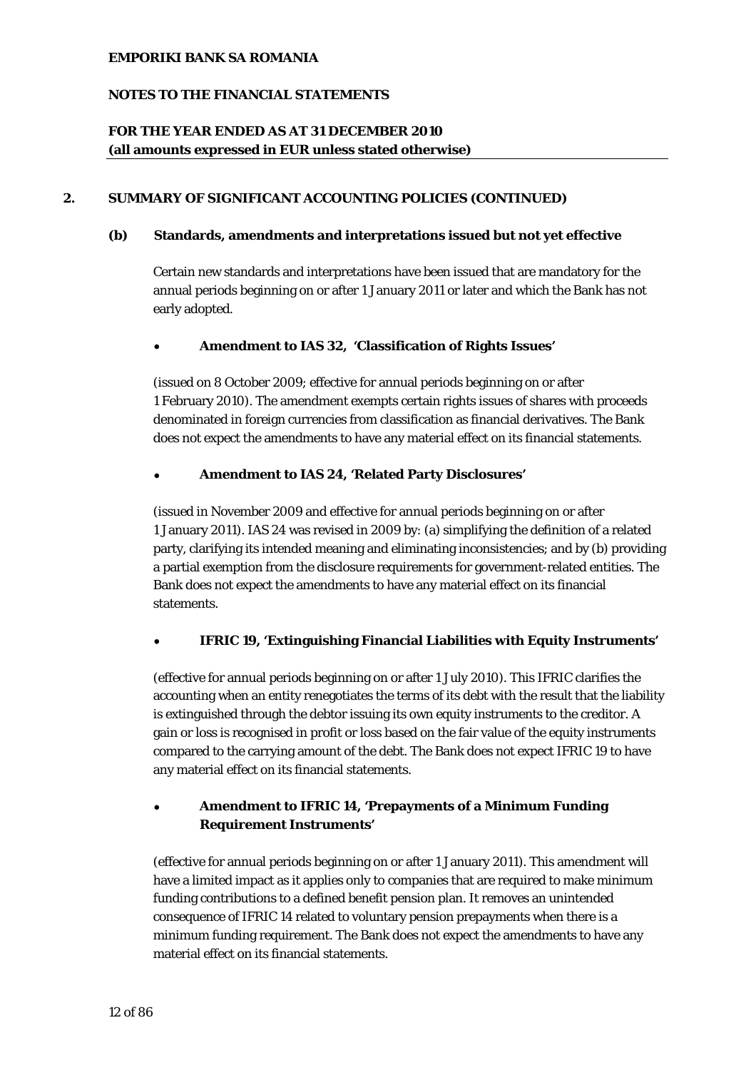## 2. SUMMARY OF SIGNIFICANT ACCOUNTING POLICIES (CONTINUED)

### (b) Standards, amendments and interpretations issued but not yet effective

Certain new standards and interpretations have been issued that are mandatory for the annual periods beginning on or after 1 January 2011 or later and which the Bank has not early adopted.

- **Amendment to IAS 32, 'Classification of Rights Issues'**

(issued on 8 October 2009; effective for annual periods beginning on or after 1 February 2010). The amendment exempts certain rights issues of shares with proceeds denominated in foreign currencies from classification as financial derivatives. The Bank does not expect the amendments to have any material effect on its financial statements.

- **Amendment to IAS 24, 'Related Party Disclosures'**

(issued in November 2009 and effective for annual periods beginning on or after 1 January 2011). IAS 24 was revised in 2009 by: (a) simplifying the definition of a related party, clarifying its intended meaning and eliminating inconsistencies; and by (b) providing a partial exemption from the disclosure requirements for government-related entities. The Bank does not expect the amendments to have any material effect on its financial statements.

- **IFRIC 19, 'Extinguishing Financial Liabilities with Equity Instruments'**

(effective for annual periods beginning on or after 1 July 2010). This IFRIC clarifies the accounting when an entity renegotiates the terms of its debt with the result that the liability is extinguished through the debtor issuing its own equity instruments to the creditor. A gain or loss is recognised in profit or loss based on the fair value of the equity instruments compared to the carrying amount of the debt. The Bank does not expect IFRIC 19 to have any material effect on its financial statements.

- **Amendment to IFRIC 14, 'Prepayments of a Minimum Funding Requirement Instruments'**

(effective for annual periods beginning on or after 1 January 2011). This amendment will have a limited impact as it applies only to companies that are required to make minimum funding contributions to a defined benefit pension plan. It removes an unintended consequence of IFRIC 14 related to voluntary pension prepayments when there is a minimum funding requirement. The Bank does not expect the amendments to have any material effect on its financial statements.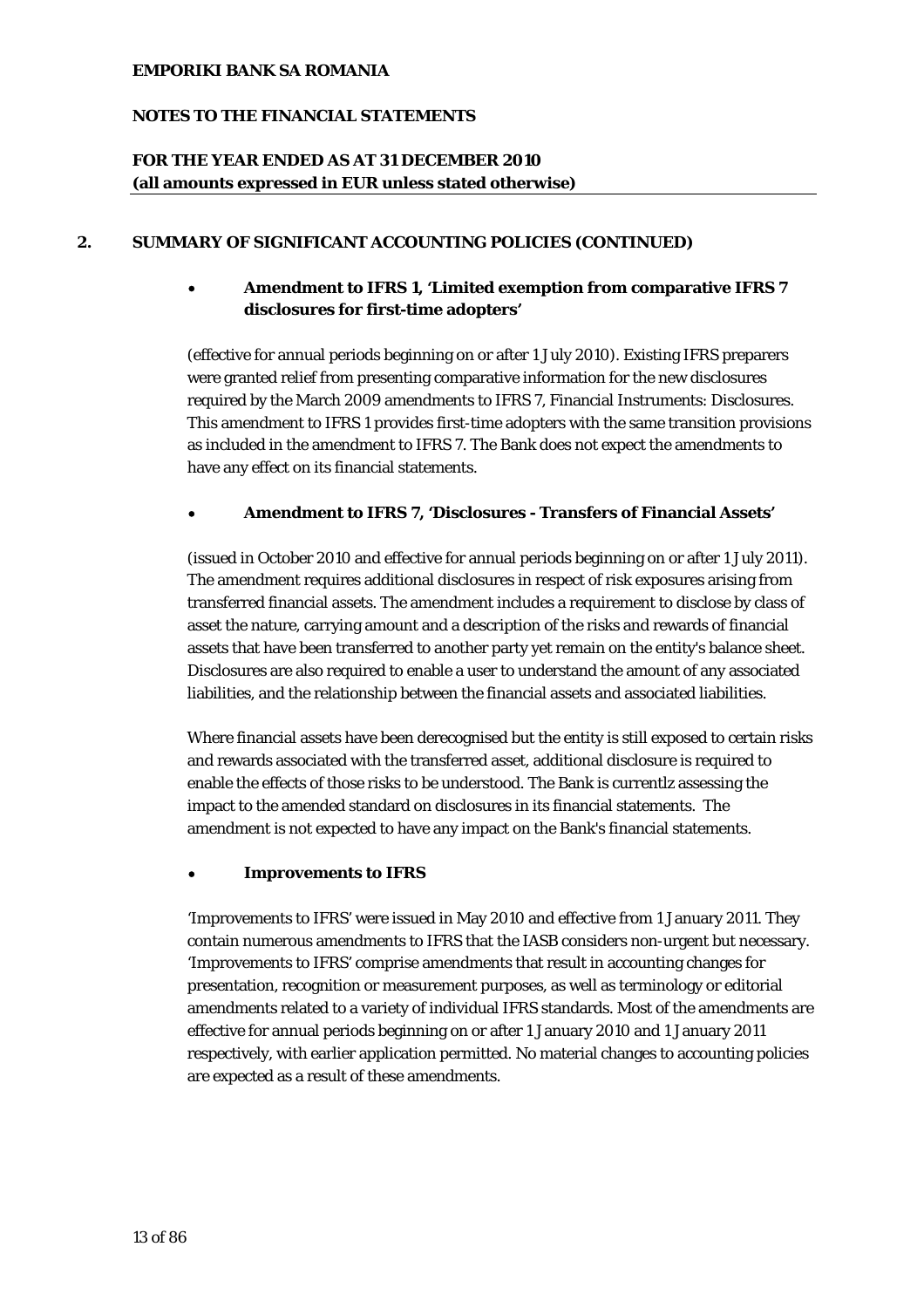## 2. SUMMARY OF SIGNIFICANT ACCOUNTING POLICIES (CONTINUED)

- **Amendment to IFRS 1, 'Limited exemption from comparative IFRS 7 disclosures for first-time adopters'**

(effective for annual periods beginning on or after 1 July 2010). Existing IFRS preparers were granted relief from presenting comparative information for the new disclosures required by the March 2009 amendments to IFRS 7, Financial Instruments: Disclosures. This amendment to IFRS 1 provides first-time adopters with the same transition provisions as included in the amendment to IFRS 7. The Bank does not expect the amendments to have any effect on its financial statements.

- **Amendment to IFRS 7, 'Disclosures - Transfers of Financial Assets'**

(issued in October 2010 and effective for annual periods beginning on or after 1 July 2011). The amendment requires additional disclosures in respect of risk exposures arising from transferred financial assets. The amendment includes a requirement to disclose by class of asset the nature, carrying amount and a description of the risks and rewards of financial assets that have been transferred to another party yet remain on the entity's balance sheet. Disclosures are also required to enable a user to understand the amount of any associated liabilities, and the relationship between the financial assets and associated liabilities.

Where financial assets have been derecognised but the entity is still exposed to certain risks and rewards associated with the transferred asset, additional disclosure is required to enable the effects of those risks to be understood. The Bank is currentlz assessing the impact to the amended standard on disclosures in its financial statements. The amendment is not expected to have any impact on the Bank's financial statements.

- **Improvements to IFRS**

'Improvements to IFRS' were issued in May 2010 and effective from 1 January 2011. They contain numerous amendments to IFRS that the IASB considers non-urgent but necessary. 'Improvements to IFRS' comprise amendments that result in accounting changes for presentation, recognition or measurement purposes, as well as terminology or editorial amendments related to a variety of individual IFRS standards. Most of the amendments are effective for annual periods beginning on or after 1 January 2010 and 1 January 2011 respectively, with earlier application permitted. No material changes to accounting policies are expected as a result of these amendments.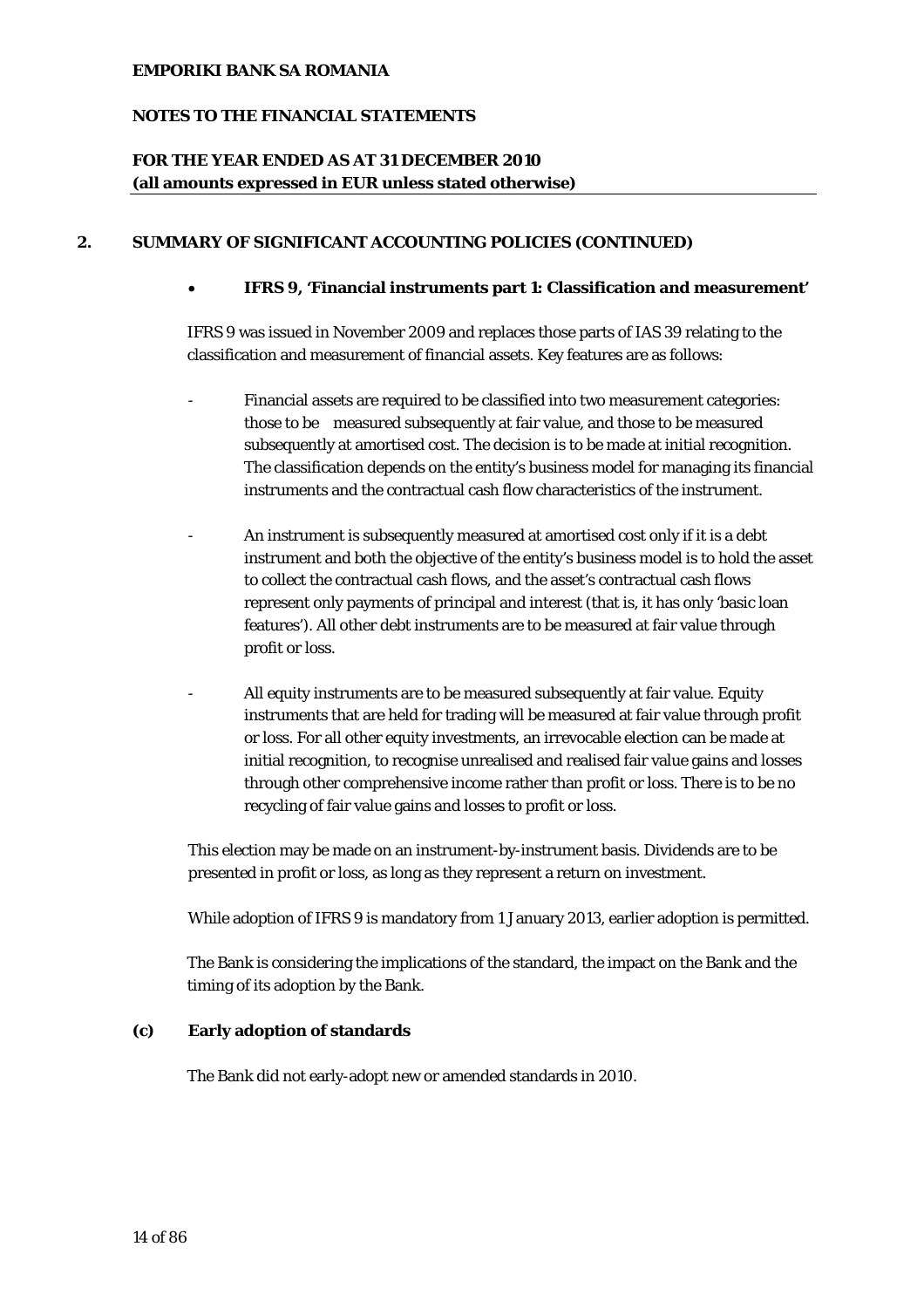## 2. SUMMARY OF SIGNIFICANT ACCOUNTING POLICIES (CONTINUED)

- **IFRS 9, 'Financial instruments part 1: Classification and measurement'**

IFRS 9 was issued in November 2009 and replaces those parts of IAS 39 relating to the classification and measurement of financial assets. Key features are as follows:

- Financial assets are required to be classified into two measurement categories: those to be measured subsequently at fair value, and those to be measured subsequently at amortised cost. The decision is to be made at initial recognition. The classification depends on the entity's business model for managing its financial instruments and the contractual cash flow characteristics of the instrument.

- An instrument is subsequently measured at amortised cost only if it is a debt instrument and both the objective of the entity's business model is to hold the asset to collect the contractual cash flows, and the asset's contractual cash flows represent only payments of principal and interest (that is, it has only 'basic loan features'). All other debt instruments are to be measured at fair value through profit or loss.

- All equity instruments are to be measured subsequently at fair value. Equity instruments that are held for trading will be measured at fair value through profit or loss. For all other equity investments, an irrevocable election can be made at initial recognition, to recognise unrealised and realised fair value gains and losses through other comprehensive income rather than profit or loss. There is to be no recycling of fair value gains and losses to profit or loss.

This election may be made on an instrument-by-instrument basis. Dividends are to be presented in profit or loss, as long as they represent a return on investment.

While adoption of IFRS 9 is mandatory from 1 January 2013, earlier adoption is permitted.

The Bank is considering the implications of the standard, the impact on the Bank and the timing of its adoption by the Bank.

### (c) Early adoption of standards

The Bank did not early-adopt new or amended standards in 2010.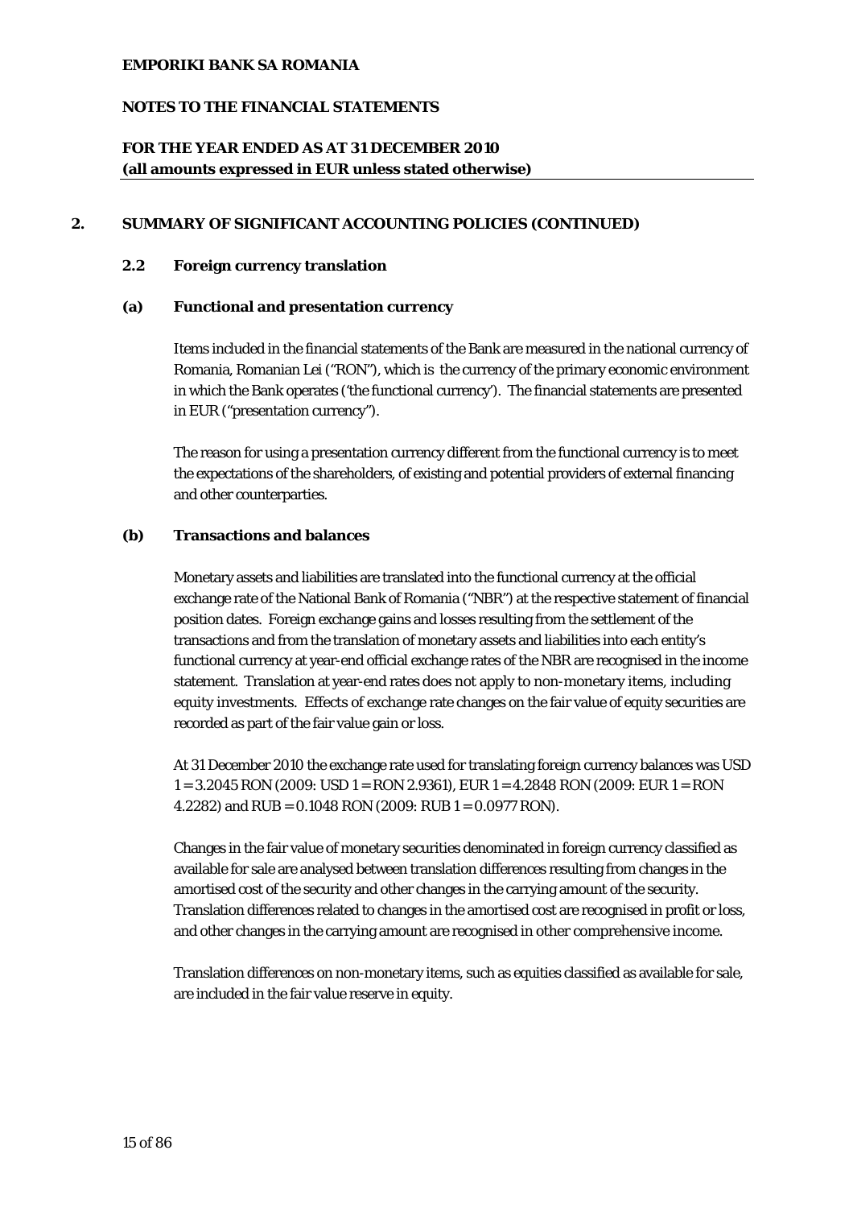## 2. SUMMARY OF SIGNIFICANT ACCOUNTING POLICIES (CONTINUED)

### 2.2 Foreign currency translation

#### (a) Functional and presentation currency

Items included in the financial statements of the Bank are measured in the national currency of Romania, Romanian Lei ("RON"), which is the currency of the primary economic environment in which the Bank operates ('the functional currency'). The financial statements are presented in EUR ("presentation currency").

The reason for using a presentation currency different from the functional currency is to meet the expectations of the shareholders, of existing and potential providers of external financing and other counterparties.

#### (b) Transactions and balances

Monetary assets and liabilities are translated into the functional currency at the official exchange rate of the National Bank of Romania ("NBR") at the respective statement of financial position dates. Foreign exchange gains and losses resulting from the settlement of the transactions and from the translation of monetary assets and liabilities into each entity's functional currency at year-end official exchange rates of the NBR are recognised in the income statement. Translation at year-end rates does not apply to non-monetary items, including equity investments. Effects of exchange rate changes on the fair value of equity securities are recorded as part of the fair value gain or loss.

At 31 December 2010 the exchange rate used for translating foreign currency balances was USD 1 = 3.2045 RON (2009: USD 1 = RON 2.9361), EUR 1 = 4.2848 RON (2009: EUR 1 = RON 4.2282) and RUB = 0.1048 RON (2009: RUB 1 = 0.0977 RON).

Changes in the fair value of monetary securities denominated in foreign currency classified as available for sale are analysed between translation differences resulting from changes in the amortised cost of the security and other changes in the carrying amount of the security. Translation differences related to changes in the amortised cost are recognised in profit or loss, and other changes in the carrying amount are recognised in other comprehensive income.

Translation differences on non-monetary items, such as equities classified as available for sale, are included in the fair value reserve in equity.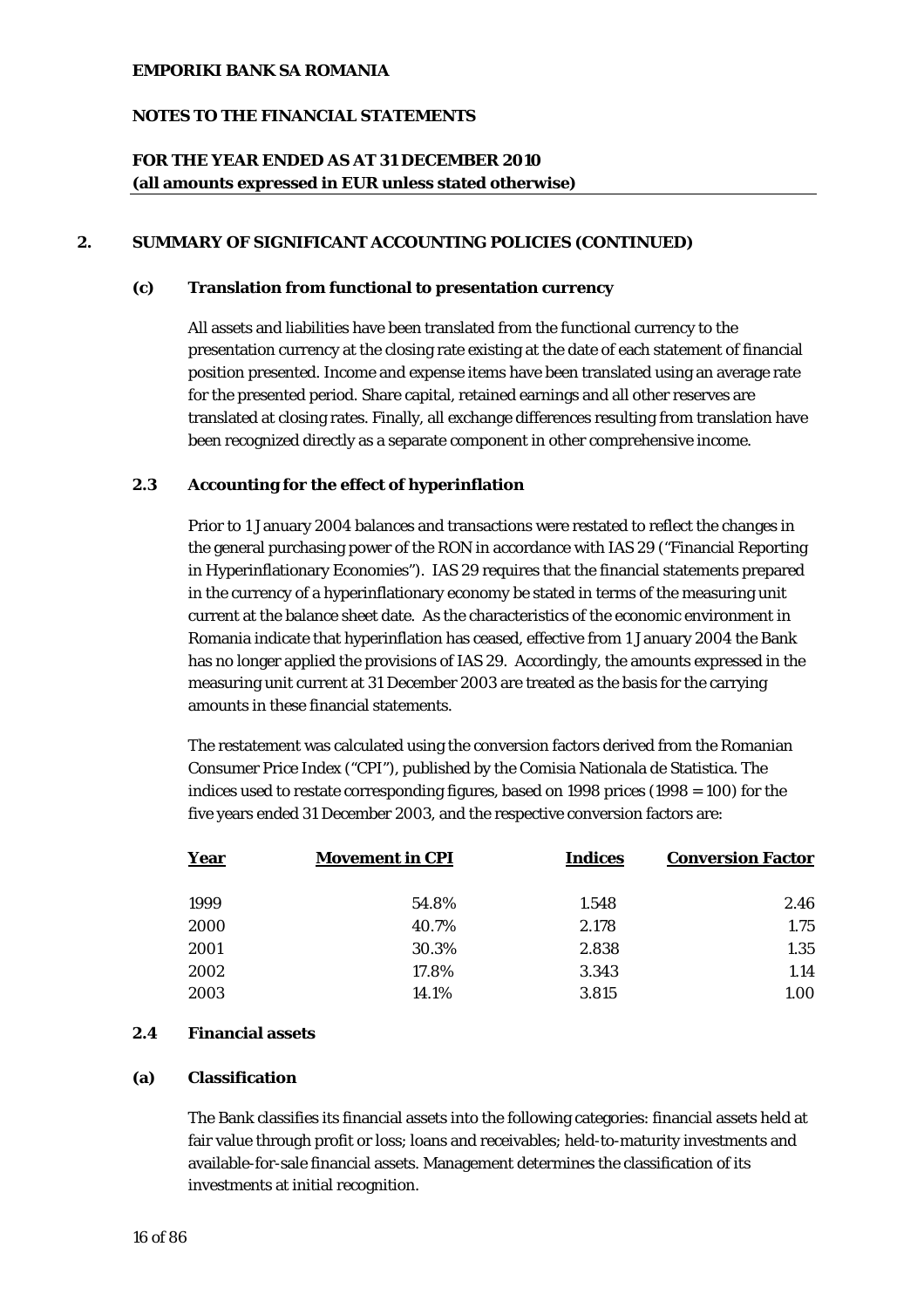## 2. SUMMARY OF SIGNIFICANT ACCOUNTING POLICIES (CONTINUED)

### (c) Translation from functional to presentation currency

All assets and liabilities have been translated from the functional currency to the presentation currency at the closing rate existing at the date of each statement of financial position presented. Income and expense items have been translated using an average rate for the presented period. Share capital, retained earnings and all other reserves are translated at closing rates. Finally, all exchange differences resulting from translation have been recognized directly as a separate component in other comprehensive income.

### 2.3 Accounting for the effect of hyperinflation

Prior to 1 January 2004 balances and transactions were restated to reflect the changes in the general purchasing power of the RON in accordance with IAS 29 ("Financial Reporting in Hyperinflationary Economies"). IAS 29 requires that the financial statements prepared in the currency of a hyperinflationary economy be stated in terms of the measuring unit current at the balance sheet date. As the characteristics of the economic environment in Romania indicate that hyperinflation has ceased, effective from 1 January 2004 the Bank has no longer applied the provisions of IAS 29. Accordingly, the amounts expressed in the measuring unit current at 31 December 2003 are treated as the basis for the carrying amounts in these financial statements.

The restatement was calculated using the conversion factors derived from the Romanian Consumer Price Index ("CPI"), published by the Comisia Nationala de Statistica. The indices used to restate corresponding figures, based on 1998 prices (1998 = 100) for the five years ended 31 December 2003, and the respective conversion factors are:

| Year | Movement in CPI | Indices | Conversion Factor |
|---|---|---|---|
| 1999 | 54.8% | 1.548 | 2.46 |
| 2000 | 40.7% | 2.178 | 1.75 |
| 2001 | 30.3% | 2.838 | 1.35 |
| 2002 | 17.8% | 3.343 | 1.14 |
| 2003 | 14.1% | 3.815 | 1.00 |

### 2.4 Financial assets

### (a) Classification

The Bank classifies its financial assets into the following categories: financial assets held at fair value through profit or loss; loans and receivables; held-to-maturity investments and available-for-sale financial assets. Management determines the classification of its investments at initial recognition.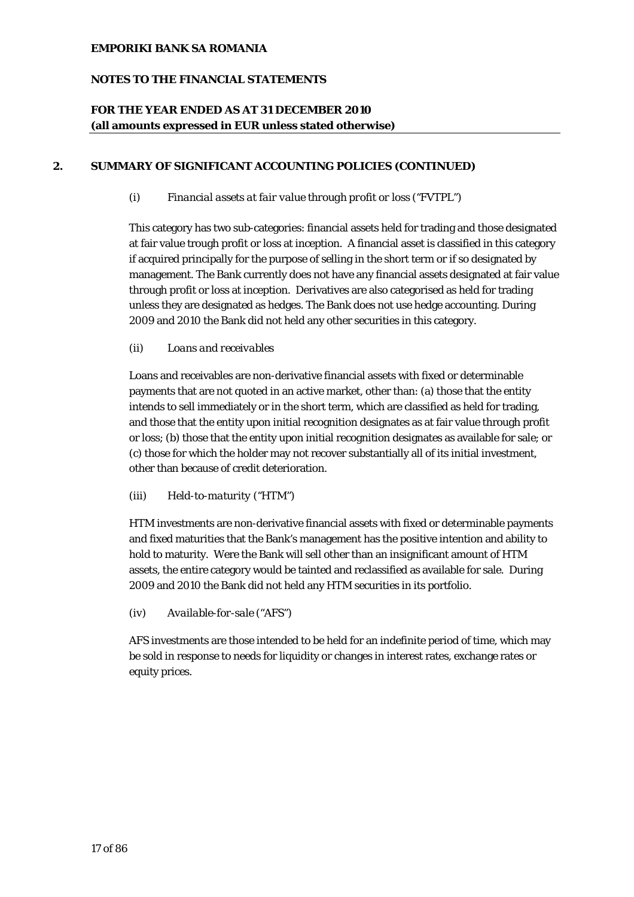## 2. SUMMARY OF SIGNIFICANT ACCOUNTING POLICIES (CONTINUED)

(i) *Financial assets at fair value through profit or loss ("FVTPL")*

This category has two sub-categories: financial assets held for trading and those designated at fair value trough profit or loss at inception. A financial asset is classified in this category if acquired principally for the purpose of selling in the short term or if so designated by management. The Bank currently does not have any financial assets designated at fair value through profit or loss at inception. Derivatives are also categorised as held for trading unless they are designated as hedges. The Bank does not use hedge accounting. During 2009 and 2010 the Bank did not held any other securities in this category.

(ii) *Loans and receivables*

Loans and receivables are non-derivative financial assets with fixed or determinable payments that are not quoted in an active market, other than: (a) those that the entity intends to sell immediately or in the short term, which are classified as held for trading, and those that the entity upon initial recognition designates as at fair value through profit or loss; (b) those that the entity upon initial recognition designates as available for sale; or (c) those for which the holder may not recover substantially all of its initial investment, other than because of credit deterioration.

(iii) *Held-to-maturity ("HTM")*

HTM investments are non-derivative financial assets with fixed or determinable payments and fixed maturities that the Bank's management has the positive intention and ability to hold to maturity. Were the Bank will sell other than an insignificant amount of HTM assets, the entire category would be tainted and reclassified as available for sale. During 2009 and 2010 the Bank did not held any HTM securities in its portfolio.

(iv) *Available-for-sale ("AFS")*

AFS investments are those intended to be held for an indefinite period of time, which may be sold in response to needs for liquidity or changes in interest rates, exchange rates or equity prices.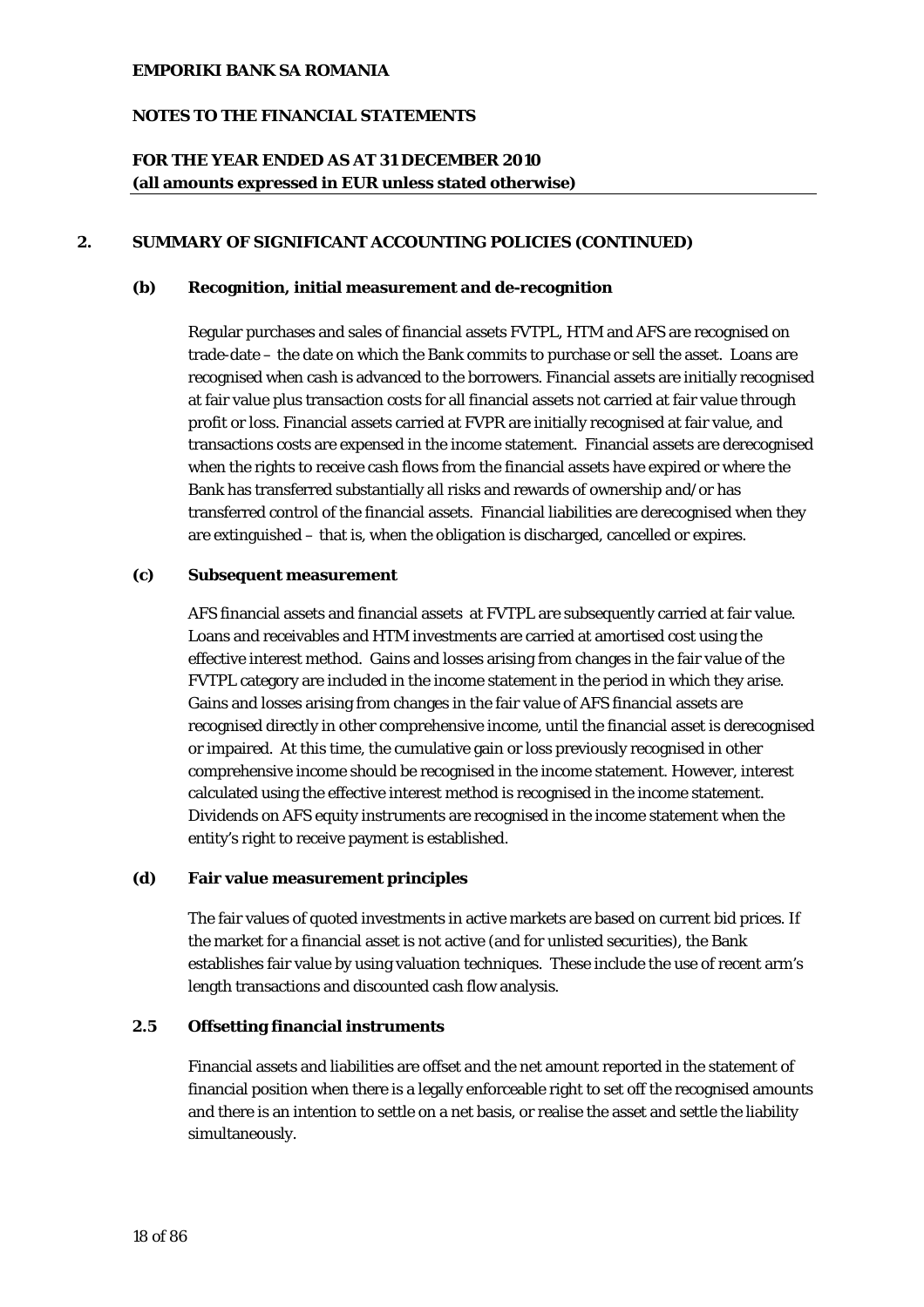## 2. SUMMARY OF SIGNIFICANT ACCOUNTING POLICIES (CONTINUED)

### (b) Recognition, initial measurement and de-recognition

Regular purchases and sales of financial assets FVTPL, HTM and AFS are recognised on trade-date – the date on which the Bank commits to purchase or sell the asset. Loans are recognised when cash is advanced to the borrowers. Financial assets are initially recognised at fair value plus transaction costs for all financial assets not carried at fair value through profit or loss. Financial assets carried at FVPR are initially recognised at fair value, and transactions costs are expensed in the income statement. Financial assets are derecognised when the rights to receive cash flows from the financial assets have expired or where the Bank has transferred substantially all risks and rewards of ownership and/or has transferred control of the financial assets. Financial liabilities are derecognised when they are extinguished – that is, when the obligation is discharged, cancelled or expires.

### (c) Subsequent measurement

AFS financial assets and financial assets at FVTPL are subsequently carried at fair value. Loans and receivables and HTM investments are carried at amortised cost using the effective interest method. Gains and losses arising from changes in the fair value of the FVTPL category are included in the income statement in the period in which they arise. Gains and losses arising from changes in the fair value of AFS financial assets are recognised directly in other comprehensive income, until the financial asset is derecognised or impaired. At this time, the cumulative gain or loss previously recognised in other comprehensive income should be recognised in the income statement. However, interest calculated using the effective interest method is recognised in the income statement. Dividends on AFS equity instruments are recognised in the income statement when the entity's right to receive payment is established.

### (d) Fair value measurement principles

The fair values of quoted investments in active markets are based on current bid prices. If the market for a financial asset is not active (and for unlisted securities), the Bank establishes fair value by using valuation techniques. These include the use of recent arm's length transactions and discounted cash flow analysis.

## 2.5 Offsetting financial instruments

Financial assets and liabilities are offset and the net amount reported in the statement of financial position when there is a legally enforceable right to set off the recognised amounts and there is an intention to settle on a net basis, or realise the asset and settle the liability simultaneously.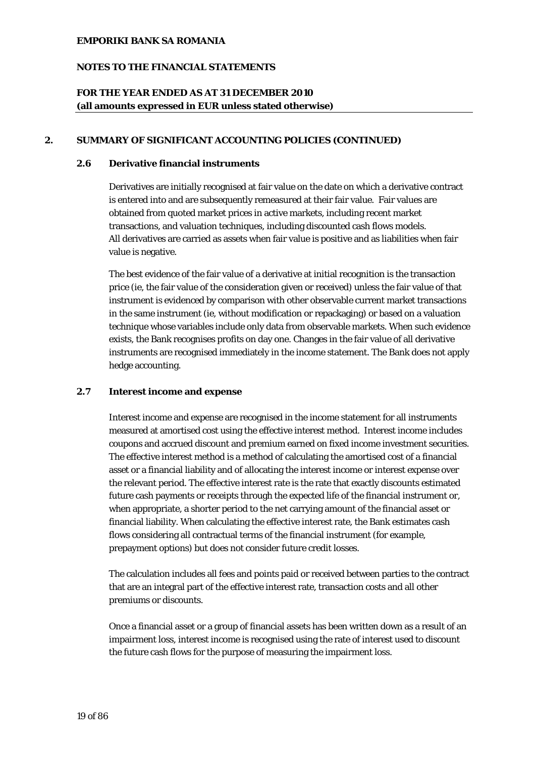## 2. SUMMARY OF SIGNIFICANT ACCOUNTING POLICIES (CONTINUED)

### 2.6 Derivative financial instruments

Derivatives are initially recognised at fair value on the date on which a derivative contract is entered into and are subsequently remeasured at their fair value. Fair values are obtained from quoted market prices in active markets, including recent market transactions, and valuation techniques, including discounted cash flows models. All derivatives are carried as assets when fair value is positive and as liabilities when fair value is negative.

The best evidence of the fair value of a derivative at initial recognition is the transaction price (ie, the fair value of the consideration given or received) unless the fair value of that instrument is evidenced by comparison with other observable current market transactions in the same instrument (ie, without modification or repackaging) or based on a valuation technique whose variables include only data from observable markets. When such evidence exists, the Bank recognises profits on day one. Changes in the fair value of all derivative instruments are recognised immediately in the income statement. The Bank does not apply hedge accounting.

### 2.7 Interest income and expense

Interest income and expense are recognised in the income statement for all instruments measured at amortised cost using the effective interest method. Interest income includes coupons and accrued discount and premium earned on fixed income investment securities. The effective interest method is a method of calculating the amortised cost of a financial asset or a financial liability and of allocating the interest income or interest expense over the relevant period. The effective interest rate is the rate that exactly discounts estimated future cash payments or receipts through the expected life of the financial instrument or, when appropriate, a shorter period to the net carrying amount of the financial asset or financial liability. When calculating the effective interest rate, the Bank estimates cash flows considering all contractual terms of the financial instrument (for example, prepayment options) but does not consider future credit losses.

The calculation includes all fees and points paid or received between parties to the contract that are an integral part of the effective interest rate, transaction costs and all other premiums or discounts.

Once a financial asset or a group of financial assets has been written down as a result of an impairment loss, interest income is recognised using the rate of interest used to discount the future cash flows for the purpose of measuring the impairment loss.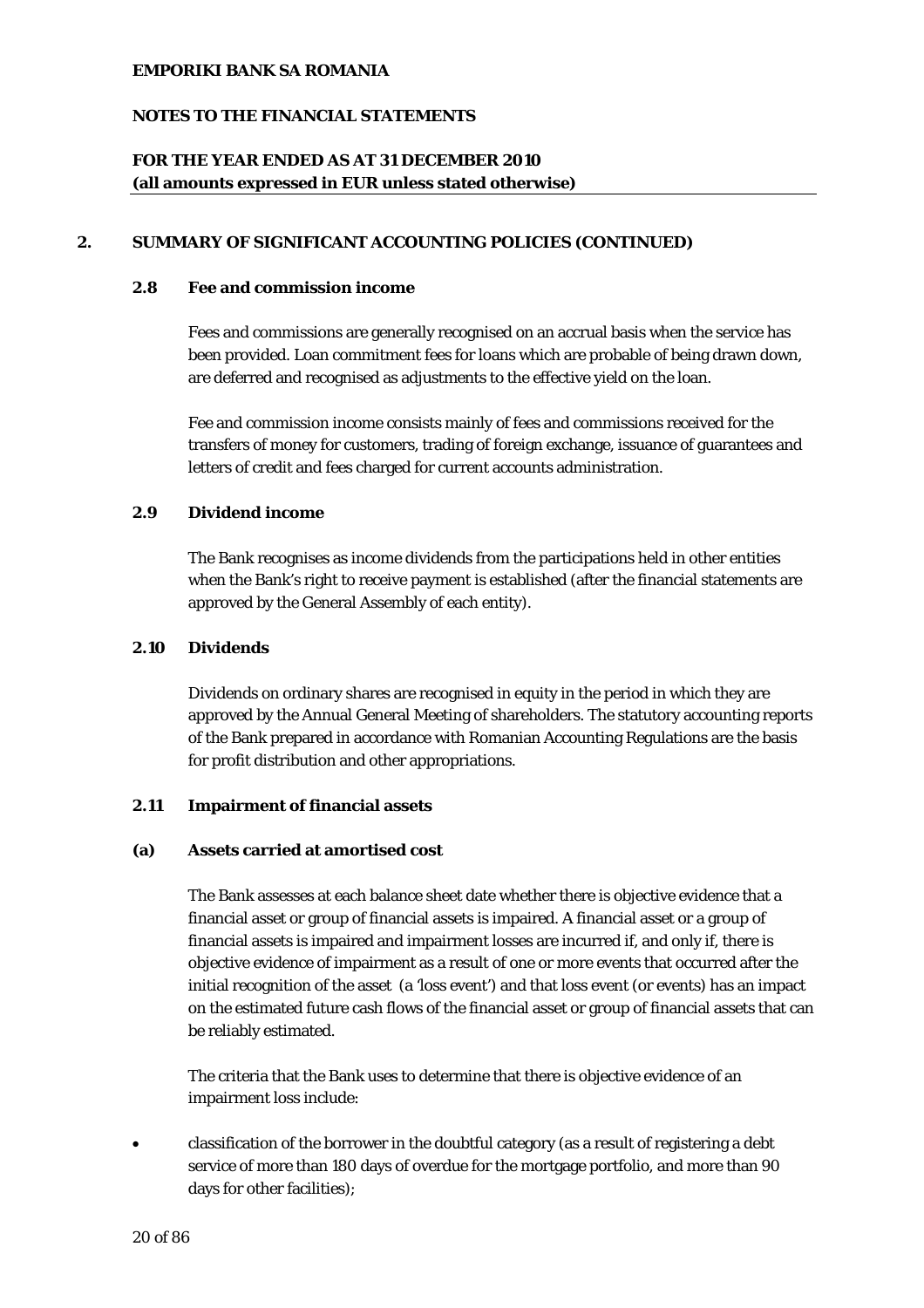## 2. SUMMARY OF SIGNIFICANT ACCOUNTING POLICIES (CONTINUED)

### 2.8 Fee and commission income

Fees and commissions are generally recognised on an accrual basis when the service has been provided. Loan commitment fees for loans which are probable of being drawn down, are deferred and recognised as adjustments to the effective yield on the loan.

Fee and commission income consists mainly of fees and commissions received for the transfers of money for customers, trading of foreign exchange, issuance of guarantees and letters of credit and fees charged for current accounts administration.

### 2.9 Dividend income

The Bank recognises as income dividends from the participations held in other entities when the Bank's right to receive payment is established (after the financial statements are approved by the General Assembly of each entity).

### 2.10 Dividends

Dividends on ordinary shares are recognised in equity in the period in which they are approved by the Annual General Meeting of shareholders. The statutory accounting reports of the Bank prepared in accordance with Romanian Accounting Regulations are the basis for profit distribution and other appropriations.

### 2.11 Impairment of financial assets

#### (a) Assets carried at amortised cost

The Bank assesses at each balance sheet date whether there is objective evidence that a financial asset or group of financial assets is impaired. A financial asset or a group of financial assets is impaired and impairment losses are incurred if, and only if, there is objective evidence of impairment as a result of one or more events that occurred after the initial recognition of the asset (a 'loss event') and that loss event (or events) has an impact on the estimated future cash flows of the financial asset or group of financial assets that can be reliably estimated.

The criteria that the Bank uses to determine that there is objective evidence of an impairment loss include:

- classification of the borrower in the doubtful category (as a result of registering a debt service of more than 180 days of overdue for the mortgage portfolio, and more than 90 days for other facilities);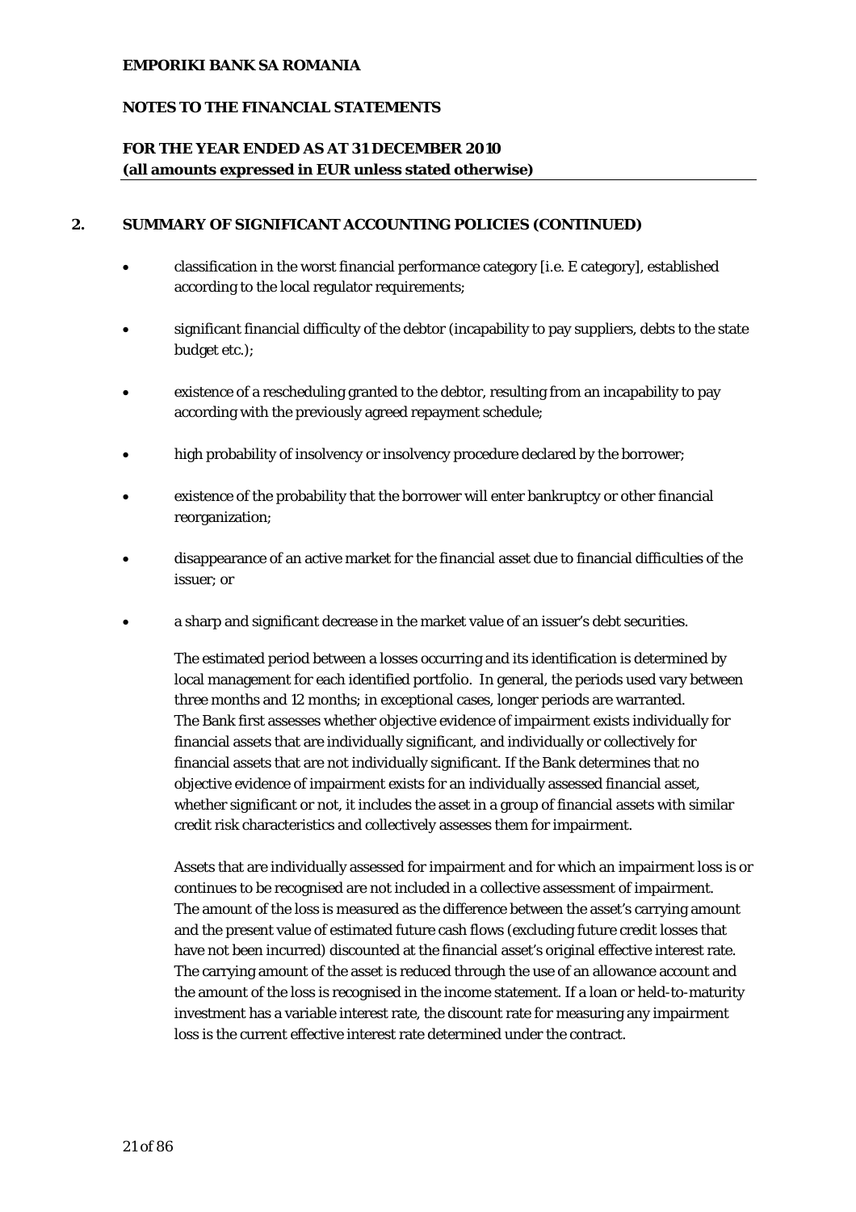## 2. SUMMARY OF SIGNIFICANT ACCOUNTING POLICIES (CONTINUED)

- classification in the worst financial performance category [i.e. E category], established according to the local regulator requirements;
- significant financial difficulty of the debtor (incapability to pay suppliers, debts to the state budget etc.);
- existence of a rescheduling granted to the debtor, resulting from an incapability to pay according with the previously agreed repayment schedule;
- high probability of insolvency or insolvency procedure declared by the borrower;
- existence of the probability that the borrower will enter bankruptcy or other financial reorganization;
- disappearance of an active market for the financial asset due to financial difficulties of the issuer; or
- a sharp and significant decrease in the market value of an issuer's debt securities.

The estimated period between a losses occurring and its identification is determined by local management for each identified portfolio. In general, the periods used vary between three months and 12 months; in exceptional cases, longer periods are warranted. The Bank first assesses whether objective evidence of impairment exists individually for financial assets that are individually significant, and individually or collectively for financial assets that are not individually significant. If the Bank determines that no objective evidence of impairment exists for an individually assessed financial asset, whether significant or not, it includes the asset in a group of financial assets with similar credit risk characteristics and collectively assesses them for impairment.

Assets that are individually assessed for impairment and for which an impairment loss is or continues to be recognised are not included in a collective assessment of impairment. The amount of the loss is measured as the difference between the asset's carrying amount and the present value of estimated future cash flows (excluding future credit losses that have not been incurred) discounted at the financial asset's original effective interest rate. The carrying amount of the asset is reduced through the use of an allowance account and the amount of the loss is recognised in the income statement. If a loan or held-to-maturity investment has a variable interest rate, the discount rate for measuring any impairment loss is the current effective interest rate determined under the contract.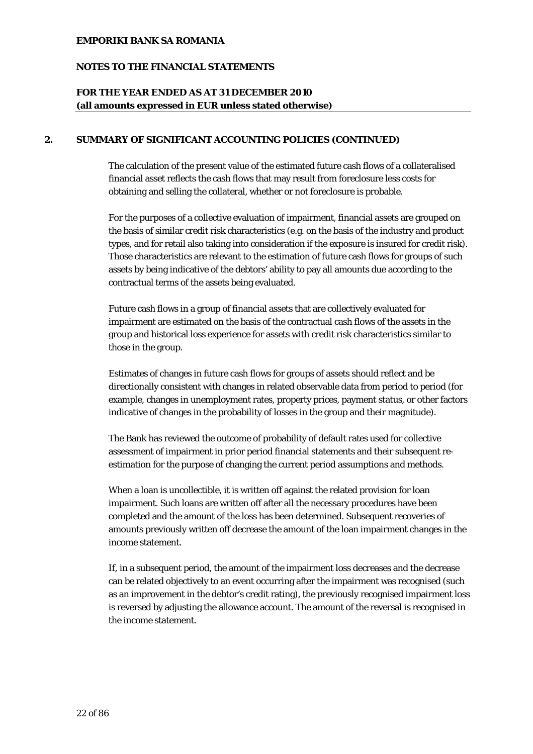## 2. SUMMARY OF SIGNIFICANT ACCOUNTING POLICIES (CONTINUED)

The calculation of the present value of the estimated future cash flows of a collateralised financial asset reflects the cash flows that may result from foreclosure less costs for obtaining and selling the collateral, whether or not foreclosure is probable.

For the purposes of a collective evaluation of impairment, financial assets are grouped on the basis of similar credit risk characteristics (e.g. on the basis of the industry and product types, and for retail also taking into consideration if the exposure is insured for credit risk). Those characteristics are relevant to the estimation of future cash flows for groups of such assets by being indicative of the debtors' ability to pay all amounts due according to the contractual terms of the assets being evaluated.

Future cash flows in a group of financial assets that are collectively evaluated for impairment are estimated on the basis of the contractual cash flows of the assets in the group and historical loss experience for assets with credit risk characteristics similar to those in the group.

Estimates of changes in future cash flows for groups of assets should reflect and be directionally consistent with changes in related observable data from period to period (for example, changes in unemployment rates, property prices, payment status, or other factors indicative of changes in the probability of losses in the group and their magnitude).

The Bank has reviewed the outcome of probability of default rates used for collective assessment of impairment in prior period financial statements and their subsequent re-estimation for the purpose of changing the current period assumptions and methods.

When a loan is uncollectible, it is written off against the related provision for loan impairment. Such loans are written off after all the necessary procedures have been completed and the amount of the loss has been determined. Subsequent recoveries of amounts previously written off decrease the amount of the loan impairment changes in the income statement.

If, in a subsequent period, the amount of the impairment loss decreases and the decrease can be related objectively to an event occurring after the impairment was recognised (such as an improvement in the debtor's credit rating), the previously recognised impairment loss is reversed by adjusting the allowance account. The amount of the reversal is recognised in the income statement.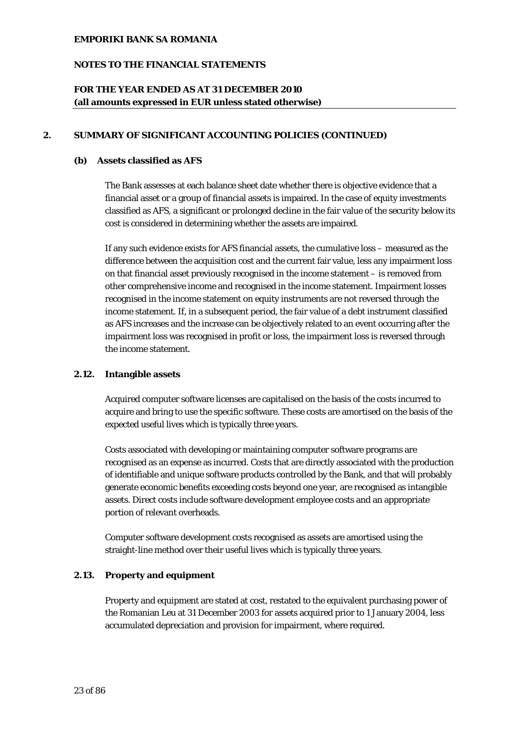## 2. SUMMARY OF SIGNIFICANT ACCOUNTING POLICIES (CONTINUED)

### (b) Assets classified as AFS

The Bank assesses at each balance sheet date whether there is objective evidence that a financial asset or a group of financial assets is impaired. In the case of equity investments classified as AFS, a significant or prolonged decline in the fair value of the security below its cost is considered in determining whether the assets are impaired.

If any such evidence exists for AFS financial assets, the cumulative loss – measured as the difference between the acquisition cost and the current fair value, less any impairment loss on that financial asset previously recognised in the income statement – is removed from other comprehensive income and recognised in the income statement. Impairment losses recognised in the income statement on equity instruments are not reversed through the income statement. If, in a subsequent period, the fair value of a debt instrument classified as AFS increases and the increase can be objectively related to an event occurring after the impairment loss was recognised in profit or loss, the impairment loss is reversed through the income statement.

### 2.12. Intangible assets

Acquired computer software licenses are capitalised on the basis of the costs incurred to acquire and bring to use the specific software. These costs are amortised on the basis of the expected useful lives which is typically three years.

Costs associated with developing or maintaining computer software programs are recognised as an expense as incurred. Costs that are directly associated with the production of identifiable and unique software products controlled by the Bank, and that will probably generate economic benefits exceeding costs beyond one year, are recognised as intangible assets. Direct costs include software development employee costs and an appropriate portion of relevant overheads.

Computer software development costs recognised as assets are amortised using the straight-line method over their useful lives which is typically three years.

### 2.13. Property and equipment

Property and equipment are stated at cost, restated to the equivalent purchasing power of the Romanian Leu at 31 December 2003 for assets acquired prior to 1 January 2004, less accumulated depreciation and provision for impairment, where required.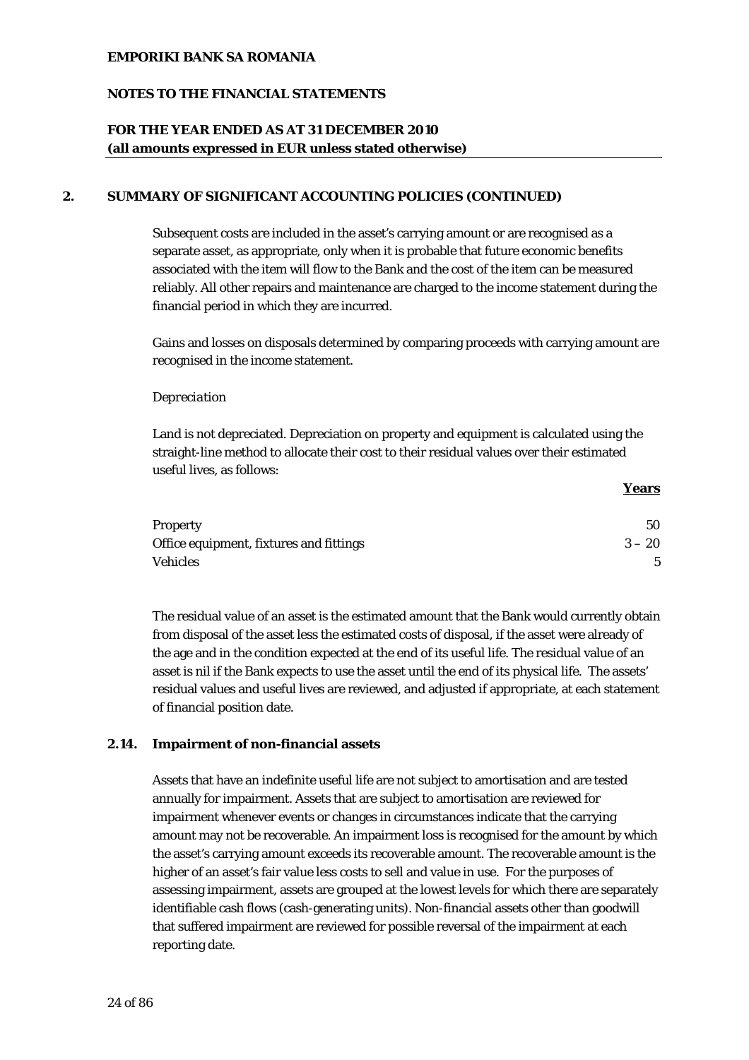## 2. SUMMARY OF SIGNIFICANT ACCOUNTING POLICIES (CONTINUED)

Subsequent costs are included in the asset's carrying amount or are recognised as a separate asset, as appropriate, only when it is probable that future economic benefits associated with the item will flow to the Bank and the cost of the item can be measured reliably. All other repairs and maintenance are charged to the income statement during the financial period in which they are incurred.

Gains and losses on disposals determined by comparing proceeds with carrying amount are recognised in the income statement.

*Depreciation*

Land is not depreciated. Depreciation on property and equipment is calculated using the straight-line method to allocate their cost to their residual values over their estimated useful lives, as follows:

| | Years |
|---|---|
| Property | 50 |
| Office equipment, fixtures and fittings | 3 – 20 |
| Vehicles | 5 |

The residual value of an asset is the estimated amount that the Bank would currently obtain from disposal of the asset less the estimated costs of disposal, if the asset were already of the age and in the condition expected at the end of its useful life. The residual value of an asset is nil if the Bank expects to use the asset until the end of its physical life. The assets' residual values and useful lives are reviewed, and adjusted if appropriate, at each statement of financial position date.

### 2.14. Impairment of non-financial assets

Assets that have an indefinite useful life are not subject to amortisation and are tested annually for impairment. Assets that are subject to amortisation are reviewed for impairment whenever events or changes in circumstances indicate that the carrying amount may not be recoverable. An impairment loss is recognised for the amount by which the asset's carrying amount exceeds its recoverable amount. The recoverable amount is the higher of an asset's fair value less costs to sell and value in use. For the purposes of assessing impairment, assets are grouped at the lowest levels for which there are separately identifiable cash flows (cash-generating units). Non-financial assets other than goodwill that suffered impairment are reviewed for possible reversal of the impairment at each reporting date.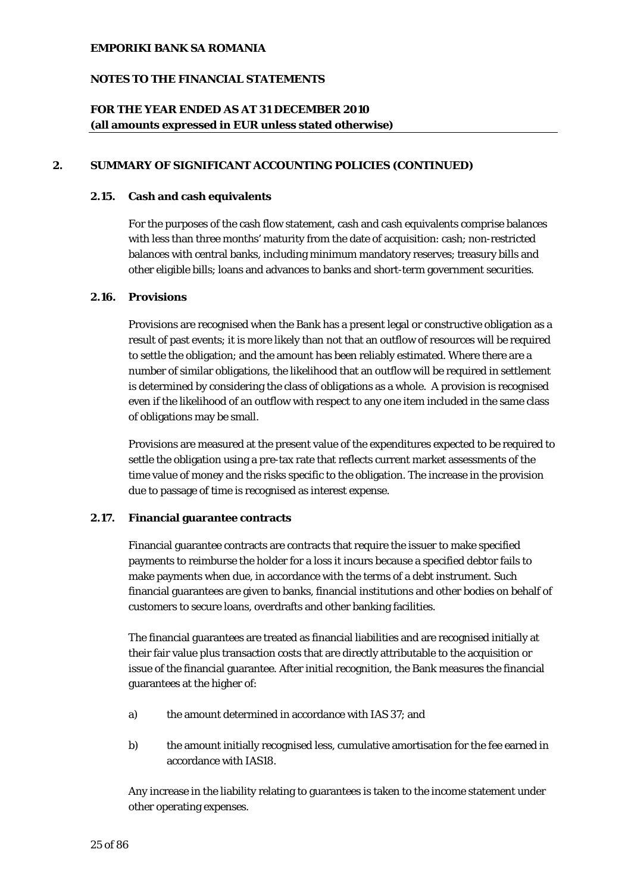## 2. SUMMARY OF SIGNIFICANT ACCOUNTING POLICIES (CONTINUED)

### 2.15. Cash and cash equivalents

For the purposes of the cash flow statement, cash and cash equivalents comprise balances with less than three months' maturity from the date of acquisition: cash; non-restricted balances with central banks, including minimum mandatory reserves; treasury bills and other eligible bills; loans and advances to banks and short-term government securities.

### 2.16. Provisions

Provisions are recognised when the Bank has a present legal or constructive obligation as a result of past events; it is more likely than not that an outflow of resources will be required to settle the obligation; and the amount has been reliably estimated. Where there are a number of similar obligations, the likelihood that an outflow will be required in settlement is determined by considering the class of obligations as a whole. A provision is recognised even if the likelihood of an outflow with respect to any one item included in the same class of obligations may be small.

Provisions are measured at the present value of the expenditures expected to be required to settle the obligation using a pre-tax rate that reflects current market assessments of the time value of money and the risks specific to the obligation. The increase in the provision due to passage of time is recognised as interest expense.

### 2.17. Financial guarantee contracts

Financial guarantee contracts are contracts that require the issuer to make specified payments to reimburse the holder for a loss it incurs because a specified debtor fails to make payments when due, in accordance with the terms of a debt instrument. Such financial guarantees are given to banks, financial institutions and other bodies on behalf of customers to secure loans, overdrafts and other banking facilities.

The financial guarantees are treated as financial liabilities and are recognised initially at their fair value plus transaction costs that are directly attributable to the acquisition or issue of the financial guarantee. After initial recognition, the Bank measures the financial guarantees at the higher of:

a) the amount determined in accordance with IAS 37; and

b) the amount initially recognised less, cumulative amortisation for the fee earned in accordance with IAS18.

Any increase in the liability relating to guarantees is taken to the income statement under other operating expenses.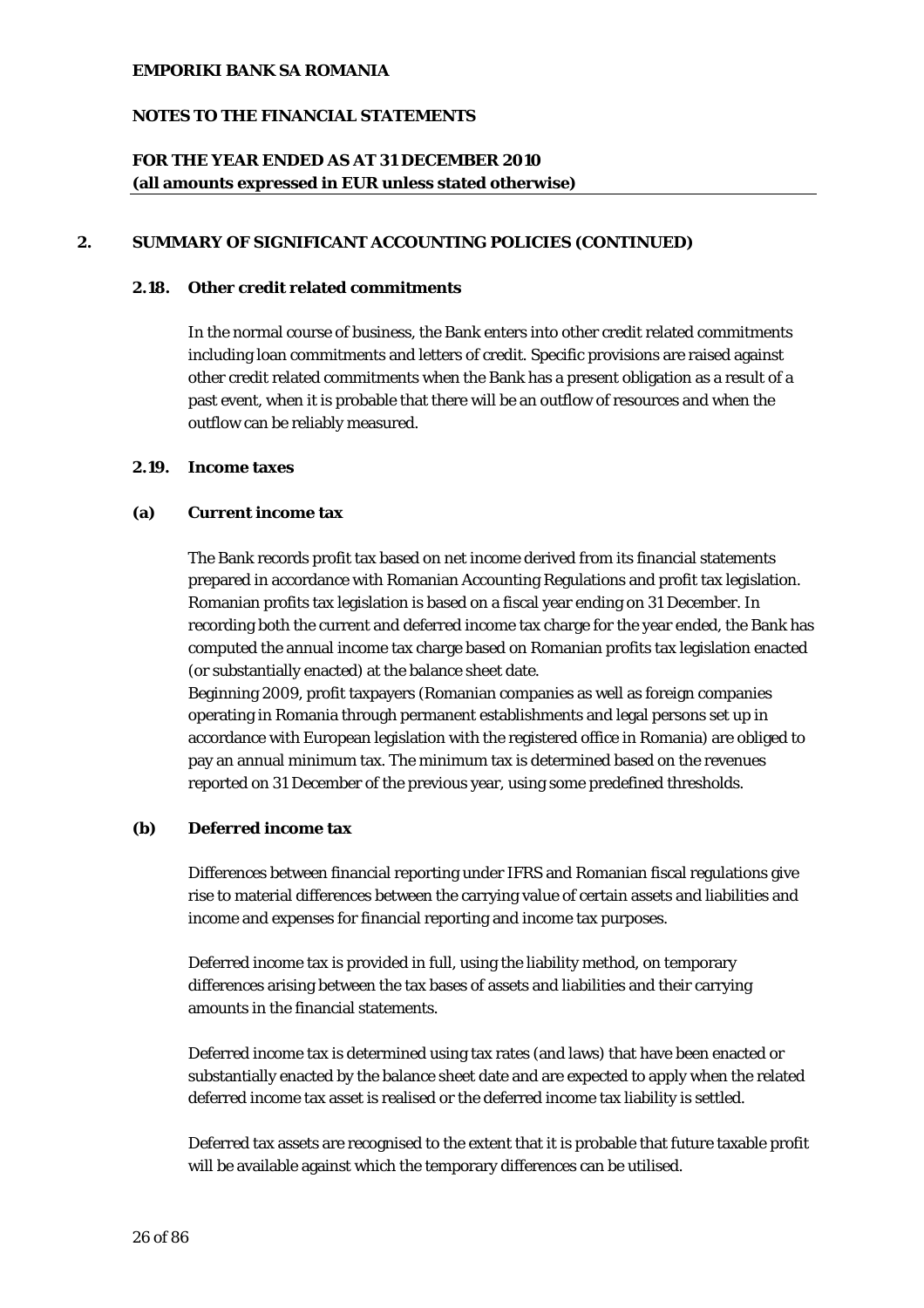## 2. SUMMARY OF SIGNIFICANT ACCOUNTING POLICIES (CONTINUED)

### 2.18. Other credit related commitments

In the normal course of business, the Bank enters into other credit related commitments including loan commitments and letters of credit. Specific provisions are raised against other credit related commitments when the Bank has a present obligation as a result of a past event, when it is probable that there will be an outflow of resources and when the outflow can be reliably measured.

### 2.19. Income taxes

#### (a) Current income tax

The Bank records profit tax based on net income derived from its financial statements prepared in accordance with Romanian Accounting Regulations and profit tax legislation. Romanian profits tax legislation is based on a fiscal year ending on 31 December. In recording both the current and deferred income tax charge for the year ended, the Bank has computed the annual income tax charge based on Romanian profits tax legislation enacted (or substantially enacted) at the balance sheet date.

Beginning 2009, profit taxpayers (Romanian companies as well as foreign companies operating in Romania through permanent establishments and legal persons set up in accordance with European legislation with the registered office in Romania) are obliged to pay an annual minimum tax. The minimum tax is determined based on the revenues reported on 31 December of the previous year, using some predefined thresholds.

#### (b) Deferred income tax

Differences between financial reporting under IFRS and Romanian fiscal regulations give rise to material differences between the carrying value of certain assets and liabilities and income and expenses for financial reporting and income tax purposes.

Deferred income tax is provided in full, using the liability method, on temporary differences arising between the tax bases of assets and liabilities and their carrying amounts in the financial statements.

Deferred income tax is determined using tax rates (and laws) that have been enacted or substantially enacted by the balance sheet date and are expected to apply when the related deferred income tax asset is realised or the deferred income tax liability is settled.

Deferred tax assets are recognised to the extent that it is probable that future taxable profit will be available against which the temporary differences can be utilised.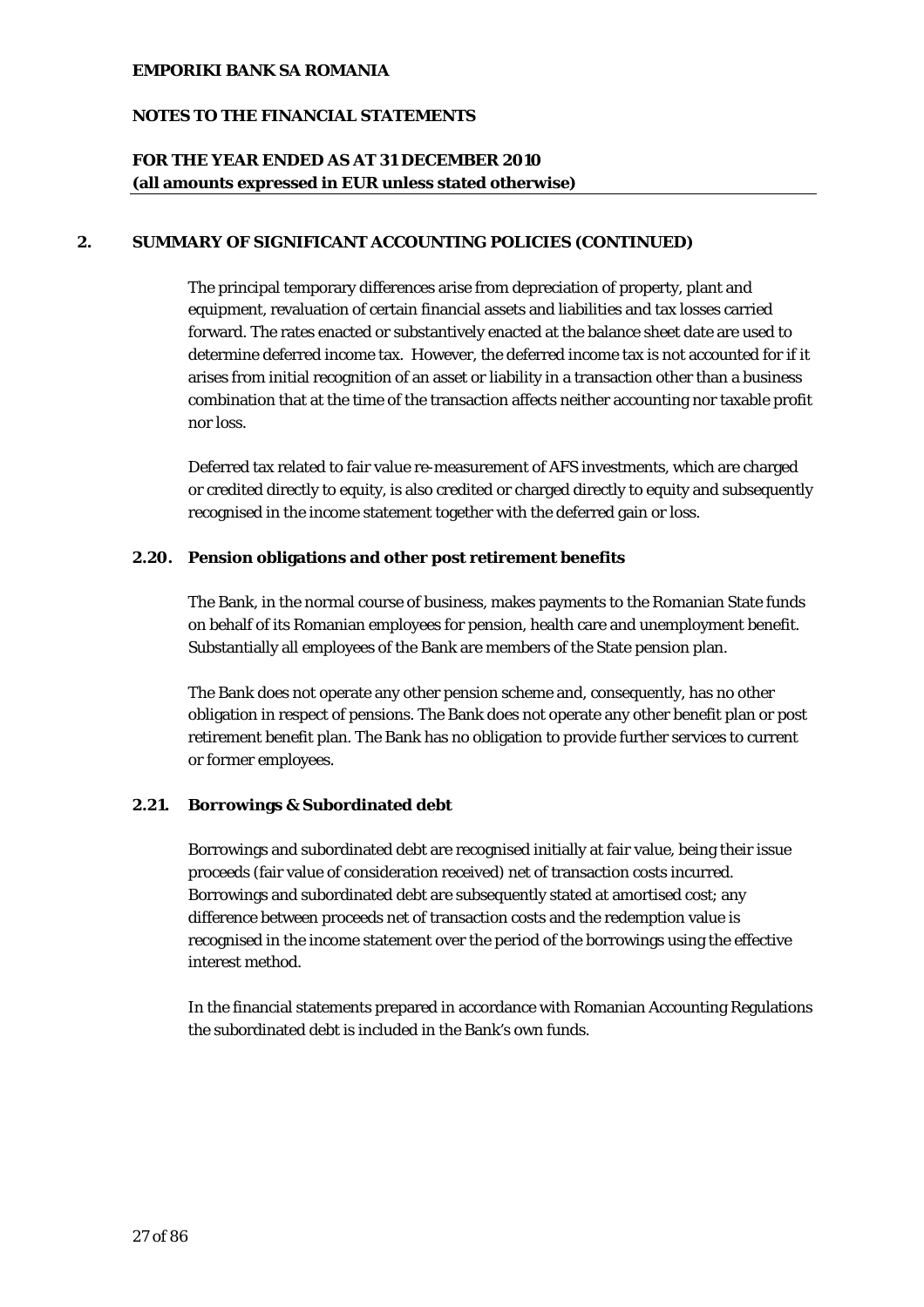## 2. SUMMARY OF SIGNIFICANT ACCOUNTING POLICIES (CONTINUED)

The principal temporary differences arise from depreciation of property, plant and equipment, revaluation of certain financial assets and liabilities and tax losses carried forward. The rates enacted or substantively enacted at the balance sheet date are used to determine deferred income tax. However, the deferred income tax is not accounted for if it arises from initial recognition of an asset or liability in a transaction other than a business combination that at the time of the transaction affects neither accounting nor taxable profit nor loss.

Deferred tax related to fair value re-measurement of AFS investments, which are charged or credited directly to equity, is also credited or charged directly to equity and subsequently recognised in the income statement together with the deferred gain or loss.

### 2.20. Pension obligations and other post retirement benefits

The Bank, in the normal course of business, makes payments to the Romanian State funds on behalf of its Romanian employees for pension, health care and unemployment benefit. Substantially all employees of the Bank are members of the State pension plan.

The Bank does not operate any other pension scheme and, consequently, has no other obligation in respect of pensions. The Bank does not operate any other benefit plan or post retirement benefit plan. The Bank has no obligation to provide further services to current or former employees.

### 2.21. Borrowings & Subordinated debt

Borrowings and subordinated debt are recognised initially at fair value, being their issue proceeds (fair value of consideration received) net of transaction costs incurred. Borrowings and subordinated debt are subsequently stated at amortised cost; any difference between proceeds net of transaction costs and the redemption value is recognised in the income statement over the period of the borrowings using the effective interest method.

In the financial statements prepared in accordance with Romanian Accounting Regulations the subordinated debt is included in the Bank's own funds.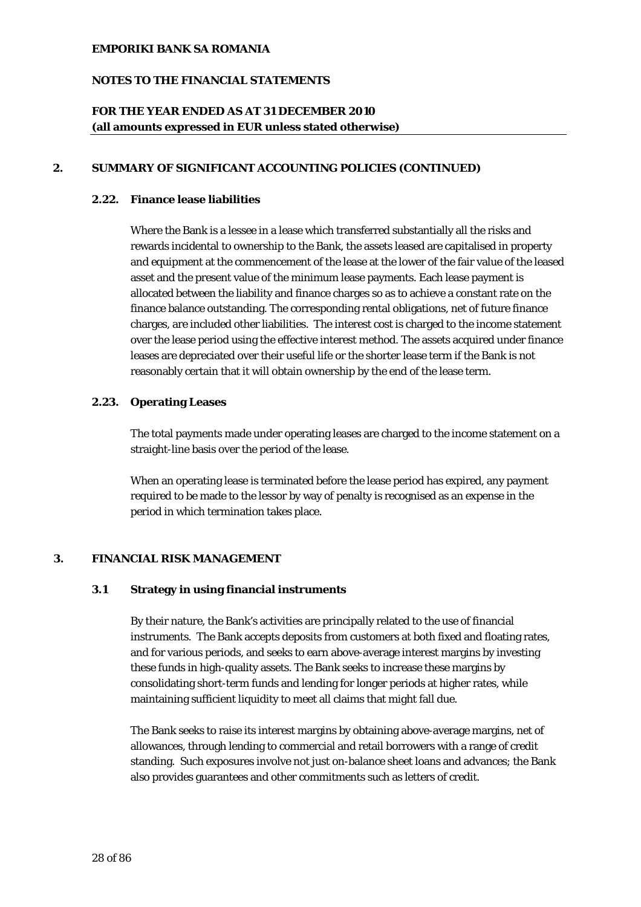## 2. SUMMARY OF SIGNIFICANT ACCOUNTING POLICIES (CONTINUED)

### 2.22. Finance lease liabilities

Where the Bank is a lessee in a lease which transferred substantially all the risks and rewards incidental to ownership to the Bank, the assets leased are capitalised in property and equipment at the commencement of the lease at the lower of the fair value of the leased asset and the present value of the minimum lease payments. Each lease payment is allocated between the liability and finance charges so as to achieve a constant rate on the finance balance outstanding. The corresponding rental obligations, net of future finance charges, are included other liabilities. The interest cost is charged to the income statement over the lease period using the effective interest method. The assets acquired under finance leases are depreciated over their useful life or the shorter lease term if the Bank is not reasonably certain that it will obtain ownership by the end of the lease term.

### 2.23. Operating Leases

The total payments made under operating leases are charged to the income statement on a straight-line basis over the period of the lease.

When an operating lease is terminated before the lease period has expired, any payment required to be made to the lessor by way of penalty is recognised as an expense in the period in which termination takes place.

## 3. FINANCIAL RISK MANAGEMENT

### 3.1 Strategy in using financial instruments

By their nature, the Bank's activities are principally related to the use of financial instruments. The Bank accepts deposits from customers at both fixed and floating rates, and for various periods, and seeks to earn above-average interest margins by investing these funds in high-quality assets. The Bank seeks to increase these margins by consolidating short-term funds and lending for longer periods at higher rates, while maintaining sufficient liquidity to meet all claims that might fall due.

The Bank seeks to raise its interest margins by obtaining above-average margins, net of allowances, through lending to commercial and retail borrowers with a range of credit standing. Such exposures involve not just on-balance sheet loans and advances; the Bank also provides guarantees and other commitments such as letters of credit.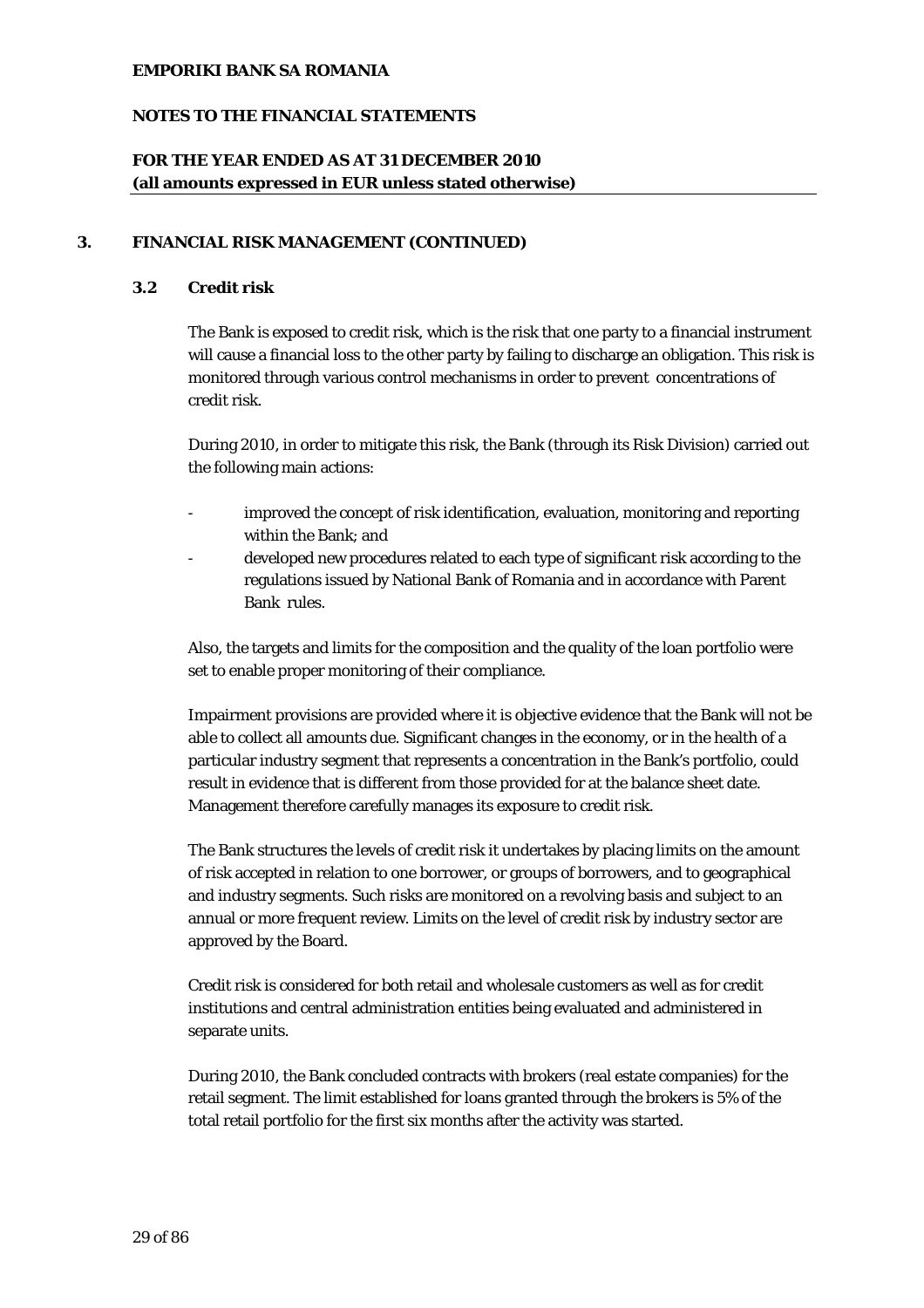## 3. FINANCIAL RISK MANAGEMENT (CONTINUED)

### 3.2 Credit risk

The Bank is exposed to credit risk, which is the risk that one party to a financial instrument will cause a financial loss to the other party by failing to discharge an obligation. This risk is monitored through various control mechanisms in order to prevent concentrations of credit risk.

During 2010, in order to mitigate this risk, the Bank (through its Risk Division) carried out the following main actions:

- improved the concept of risk identification, evaluation, monitoring and reporting within the Bank; and
- developed new procedures related to each type of significant risk according to the regulations issued by National Bank of Romania and in accordance with Parent Bank rules.

Also, the targets and limits for the composition and the quality of the loan portfolio were set to enable proper monitoring of their compliance.

Impairment provisions are provided where it is objective evidence that the Bank will not be able to collect all amounts due. Significant changes in the economy, or in the health of a particular industry segment that represents a concentration in the Bank's portfolio, could result in evidence that is different from those provided for at the balance sheet date. Management therefore carefully manages its exposure to credit risk.

The Bank structures the levels of credit risk it undertakes by placing limits on the amount of risk accepted in relation to one borrower, or groups of borrowers, and to geographical and industry segments. Such risks are monitored on a revolving basis and subject to an annual or more frequent review. Limits on the level of credit risk by industry sector are approved by the Board.

Credit risk is considered for both retail and wholesale customers as well as for credit institutions and central administration entities being evaluated and administered in separate units.

During 2010, the Bank concluded contracts with brokers (real estate companies) for the retail segment. The limit established for loans granted through the brokers is 5% of the total retail portfolio for the first six months after the activity was started.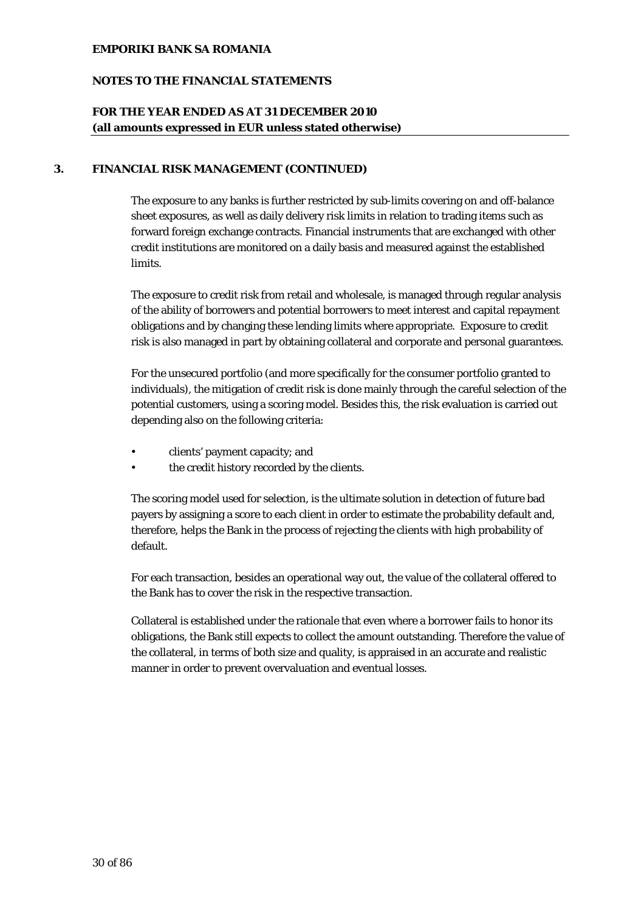## 3. FINANCIAL RISK MANAGEMENT (CONTINUED)

The exposure to any banks is further restricted by sub-limits covering on and off-balance sheet exposures, as well as daily delivery risk limits in relation to trading items such as forward foreign exchange contracts. Financial instruments that are exchanged with other credit institutions are monitored on a daily basis and measured against the established limits.

The exposure to credit risk from retail and wholesale, is managed through regular analysis of the ability of borrowers and potential borrowers to meet interest and capital repayment obligations and by changing these lending limits where appropriate. Exposure to credit risk is also managed in part by obtaining collateral and corporate and personal guarantees.

For the unsecured portfolio (and more specifically for the consumer portfolio granted to individuals), the mitigation of credit risk is done mainly through the careful selection of the potential customers, using a scoring model. Besides this, the risk evaluation is carried out depending also on the following criteria:

- clients' payment capacity; and
- the credit history recorded by the clients.

The scoring model used for selection, is the ultimate solution in detection of future bad payers by assigning a score to each client in order to estimate the probability default and, therefore, helps the Bank in the process of rejecting the clients with high probability of default.

For each transaction, besides an operational way out, the value of the collateral offered to the Bank has to cover the risk in the respective transaction.

Collateral is established under the rationale that even where a borrower fails to honor its obligations, the Bank still expects to collect the amount outstanding. Therefore the value of the collateral, in terms of both size and quality, is appraised in an accurate and realistic manner in order to prevent overvaluation and eventual losses.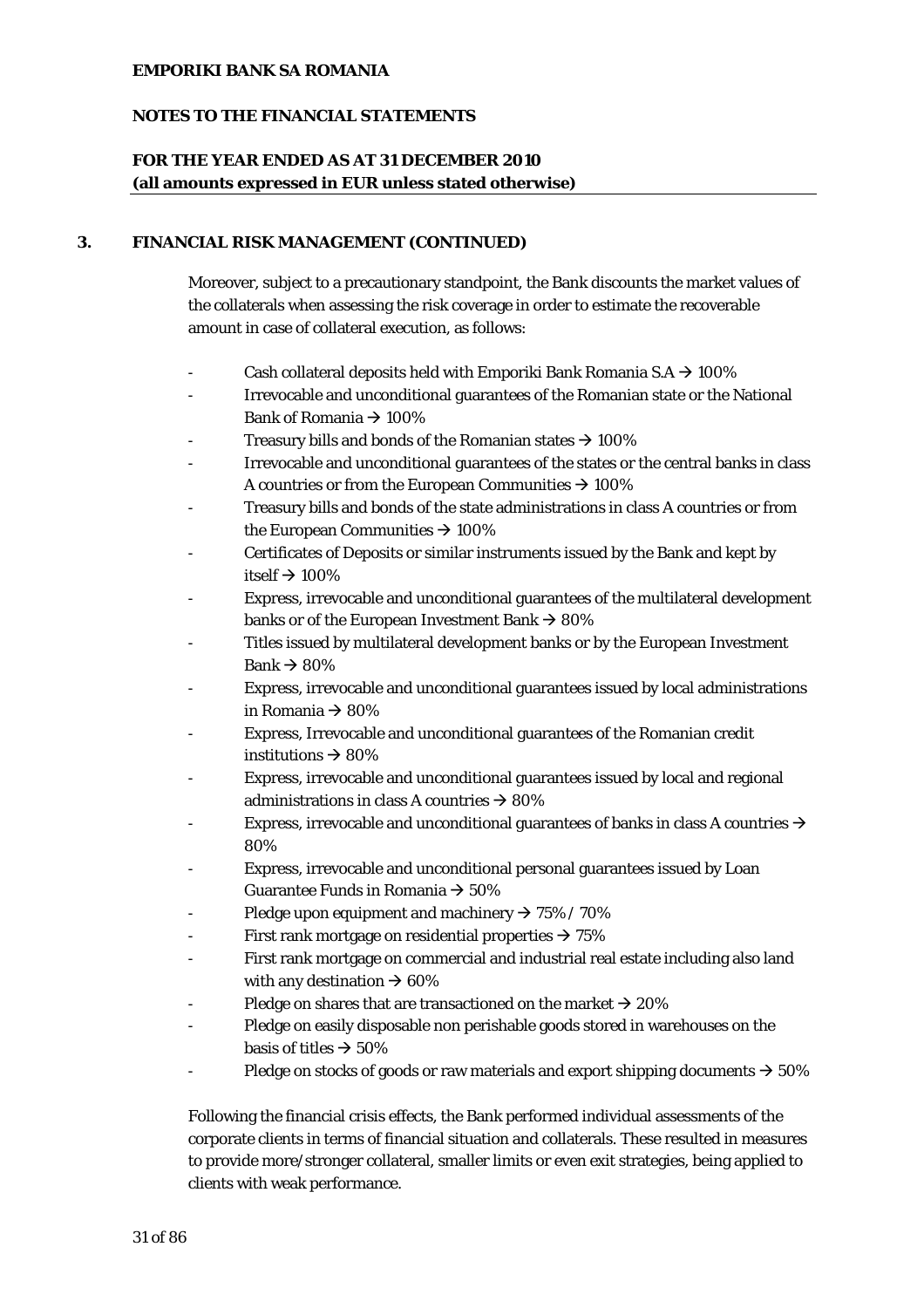## 3. FINANCIAL RISK MANAGEMENT (CONTINUED)

Moreover, subject to a precautionary standpoint, the Bank discounts the market values of the collaterals when assessing the risk coverage in order to estimate the recoverable amount in case of collateral execution, as follows:

- Cash collateral deposits held with Emporiki Bank Romania S.A → 100%
- Irrevocable and unconditional guarantees of the Romanian state or the National Bank of Romania → 100%
- Treasury bills and bonds of the Romanian states → 100%
- Irrevocable and unconditional guarantees of the states or the central banks in class A countries or from the European Communities → 100%
- Treasury bills and bonds of the state administrations in class A countries or from the European Communities → 100%
- Certificates of Deposits or similar instruments issued by the Bank and kept by itself → 100%
- Express, irrevocable and unconditional guarantees of the multilateral development banks or of the European Investment Bank → 80%
- Titles issued by multilateral development banks or by the European Investment Bank → 80%
- Express, irrevocable and unconditional guarantees issued by local administrations in Romania → 80%
- Express, Irrevocable and unconditional guarantees of the Romanian credit institutions → 80%
- Express, irrevocable and unconditional guarantees issued by local and regional administrations in class A countries → 80%
- Express, irrevocable and unconditional guarantees of banks in class A countries → 80%
- Express, irrevocable and unconditional personal guarantees issued by Loan Guarantee Funds in Romania → 50%
- Pledge upon equipment and machinery → 75% / 70%
- First rank mortgage on residential properties → 75%
- First rank mortgage on commercial and industrial real estate including also land with any destination → 60%
- Pledge on shares that are transactioned on the market → 20%
- Pledge on easily disposable non perishable goods stored in warehouses on the basis of titles → 50%
- Pledge on stocks of goods or raw materials and export shipping documents → 50%

Following the financial crisis effects, the Bank performed individual assessments of the corporate clients in terms of financial situation and collaterals. These resulted in measures to provide more/stronger collateral, smaller limits or even exit strategies, being applied to clients with weak performance.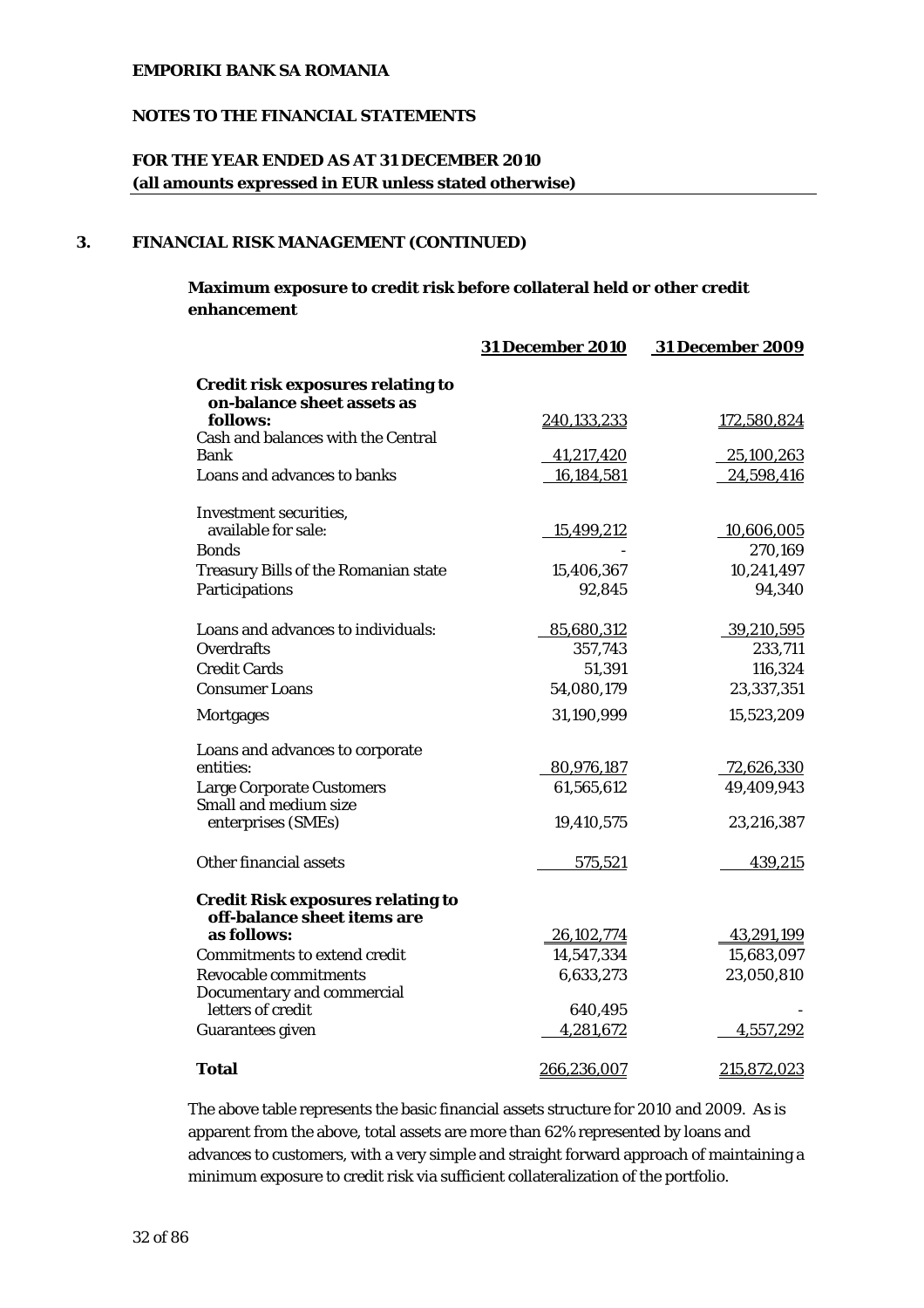**EMPORIKI BANK SA ROMANIA**

**NOTES TO THE FINANCIAL STATEMENTS**

**FOR THE YEAR ENDED AS AT 31 DECEMBER 2010**
**(all amounts expressed in EUR unless stated otherwise)**

## 3. FINANCIAL RISK MANAGEMENT (CONTINUED)

### Maximum exposure to credit risk before collateral held or other credit enhancement

| | 31 December 2010 | 31 December 2009 |
|---|---|---|
| **Credit risk exposures relating to on-balance sheet assets as follows:** | 240,133,233 | 172,580,824 |
| Cash and balances with the Central Bank | 41,217,420 | 25,100,263 |
| Loans and advances to banks | 16,184,581 | 24,598,416 |
| Investment securities, available for sale: | 15,499,212 | 10,606,005 |
| Bonds | - | 270,169 |
| Treasury Bills of the Romanian state | 15,406,367 | 10,241,497 |
| Participations | 92,845 | 94,340 |
| Loans and advances to individuals: | 85,680,312 | 39,210,595 |
| Overdrafts | 357,743 | 233,711 |
| Credit Cards | 51,391 | 116,324 |
| Consumer Loans | 54,080,179 | 23,337,351 |
| Mortgages | 31,190,999 | 15,523,209 |
| Loans and advances to corporate entities: | 80,976,187 | 72,626,330 |
| Large Corporate Customers | 61,565,612 | 49,409,943 |
| Small and medium size enterprises (SMEs) | 19,410,575 | 23,216,387 |
| Other financial assets | 575,521 | 439,215 |
| **Credit Risk exposures relating to off-balance sheet items are as follows:** | 26,102,774 | 43,291,199 |
| Commitments to extend credit | 14,547,334 | 15,683,097 |
| Revocable commitments | 6,633,273 | 23,050,810 |
| Documentary and commercial letters of credit | 640,495 | - |
| Guarantees given | 4,281,672 | 4,557,292 |
| **Total** | 266,236,007 | 215,872,023 |

The above table represents the basic financial assets structure for 2010 and 2009. As is apparent from the above, total assets are more than 62% represented by loans and advances to customers, with a very simple and straight forward approach of maintaining a minimum exposure to credit risk via sufficient collateralization of the portfolio.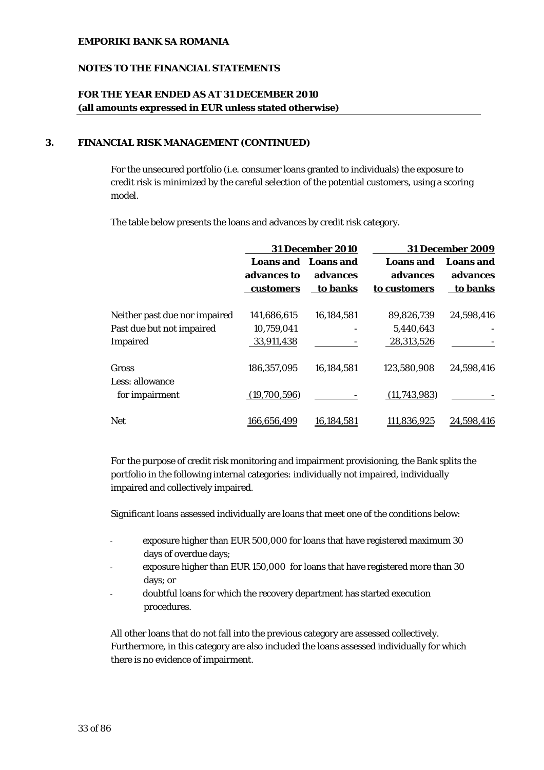## 3. FINANCIAL RISK MANAGEMENT (CONTINUED)

For the unsecured portfolio (i.e. consumer loans granted to individuals) the exposure to credit risk is minimized by the careful selection of the potential customers, using a scoring model.

The table below presents the loans and advances by credit risk category.

| | 31 December 2010 | | 31 December 2009 | |
|---|---|---|---|---|
| | Loans and advances to customers | Loans and advances to banks | Loans and advances to customers | Loans and advances to banks |
| Neither past due nor impaired | 141,686,615 | 16,184,581 | 89,826,739 | 24,598,416 |
| Past due but not impaired | 10,759,041 | - | 5,440,643 | - |
| Impaired | 33,911,438 | - | 28,313,526 | - |
| Gross | 186,357,095 | 16,184,581 | 123,580,908 | 24,598,416 |
| Less: allowance for impairment | (19,700,596) | - | (11,743,983) | - |
| Net | 166,656,499 | 16,184,581 | 111,836,925 | 24,598,416 |

For the purpose of credit risk monitoring and impairment provisioning, the Bank splits the portfolio in the following internal categories: individually not impaired, individually impaired and collectively impaired.

Significant loans assessed individually are loans that meet one of the conditions below:

- exposure higher than EUR 500,000 for loans that have registered maximum 30 days of overdue days;
- exposure higher than EUR 150,000 for loans that have registered more than 30 days; or
- doubtful loans for which the recovery department has started execution procedures.

All other loans that do not fall into the previous category are assessed collectively. Furthermore, in this category are also included the loans assessed individually for which there is no evidence of impairment.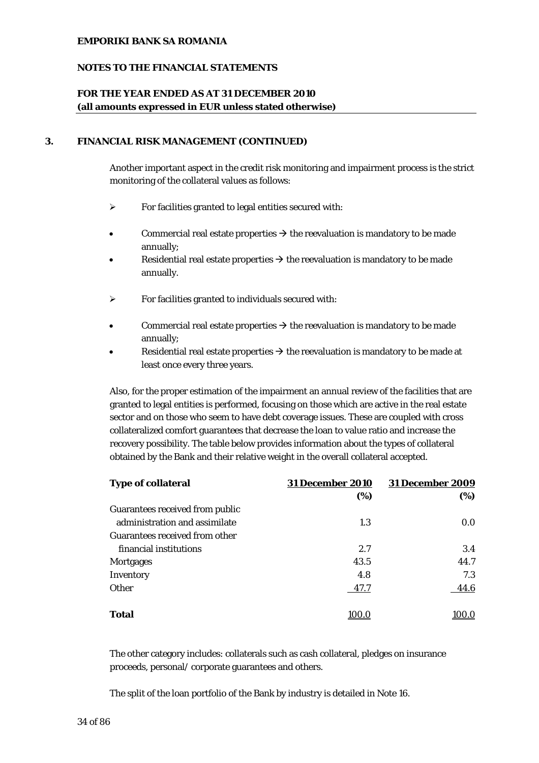**EMPORIKI BANK SA ROMANIA**

**NOTES TO THE FINANCIAL STATEMENTS**

**FOR THE YEAR ENDED AS AT 31 DECEMBER 2010**
**(all amounts expressed in EUR unless stated otherwise)**

## 3. FINANCIAL RISK MANAGEMENT (CONTINUED)

Another important aspect in the credit risk monitoring and impairment process is the strict monitoring of the collateral values as follows:

➢ For facilities granted to legal entities secured with:

- Commercial real estate properties → the reevaluation is mandatory to be made annually;
- Residential real estate properties → the reevaluation is mandatory to be made annually.

➢ For facilities granted to individuals secured with:

- Commercial real estate properties → the reevaluation is mandatory to be made annually;
- Residential real estate properties → the reevaluation is mandatory to be made at least once every three years.

Also, for the proper estimation of the impairment an annual review of the facilities that are granted to legal entities is performed, focusing on those which are active in the real estate sector and on those who seem to have debt coverage issues. These are coupled with cross collateralized comfort guarantees that decrease the loan to value ratio and increase the recovery possibility. The table below provides information about the types of collateral obtained by the Bank and their relative weight in the overall collateral accepted.

| **Type of collateral** | **31 December 2010 (%)** | **31 December 2009 (%)** |
|---|---|---|
| Guarantees received from public administration and assimilate | 1.3 | 0.0 |
| Guarantees received from other financial institutions | 2.7 | 3.4 |
| Mortgages | 43.5 | 44.7 |
| Inventory | 4.8 | 7.3 |
| Other | 47.7 | 44.6 |
| **Total** | 100.0 | 100.0 |

The other category includes: collaterals such as cash collateral, pledges on insurance proceeds, personal/ corporate guarantees and others.

The split of the loan portfolio of the Bank by industry is detailed in Note 16.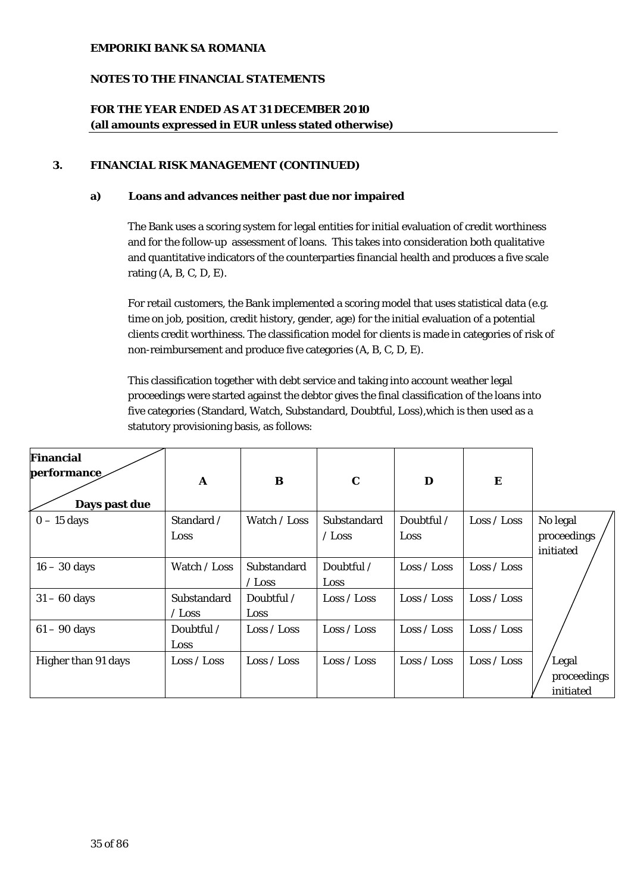**EMPORIKI BANK SA ROMANIA**

**NOTES TO THE FINANCIAL STATEMENTS**

**FOR THE YEAR ENDED AS AT 31 DECEMBER 2010**
**(all amounts expressed in EUR unless stated otherwise)**

## 3. FINANCIAL RISK MANAGEMENT (CONTINUED)

### a) Loans and advances neither past due nor impaired

The Bank uses a scoring system for legal entities for initial evaluation of credit worthiness and for the follow-up assessment of loans. This takes into consideration both qualitative and quantitative indicators of the counterparties financial health and produces a five scale rating (A, B, C, D, E).

For retail customers, the Bank implemented a scoring model that uses statistical data (e.g. time on job, position, credit history, gender, age) for the initial evaluation of a potential clients credit worthiness. The classification model for clients is made in categories of risk of non-reimbursement and produce five categories (A, B, C, D, E).

This classification together with debt service and taking into account weather legal proceedings were started against the debtor gives the final classification of the loans into five categories (Standard, Watch, Substandard, Doubtful, Loss),which is then used as a statutory provisioning basis, as follows:

| Financial performance / Days past due | A | B | C | D | E | |
|---|---|---|---|---|---|---|
| 0 – 15 days | Standard / Loss | Watch / Loss | Substandard / Loss | Doubtful / Loss | Loss / Loss | No legal proceedings initiated |
| 16 – 30 days | Watch / Loss | Substandard / Loss | Doubtful / Loss | Loss / Loss | Loss / Loss | |
| 31 – 60 days | Substandard / Loss | Doubtful / Loss | Loss / Loss | Loss / Loss | Loss / Loss | |
| 61 – 90 days | Doubtful / Loss | Loss / Loss | Loss / Loss | Loss / Loss | Loss / Loss | |
| Higher than 91 days | Loss / Loss | Loss / Loss | Loss / Loss | Loss / Loss | Loss / Loss | Legal proceedings initiated |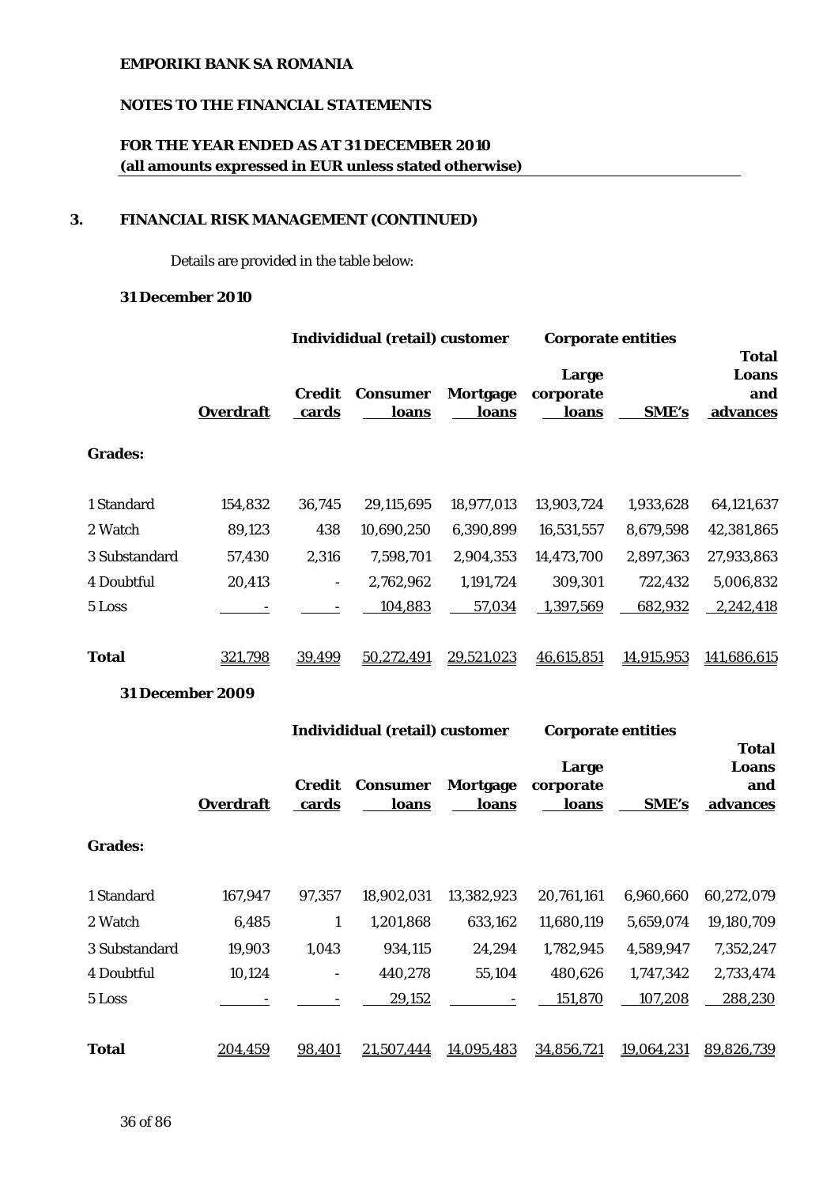**EMPORIKI BANK SA ROMANIA**

**NOTES TO THE FINANCIAL STATEMENTS**

**FOR THE YEAR ENDED AS AT 31 DECEMBER 2010**
**(all amounts expressed in EUR unless stated otherwise)**

## 3. FINANCIAL RISK MANAGEMENT (CONTINUED)

Details are provided in the table below:

**31 December 2010**

| | Individidual (retail) customer | | | | Corporate entities | | |
|---|---|---|---|---|---|---|---|
| | **Overdraft** | **Credit cards** | **Consumer loans** | **Mortgage loans** | **Large corporate loans** | **SME's** | **Total Loans and advances** |
| **Grades:** | | | | | | | |
| 1 Standard | 154,832 | 36,745 | 29,115,695 | 18,977,013 | 13,903,724 | 1,933,628 | 64,121,637 |
| 2 Watch | 89,123 | 438 | 10,690,250 | 6,390,899 | 16,531,557 | 8,679,598 | 42,381,865 |
| 3 Substandard | 57,430 | 2,316 | 7,598,701 | 2,904,353 | 14,473,700 | 2,897,363 | 27,933,863 |
| 4 Doubtful | 20,413 | - | 2,762,962 | 1,191,724 | 309,301 | 722,432 | 5,006,832 |
| 5 Loss | - | - | 104,883 | 57,034 | 1,397,569 | 682,932 | 2,242,418 |
| **Total** | 321,798 | 39,499 | 50,272,491 | 29,521,023 | 46,615,851 | 14,915,953 | 141,686,615 |

**31 December 2009**

| | Individidual (retail) customer | | | | Corporate entities | | |
|---|---|---|---|---|---|---|---|
| | **Overdraft** | **Credit cards** | **Consumer loans** | **Mortgage loans** | **Large corporate loans** | **SME's** | **Total Loans and advances** |
| **Grades:** | | | | | | | |
| 1 Standard | 167,947 | 97,357 | 18,902,031 | 13,382,923 | 20,761,161 | 6,960,660 | 60,272,079 |
| 2 Watch | 6,485 | 1 | 1,201,868 | 633,162 | 11,680,119 | 5,659,074 | 19,180,709 |
| 3 Substandard | 19,903 | 1,043 | 934,115 | 24,294 | 1,782,945 | 4,589,947 | 7,352,247 |
| 4 Doubtful | 10,124 | - | 440,278 | 55,104 | 480,626 | 1,747,342 | 2,733,474 |
| 5 Loss | - | - | 29,152 | - | 151,870 | 107,208 | 288,230 |
| **Total** | 204,459 | 98,401 | 21,507,444 | 14,095,483 | 34,856,721 | 19,064,231 | 89,826,739 |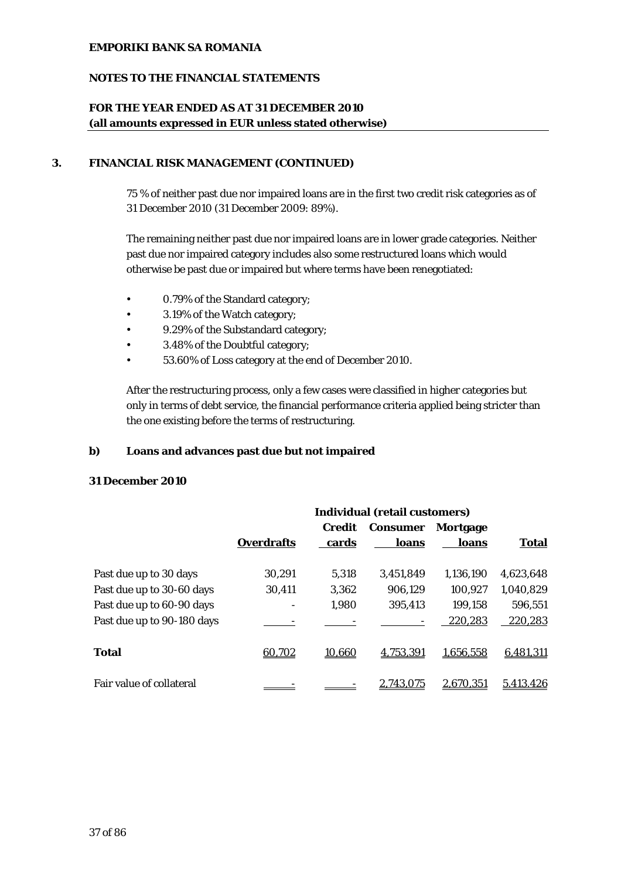## 3. FINANCIAL RISK MANAGEMENT (CONTINUED)

75 % of neither past due nor impaired loans are in the first two credit risk categories as of 31 December 2010 (31 December 2009: 89%).

The remaining neither past due nor impaired loans are in lower grade categories. Neither past due nor impaired category includes also some restructured loans which would otherwise be past due or impaired but where terms have been renegotiated:

- 0.79% of the Standard category;
- 3.19% of the Watch category;
- 9.29% of the Substandard category;
- 3.48% of the Doubtful category;
- 53.60% of Loss category at the end of December 2010.

After the restructuring process, only a few cases were classified in higher categories but only in terms of debt service, the financial performance criteria applied being stricter than the one existing before the terms of restructuring.

### b) Loans and advances past due but not impaired

**31 December 2010**

| | Individual (retail customers) | | | | |
|---|---|---|---|---|---|
| | **Overdrafts** | **Credit cards** | **Consumer loans** | **Mortgage loans** | **Total** |
| Past due up to 30 days | 30,291 | 5,318 | 3,451,849 | 1,136,190 | 4,623,648 |
| Past due up to 30-60 days | 30,411 | 3,362 | 906,129 | 100,927 | 1,040,829 |
| Past due up to 60-90 days | - | 1,980 | 395,413 | 199,158 | 596,551 |
| Past due up to 90-180 days | - | - | - | 220,283 | 220,283 |
| **Total** | 60,702 | 10,660 | 4,753,391 | 1,656,558 | 6,481,311 |
| Fair value of collateral | - | - | 2,743,075 | 2,670,351 | 5,413,426 |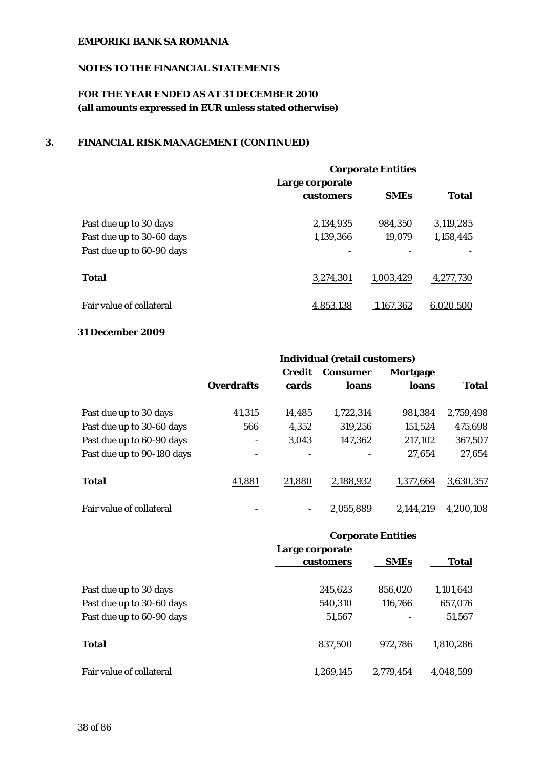## 3. FINANCIAL RISK MANAGEMENT (CONTINUED)

| | Corporate Entities | | |
|---|---|---|---|
| | Large corporate customers | SMEs | Total |
| Past due up to 30 days | 2,134,935 | 984,350 | 3,119,285 |
| Past due up to 30-60 days | 1,139,366 | 19,079 | 1,158,445 |
| Past due up to 60-90 days | - | - | - |
| **Total** | 3,274,301 | 1,003,429 | 4,277,730 |
| Fair value of collateral | 4,853,138 | 1,167,362 | 6,020,500 |

**31 December 2009**

| | Individual (retail customers) | | | | |
|---|---|---|---|---|---|
| | Overdrafts | Credit cards | Consumer loans | Mortgage loans | Total |
| Past due up to 30 days | 41,315 | 14,485 | 1,722,314 | 981,384 | 2,759,498 |
| Past due up to 30-60 days | 566 | 4,352 | 319,256 | 151,524 | 475,698 |
| Past due up to 60-90 days | - | 3,043 | 147,362 | 217,102 | 367,507 |
| Past due up to 90-180 days | - | - | - | 27,654 | 27,654 |
| **Total** | 41,881 | 21,880 | 2,188,932 | 1,377,664 | 3,630,357 |
| Fair value of collateral | - | - | 2,055,889 | 2,144,219 | 4,200,108 |

| | Corporate Entities | | |
|---|---|---|---|
| | Large corporate customers | SMEs | Total |
| Past due up to 30 days | 245,623 | 856,020 | 1,101,643 |
| Past due up to 30-60 days | 540,310 | 116,766 | 657,076 |
| Past due up to 60-90 days | 51,567 | - | 51,567 |
| **Total** | 837,500 | 972,786 | 1,810,286 |
| Fair value of collateral | 1,269,145 | 2,779,454 | 4,048,599 |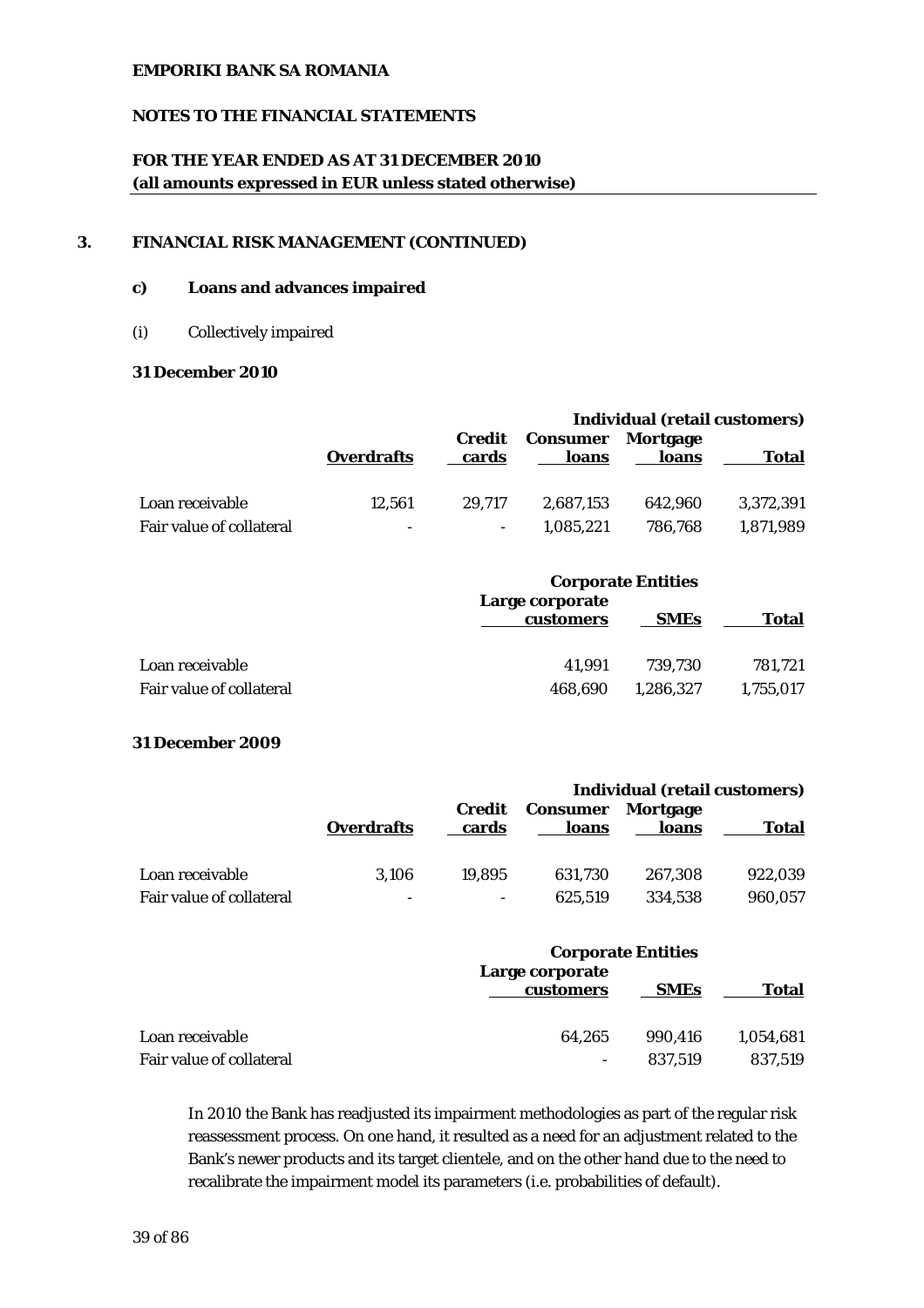## 3. FINANCIAL RISK MANAGEMENT (CONTINUED)

### c) Loans and advances impaired

(i) Collectively impaired

**31 December 2010**

| | | | | | Individual (retail customers) |
|---|---|---|---|---|---|
| | **Overdrafts** | **Credit cards** | **Consumer loans** | **Mortgage loans** | **Total** |
| Loan receivable | 12,561 | 29,717 | 2,687,153 | 642,960 | 3,372,391 |
| Fair value of collateral | - | - | 1,085,221 | 786,768 | 1,871,989 |

| | Corporate Entities | | |
|---|---|---|---|
| | **Large corporate customers** | **SMEs** | **Total** |
| Loan receivable | 41,991 | 739,730 | 781,721 |
| Fair value of collateral | 468,690 | 1,286,327 | 1,755,017 |

**31 December 2009**

| | | | | | Individual (retail customers) |
|---|---|---|---|---|---|
| | **Overdrafts** | **Credit cards** | **Consumer loans** | **Mortgage loans** | **Total** |
| Loan receivable | 3,106 | 19,895 | 631,730 | 267,308 | 922,039 |
| Fair value of collateral | - | - | 625,519 | 334,538 | 960,057 |

| | Corporate Entities | | |
|---|---|---|---|
| | **Large corporate customers** | **SMEs** | **Total** |
| Loan receivable | 64,265 | 990,416 | 1,054,681 |
| Fair value of collateral | - | 837,519 | 837,519 |

In 2010 the Bank has readjusted its impairment methodologies as part of the regular risk reassessment process. On one hand, it resulted as a need for an adjustment related to the Bank's newer products and its target clientele, and on the other hand due to the need to recalibrate the impairment model its parameters (i.e. probabilities of default).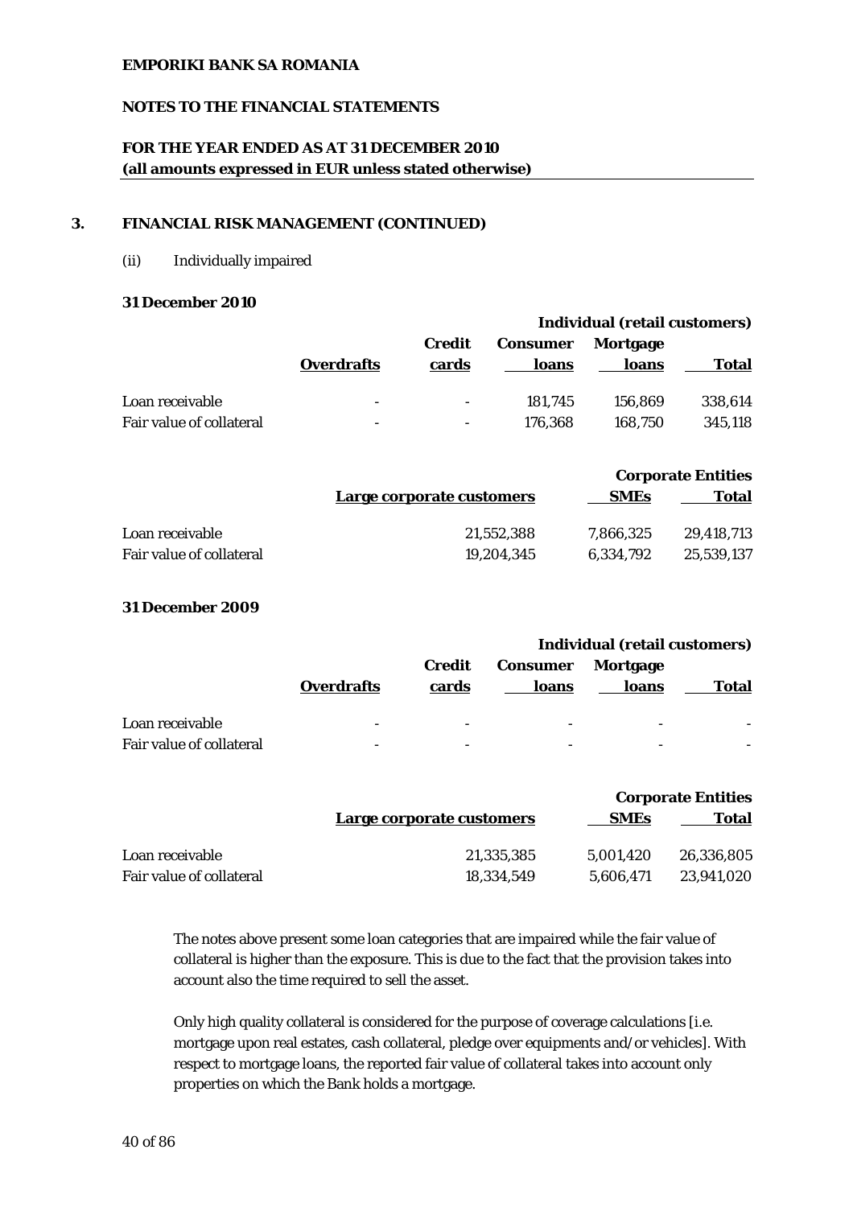## 3. FINANCIAL RISK MANAGEMENT (CONTINUED)

(ii) Individually impaired

**31 December 2010**

| | Individual (retail customers) | | | | |
|---|---|---|---|---|---|
| | **Overdrafts** | **Credit cards** | **Consumer loans** | **Mortgage loans** | **Total** |
| Loan receivable | - | - | 181,745 | 156,869 | 338,614 |
| Fair value of collateral | - | - | 176,368 | 168,750 | 345,118 |

| | Corporate Entities | | |
|---|---|---|---|
| | **Large corporate customers** | **SMEs** | **Total** |
| Loan receivable | 21,552,388 | 7,866,325 | 29,418,713 |
| Fair value of collateral | 19,204,345 | 6,334,792 | 25,539,137 |

**31 December 2009**

| | Individual (retail customers) | | | | |
|---|---|---|---|---|---|
| | **Overdrafts** | **Credit cards** | **Consumer loans** | **Mortgage loans** | **Total** |
| Loan receivable | - | - | - | - | - |
| Fair value of collateral | - | - | - | - | - |

| | Corporate Entities | | |
|---|---|---|---|
| | **Large corporate customers** | **SMEs** | **Total** |
| Loan receivable | 21,335,385 | 5,001,420 | 26,336,805 |
| Fair value of collateral | 18,334,549 | 5,606,471 | 23,941,020 |

The notes above present some loan categories that are impaired while the fair value of collateral is higher than the exposure. This is due to the fact that the provision takes into account also the time required to sell the asset.

Only high quality collateral is considered for the purpose of coverage calculations [i.e. mortgage upon real estates, cash collateral, pledge over equipments and/or vehicles]. With respect to mortgage loans, the reported fair value of collateral takes into account only properties on which the Bank holds a mortgage.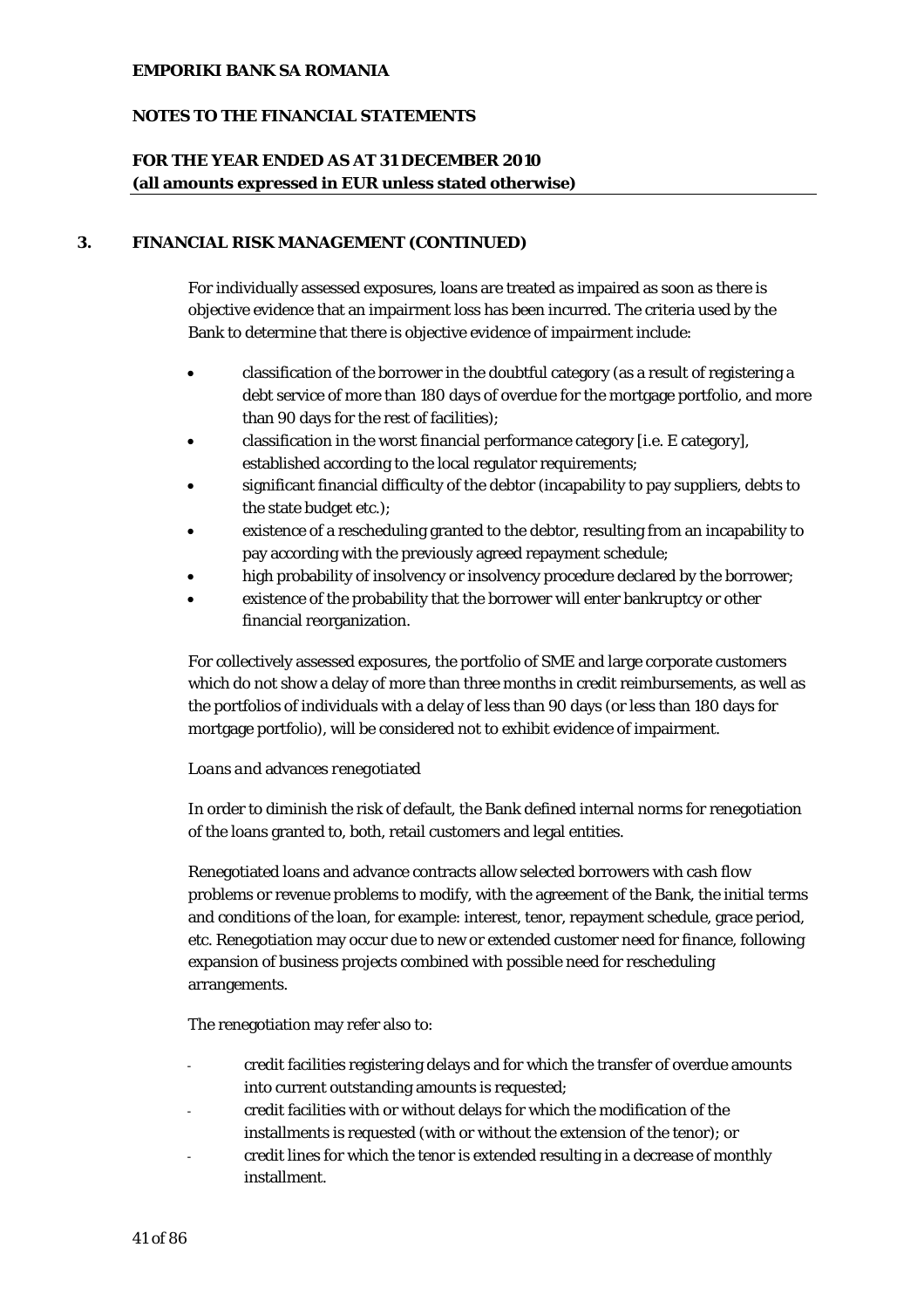## 3. FINANCIAL RISK MANAGEMENT (CONTINUED)

For individually assessed exposures, loans are treated as impaired as soon as there is objective evidence that an impairment loss has been incurred. The criteria used by the Bank to determine that there is objective evidence of impairment include:

- classification of the borrower in the doubtful category (as a result of registering a debt service of more than 180 days of overdue for the mortgage portfolio, and more than 90 days for the rest of facilities);
- classification in the worst financial performance category [i.e. E category], established according to the local regulator requirements;
- significant financial difficulty of the debtor (incapability to pay suppliers, debts to the state budget etc.);
- existence of a rescheduling granted to the debtor, resulting from an incapability to pay according with the previously agreed repayment schedule;
- high probability of insolvency or insolvency procedure declared by the borrower;
- existence of the probability that the borrower will enter bankruptcy or other financial reorganization.

For collectively assessed exposures, the portfolio of SME and large corporate customers which do not show a delay of more than three months in credit reimbursements, as well as the portfolios of individuals with a delay of less than 90 days (or less than 180 days for mortgage portfolio), will be considered not to exhibit evidence of impairment.

*Loans and advances renegotiated*

In order to diminish the risk of default, the Bank defined internal norms for renegotiation of the loans granted to, both, retail customers and legal entities.

Renegotiated loans and advance contracts allow selected borrowers with cash flow problems or revenue problems to modify, with the agreement of the Bank, the initial terms and conditions of the loan, for example: interest, tenor, repayment schedule, grace period, etc. Renegotiation may occur due to new or extended customer need for finance, following expansion of business projects combined with possible need for rescheduling arrangements.

The renegotiation may refer also to:

- credit facilities registering delays and for which the transfer of overdue amounts into current outstanding amounts is requested;
- credit facilities with or without delays for which the modification of the installments is requested (with or without the extension of the tenor); or
- credit lines for which the tenor is extended resulting in a decrease of monthly installment.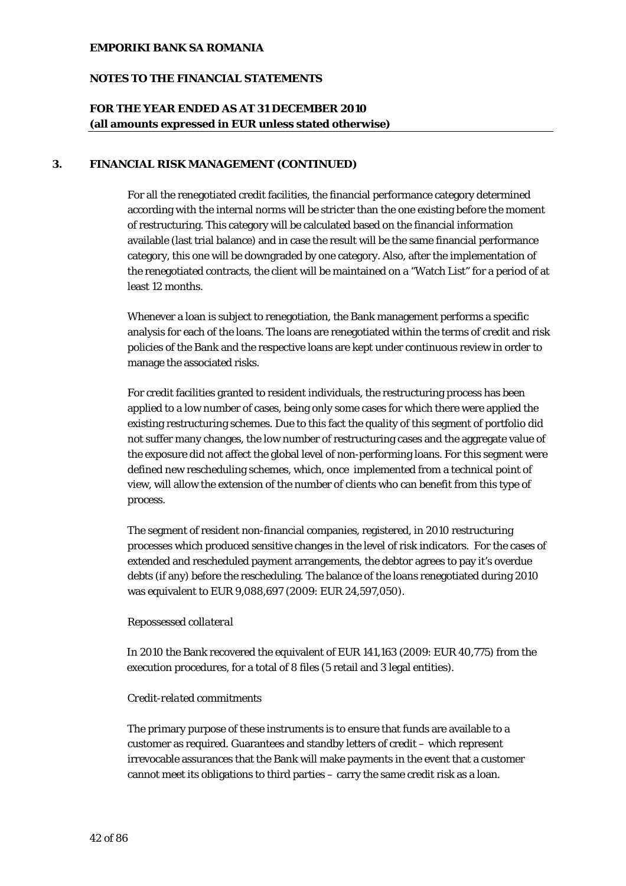## 3. FINANCIAL RISK MANAGEMENT (CONTINUED)

For all the renegotiated credit facilities, the financial performance category determined according with the internal norms will be stricter than the one existing before the moment of restructuring. This category will be calculated based on the financial information available (last trial balance) and in case the result will be the same financial performance category, this one will be downgraded by one category. Also, after the implementation of the renegotiated contracts, the client will be maintained on a "Watch List" for a period of at least 12 months.

Whenever a loan is subject to renegotiation, the Bank management performs a specific analysis for each of the loans. The loans are renegotiated within the terms of credit and risk policies of the Bank and the respective loans are kept under continuous review in order to manage the associated risks.

For credit facilities granted to resident individuals, the restructuring process has been applied to a low number of cases, being only some cases for which there were applied the existing restructuring schemes. Due to this fact the quality of this segment of portfolio did not suffer many changes, the low number of restructuring cases and the aggregate value of the exposure did not affect the global level of non-performing loans. For this segment were defined new rescheduling schemes, which, once implemented from a technical point of view, will allow the extension of the number of clients who can benefit from this type of process.

The segment of resident non-financial companies, registered, in 2010 restructuring processes which produced sensitive changes in the level of risk indicators. For the cases of extended and rescheduled payment arrangements, the debtor agrees to pay it's overdue debts (if any) before the rescheduling. The balance of the loans renegotiated during 2010 was equivalent to EUR 9,088,697 (2009: EUR 24,597,050).

*Repossessed collateral*

In 2010 the Bank recovered the equivalent of EUR 141,163 (2009: EUR 40,775) from the execution procedures, for a total of 8 files (5 retail and 3 legal entities).

*Credit-related commitments*

The primary purpose of these instruments is to ensure that funds are available to a customer as required. Guarantees and standby letters of credit – which represent irrevocable assurances that the Bank will make payments in the event that a customer cannot meet its obligations to third parties – carry the same credit risk as a loan.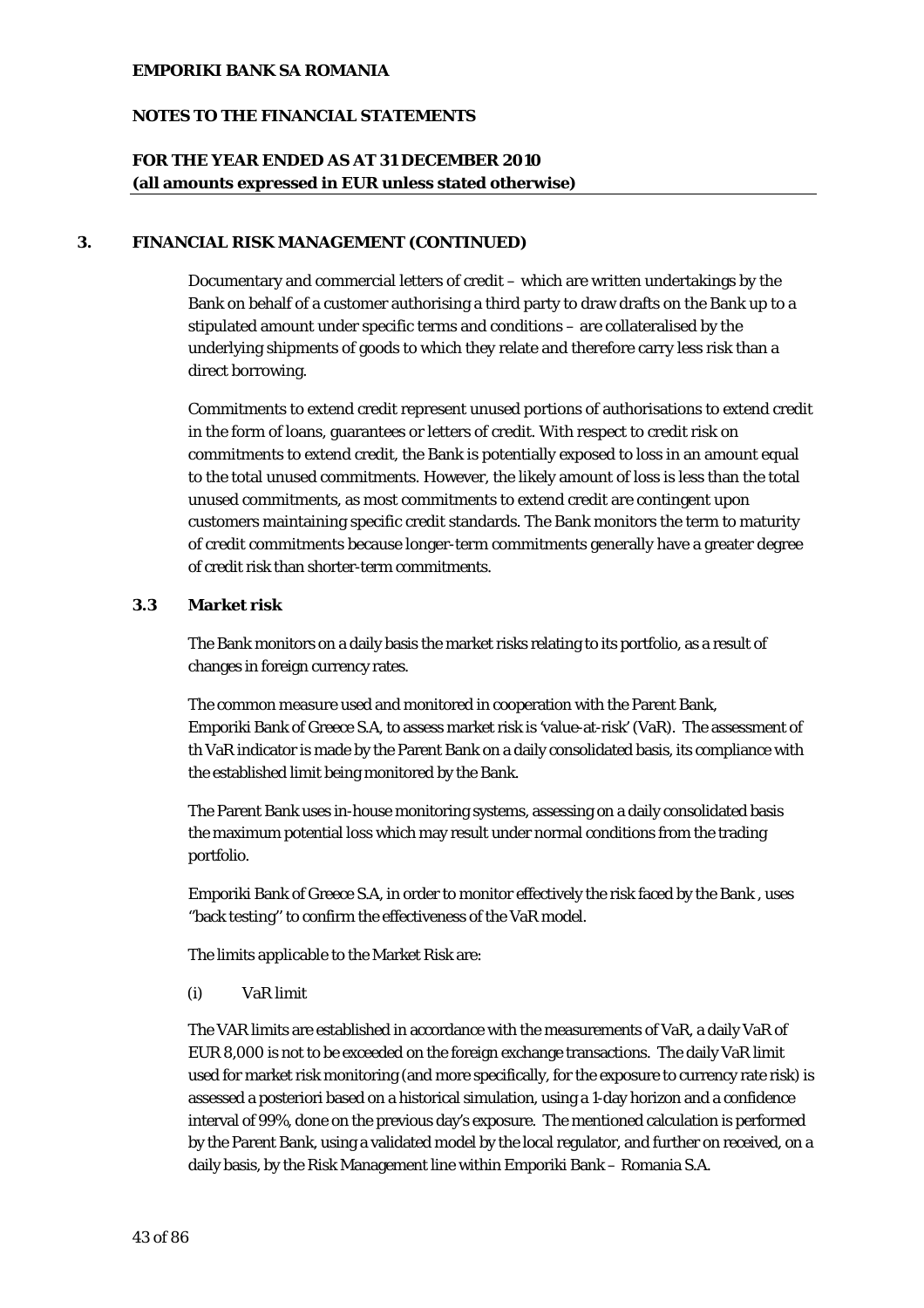## 3. FINANCIAL RISK MANAGEMENT (CONTINUED)

Documentary and commercial letters of credit – which are written undertakings by the Bank on behalf of a customer authorising a third party to draw drafts on the Bank up to a stipulated amount under specific terms and conditions – are collateralised by the underlying shipments of goods to which they relate and therefore carry less risk than a direct borrowing.

Commitments to extend credit represent unused portions of authorisations to extend credit in the form of loans, guarantees or letters of credit. With respect to credit risk on commitments to extend credit, the Bank is potentially exposed to loss in an amount equal to the total unused commitments. However, the likely amount of loss is less than the total unused commitments, as most commitments to extend credit are contingent upon customers maintaining specific credit standards. The Bank monitors the term to maturity of credit commitments because longer-term commitments generally have a greater degree of credit risk than shorter-term commitments.

### 3.3 Market risk

The Bank monitors on a daily basis the market risks relating to its portfolio, as a result of changes in foreign currency rates.

The common measure used and monitored in cooperation with the Parent Bank, Emporiki Bank of Greece S.A, to assess market risk is 'value-at-risk' (VaR). The assessment of th VaR indicator is made by the Parent Bank on a daily consolidated basis, its compliance with the established limit being monitored by the Bank.

The Parent Bank uses in-house monitoring systems, assessing on a daily consolidated basis the maximum potential loss which may result under normal conditions from the trading portfolio.

Emporiki Bank of Greece S.A, in order to monitor effectively the risk faced by the Bank , uses ''back testing'' to confirm the effectiveness of the VaR model.

The limits applicable to the Market Risk are:

(i) VaR limit

The VAR limits are established in accordance with the measurements of VaR, a daily VaR of EUR 8,000 is not to be exceeded on the foreign exchange transactions. The daily VaR limit used for market risk monitoring (and more specifically, for the exposure to currency rate risk) is assessed a posteriori based on a historical simulation, using a 1-day horizon and a confidence interval of 99%, done on the previous day's exposure. The mentioned calculation is performed by the Parent Bank, using a validated model by the local regulator, and further on received, on a daily basis, by the Risk Management line within Emporiki Bank – Romania S.A.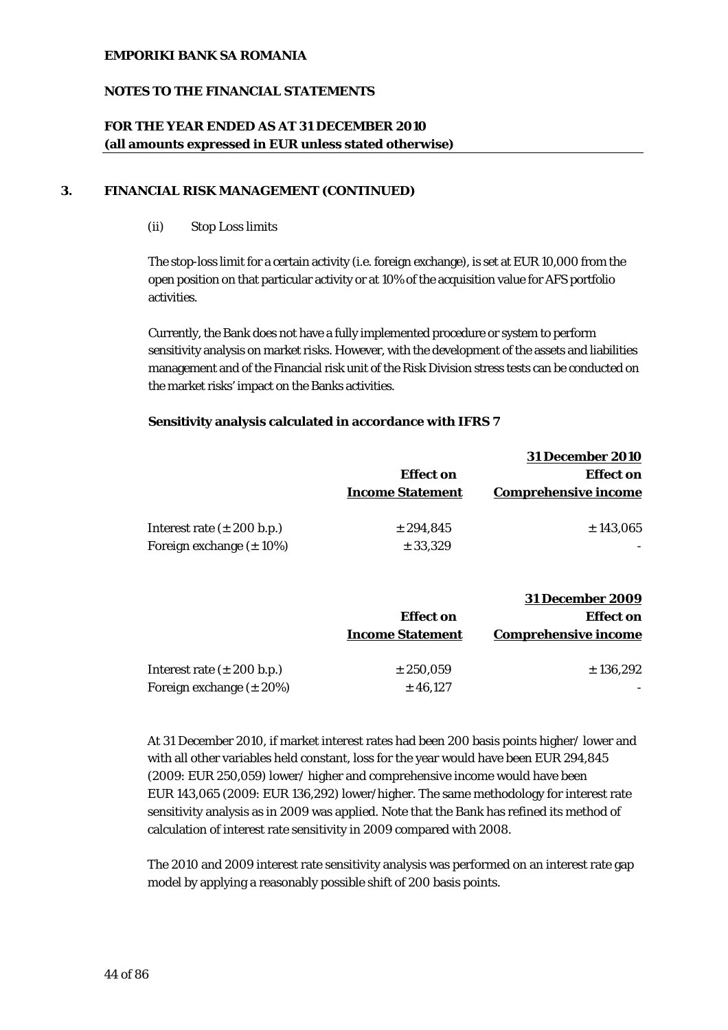**EMPORIKI BANK SA ROMANIA**

**NOTES TO THE FINANCIAL STATEMENTS**

**FOR THE YEAR ENDED AS AT 31 DECEMBER 2010**
**(all amounts expressed in EUR unless stated otherwise)**

## 3. FINANCIAL RISK MANAGEMENT (CONTINUED)

(ii) Stop Loss limits

The stop-loss limit for a certain activity (i.e. foreign exchange), is set at EUR 10,000 from the open position on that particular activity or at 10% of the acquisition value for AFS portfolio activities.

Currently, the Bank does not have a fully implemented procedure or system to perform sensitivity analysis on market risks. However, with the development of the assets and liabilities management and of the Financial risk unit of the Risk Division stress tests can be conducted on the market risks' impact on the Banks activities.

**Sensitivity analysis calculated in accordance with IFRS 7**

| | | **31 December 2010** |
|---|---|---|
| | **Effect on Income Statement** | **Effect on Comprehensive income** |
| Interest rate (± 200 b.p.) | ± 294,845 | ± 143,065 |
| Foreign exchange (± 10%) | ± 33,329 | - |

| | | **31 December 2009** |
|---|---|---|
| | **Effect on Income Statement** | **Effect on Comprehensive income** |
| Interest rate (± 200 b.p.) | ± 250,059 | ± 136,292 |
| Foreign exchange (± 20%) | ± 46,127 | - |

At 31 December 2010, if market interest rates had been 200 basis points higher/ lower and with all other variables held constant, loss for the year would have been EUR 294,845 (2009: EUR 250,059) lower/ higher and comprehensive income would have been EUR 143,065 (2009: EUR 136,292) lower/higher. The same methodology for interest rate sensitivity analysis as in 2009 was applied. Note that the Bank has refined its method of calculation of interest rate sensitivity in 2009 compared with 2008.

The 2010 and 2009 interest rate sensitivity analysis was performed on an interest rate gap model by applying a reasonably possible shift of 200 basis points.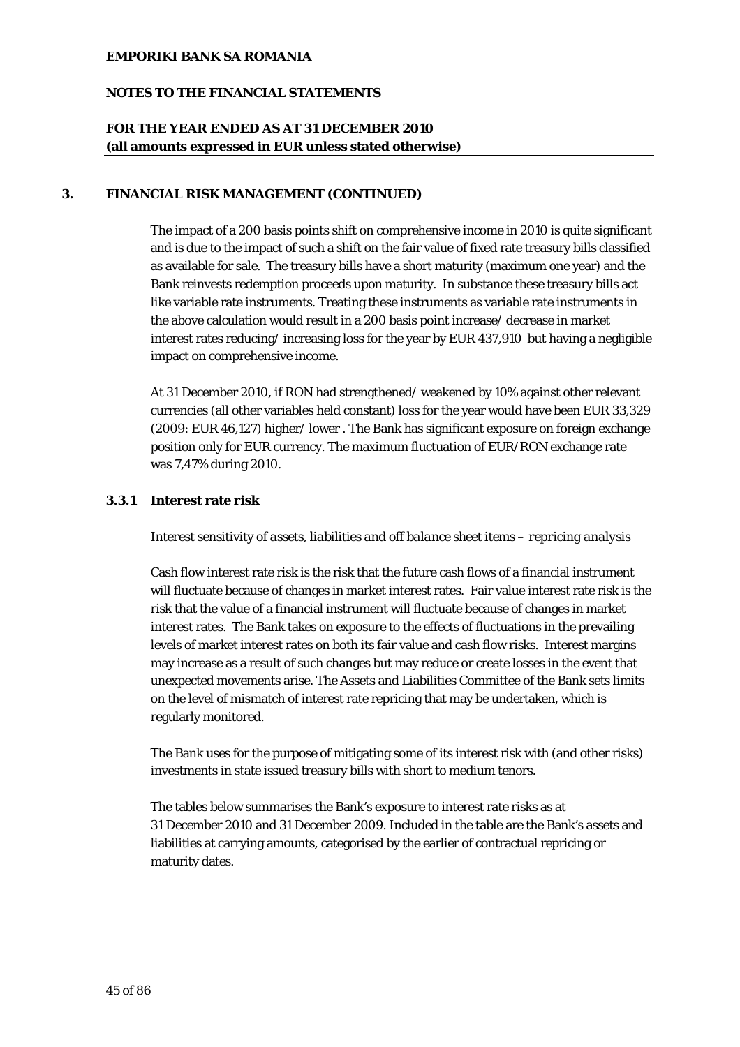## 3. FINANCIAL RISK MANAGEMENT (CONTINUED)

The impact of a 200 basis points shift on comprehensive income in 2010 is quite significant and is due to the impact of such a shift on the fair value of fixed rate treasury bills classified as available for sale. The treasury bills have a short maturity (maximum one year) and the Bank reinvests redemption proceeds upon maturity. In substance these treasury bills act like variable rate instruments. Treating these instruments as variable rate instruments in the above calculation would result in a 200 basis point increase/ decrease in market interest rates reducing/ increasing loss for the year by EUR 437,910 but having a negligible impact on comprehensive income.

At 31 December 2010, if RON had strengthened/ weakened by 10% against other relevant currencies (all other variables held constant) loss for the year would have been EUR 33,329 (2009: EUR 46,127) higher/ lower . The Bank has significant exposure on foreign exchange position only for EUR currency. The maximum fluctuation of EUR/RON exchange rate was 7,47% during 2010.

### 3.3.1 Interest rate risk

*Interest sensitivity of assets, liabilities and off balance sheet items – repricing analysis*

Cash flow interest rate risk is the risk that the future cash flows of a financial instrument will fluctuate because of changes in market interest rates. Fair value interest rate risk is the risk that the value of a financial instrument will fluctuate because of changes in market interest rates. The Bank takes on exposure to the effects of fluctuations in the prevailing levels of market interest rates on both its fair value and cash flow risks. Interest margins may increase as a result of such changes but may reduce or create losses in the event that unexpected movements arise. The Assets and Liabilities Committee of the Bank sets limits on the level of mismatch of interest rate repricing that may be undertaken, which is regularly monitored.

The Bank uses for the purpose of mitigating some of its interest risk with (and other risks) investments in state issued treasury bills with short to medium tenors.

The tables below summarises the Bank's exposure to interest rate risks as at 31 December 2010 and 31 December 2009. Included in the table are the Bank's assets and liabilities at carrying amounts, categorised by the earlier of contractual repricing or maturity dates.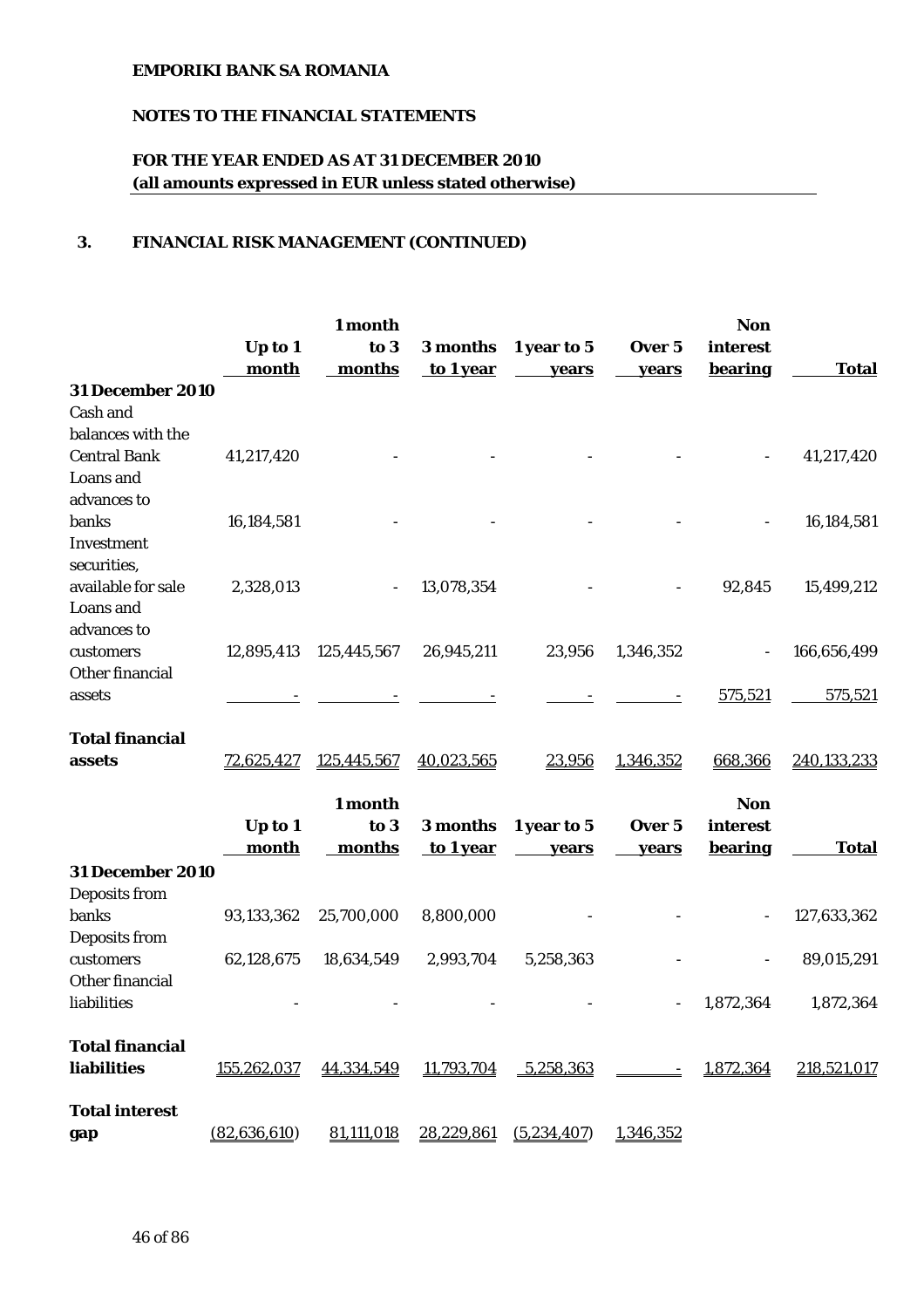**EMPORIKI BANK SA ROMANIA**

**NOTES TO THE FINANCIAL STATEMENTS**

**FOR THE YEAR ENDED AS AT 31 DECEMBER 2010**
**(all amounts expressed in EUR unless stated otherwise)**

## 3. FINANCIAL RISK MANAGEMENT (CONTINUED)

| | Up to 1 month | 1 month to 3 months | 3 months to 1 year | 1 year to 5 years | Over 5 years | Non interest bearing | Total |
|---|---|---|---|---|---|---|---|
| **31 December 2010** | | | | | | | |
| Cash and balances with the Central Bank | 41,217,420 | - | - | - | - | - | 41,217,420 |
| Loans and advances to banks | 16,184,581 | - | - | - | - | - | 16,184,581 |
| Investment securities, available for sale | 2,328,013 | - | 13,078,354 | - | - | 92,845 | 15,499,212 |
| Loans and advances to customers | 12,895,413 | 125,445,567 | 26,945,211 | 23,956 | 1,346,352 | - | 166,656,499 |
| Other financial assets | - | - | - | - | - | 575,521 | 575,521 |
| **Total financial assets** | 72,625,427 | 125,445,567 | 40,023,565 | 23,956 | 1,346,352 | 668,366 | 240,133,233 |

| | Up to 1 month | 1 month to 3 months | 3 months to 1 year | 1 year to 5 years | Over 5 years | Non interest bearing | Total |
|---|---|---|---|---|---|---|---|
| **31 December 2010** | | | | | | | |
| Deposits from banks | 93,133,362 | 25,700,000 | 8,800,000 | - | - | - | 127,633,362 |
| Deposits from customers | 62,128,675 | 18,634,549 | 2,993,704 | 5,258,363 | - | - | 89,015,291 |
| Other financial liabilities | - | - | - | - | - | 1,872,364 | 1,872,364 |
| **Total financial liabilities** | 155,262,037 | 44,334,549 | 11,793,704 | 5,258,363 | - | 1,872,364 | 218,521,017 |
| **Total interest gap** | (82,636,610) | 81,111,018 | 28,229,861 | (5,234,407) | 1,346,352 | | |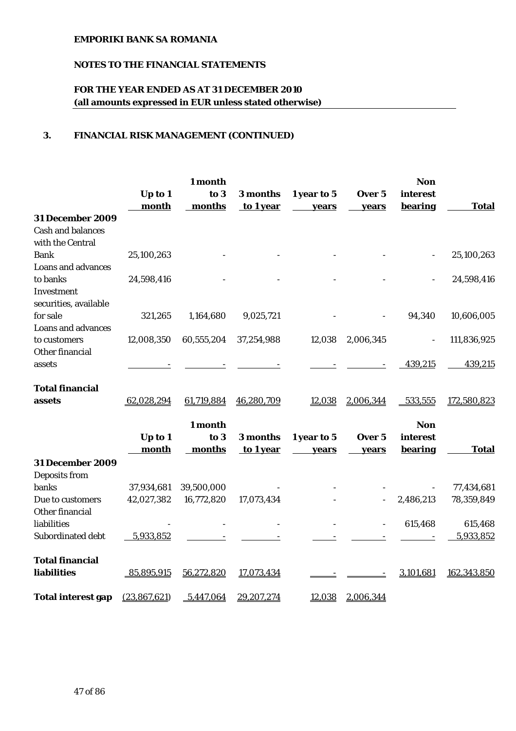**EMPORIKI BANK SA ROMANIA**

**NOTES TO THE FINANCIAL STATEMENTS**

**FOR THE YEAR ENDED AS AT 31 DECEMBER 2010**
**(all amounts expressed in EUR unless stated otherwise)**

## 3. FINANCIAL RISK MANAGEMENT (CONTINUED)

| | Up to 1 month | 1 month to 3 months | 3 months to 1 year | 1 year to 5 years | Over 5 years | Non interest bearing | Total |
|---|---|---|---|---|---|---|---|
| **31 December 2009** | | | | | | | |
| Cash and balances with the Central Bank | 25,100,263 | - | - | - | - | - | 25,100,263 |
| Loans and advances to banks | 24,598,416 | - | - | - | - | - | 24,598,416 |
| Investment securities, available for sale | 321,265 | 1,164,680 | 9,025,721 | - | - | 94,340 | 10,606,005 |
| Loans and advances to customers | 12,008,350 | 60,555,204 | 37,254,988 | 12,038 | 2,006,345 | - | 111,836,925 |
| Other financial assets | - | - | - | - | - | 439,215 | 439,215 |
| **Total financial assets** | 62,028,294 | 61,719,884 | 46,280,709 | 12,038 | 2,006,344 | 533,555 | 172,580,823 |

| | Up to 1 month | 1 month to 3 months | 3 months to 1 year | 1 year to 5 years | Over 5 years | Non interest bearing | Total |
|---|---|---|---|---|---|---|---|
| **31 December 2009** | | | | | | | |
| Deposits from banks | 37,934,681 | 39,500,000 | - | - | - | - | 77,434,681 |
| Due to customers | 42,027,382 | 16,772,820 | 17,073,434 | - | - | 2,486,213 | 78,359,849 |
| Other financial liabilities | - | - | - | - | - | 615,468 | 615,468 |
| Subordinated debt | 5,933,852 | - | - | - | - | - | 5,933,852 |
| **Total financial liabilities** | 85,895,915 | 56,272,820 | 17,073,434 | - | - | 3,101,681 | 162,343,850 |
| **Total interest gap** | (23,867,621) | 5,447,064 | 29,207,274 | 12,038 | 2,006,344 | | |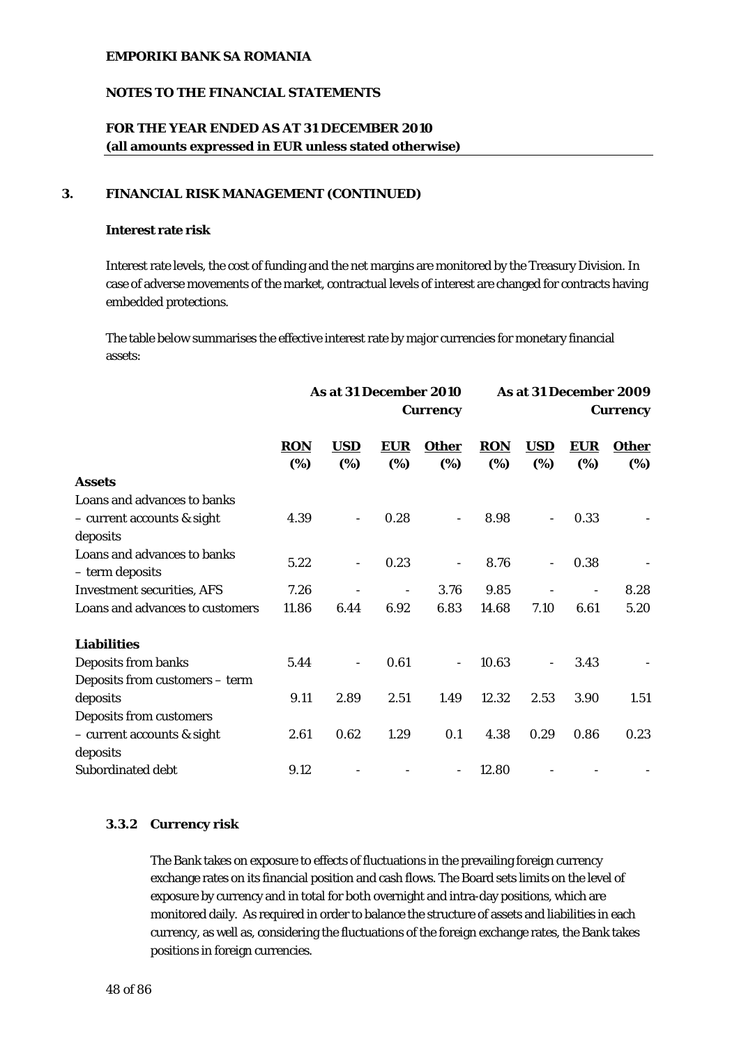**EMPORIKI BANK SA ROMANIA**

**NOTES TO THE FINANCIAL STATEMENTS**

**FOR THE YEAR ENDED AS AT 31 DECEMBER 2010**
**(all amounts expressed in EUR unless stated otherwise)**

## 3. FINANCIAL RISK MANAGEMENT (CONTINUED)

**Interest rate risk**

Interest rate levels, the cost of funding and the net margins are monitored by the Treasury Division. In case of adverse movements of the market, contractual levels of interest are changed for contracts having embedded protections.

The table below summarises the effective interest rate by major currencies for monetary financial assets:

| | As at 31 December 2010 Currency | | | | As at 31 December 2009 Currency | | | |
|---|---|---|---|---|---|---|---|---|
| | **RON (%)** | **USD (%)** | **EUR (%)** | **Other (%)** | **RON (%)** | **USD (%)** | **EUR (%)** | **Other (%)** |
| **Assets** | | | | | | | | |
| Loans and advances to banks – current accounts & sight deposits | 4.39 | - | 0.28 | - | 8.98 | - | 0.33 | - |
| Loans and advances to banks – term deposits | 5.22 | - | 0.23 | - | 8.76 | - | 0.38 | - |
| Investment securities, AFS | 7.26 | - | - | 3.76 | 9.85 | - | - | 8.28 |
| Loans and advances to customers | 11.86 | 6.44 | 6.92 | 6.83 | 14.68 | 7.10 | 6.61 | 5.20 |
| **Liabilities** | | | | | | | | |
| Deposits from banks | 5.44 | - | 0.61 | - | 10.63 | - | 3.43 | - |
| Deposits from customers – term deposits | 9.11 | 2.89 | 2.51 | 1.49 | 12.32 | 2.53 | 3.90 | 1.51 |
| Deposits from customers – current accounts & sight deposits | 2.61 | 0.62 | 1.29 | 0.1 | 4.38 | 0.29 | 0.86 | 0.23 |
| Subordinated debt | 9.12 | - | - | - | 12.80 | - | - | - |

### 3.3.2 Currency risk

The Bank takes on exposure to effects of fluctuations in the prevailing foreign currency exchange rates on its financial position and cash flows. The Board sets limits on the level of exposure by currency and in total for both overnight and intra-day positions, which are monitored daily. As required in order to balance the structure of assets and liabilities in each currency, as well as, considering the fluctuations of the foreign exchange rates, the Bank takes positions in foreign currencies.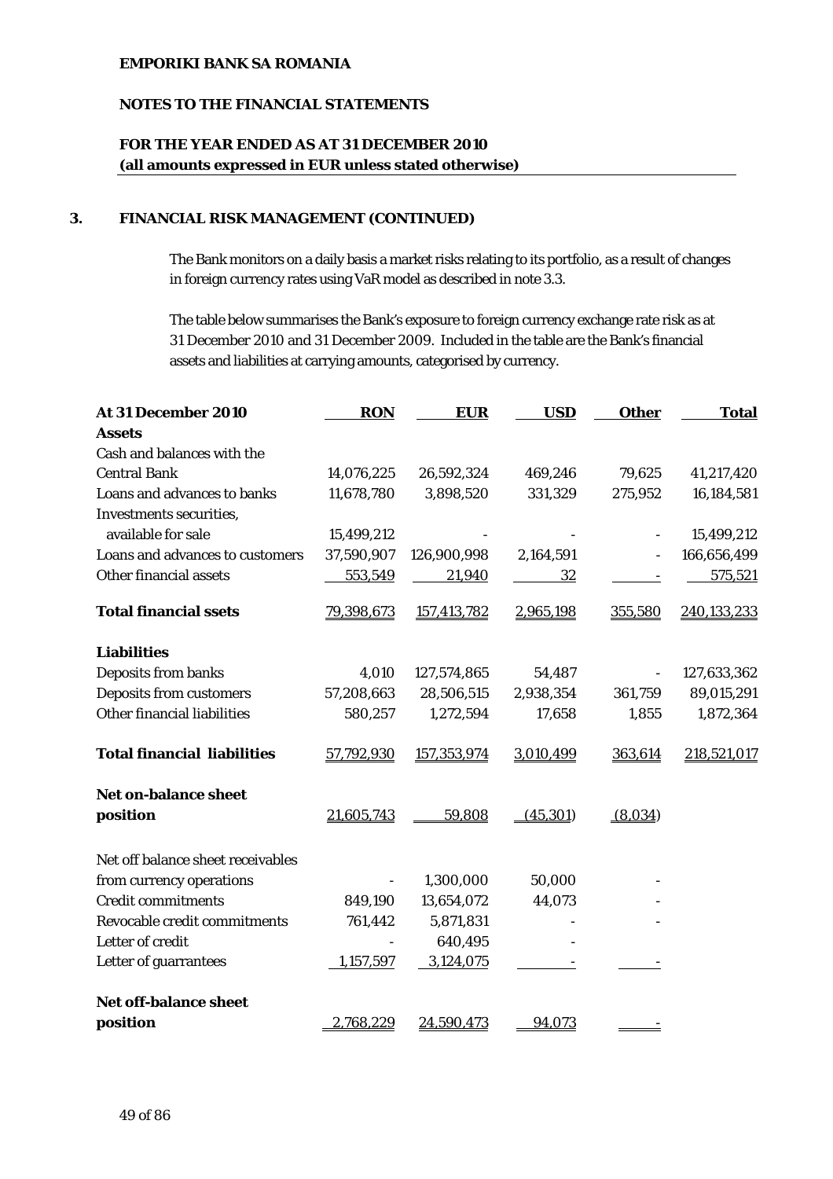**EMPORIKI BANK SA ROMANIA**

**NOTES TO THE FINANCIAL STATEMENTS**

**FOR THE YEAR ENDED AS AT 31 DECEMBER 2010**
**(all amounts expressed in EUR unless stated otherwise)**

## 3. FINANCIAL RISK MANAGEMENT (CONTINUED)

The Bank monitors on a daily basis a market risks relating to its portfolio, as a result of changes in foreign currency rates using VaR model as described in note 3.3.

The table below summarises the Bank's exposure to foreign currency exchange rate risk as at 31 December 2010 and 31 December 2009. Included in the table are the Bank's financial assets and liabilities at carrying amounts, categorised by currency.

| At 31 December 2010 | RON | EUR | USD | Other | Total |
|---|---|---|---|---|---|
| **Assets** | | | | | |
| Cash and balances with the Central Bank | 14,076,225 | 26,592,324 | 469,246 | 79,625 | 41,217,420 |
| Loans and advances to banks | 11,678,780 | 3,898,520 | 331,329 | 275,952 | 16,184,581 |
| Investments securities, available for sale | 15,499,212 | - | - | - | 15,499,212 |
| Loans and advances to customers | 37,590,907 | 126,900,998 | 2,164,591 | - | 166,656,499 |
| Other financial assets | 553,549 | 21,940 | 32 | - | 575,521 |
| **Total financial ssets** | 79,398,673 | 157,413,782 | 2,965,198 | 355,580 | 240,133,233 |
| **Liabilities** | | | | | |
| Deposits from banks | 4,010 | 127,574,865 | 54,487 | - | 127,633,362 |
| Deposits from customers | 57,208,663 | 28,506,515 | 2,938,354 | 361,759 | 89,015,291 |
| Other financial liabilities | 580,257 | 1,272,594 | 17,658 | 1,855 | 1,872,364 |
| **Total financial liabilities** | 57,792,930 | 157,353,974 | 3,010,499 | 363,614 | 218,521,017 |
| **Net on-balance sheet position** | 21,605,743 | 59,808 | (45,301) | (8,034) | |
| Net off balance sheet receivables from currency operations | - | 1,300,000 | 50,000 | - | |
| Credit commitments | 849,190 | 13,654,072 | 44,073 | - | |
| Revocable credit commitments | 761,442 | 5,871,831 | - | - | |
| Letter of credit | - | 640,495 | - | | |
| Letter of guarrantees | 1,157,597 | 3,124,075 | - | - | |
| **Net off-balance sheet position** | 2,768,229 | 24,590,473 | 94,073 | - | |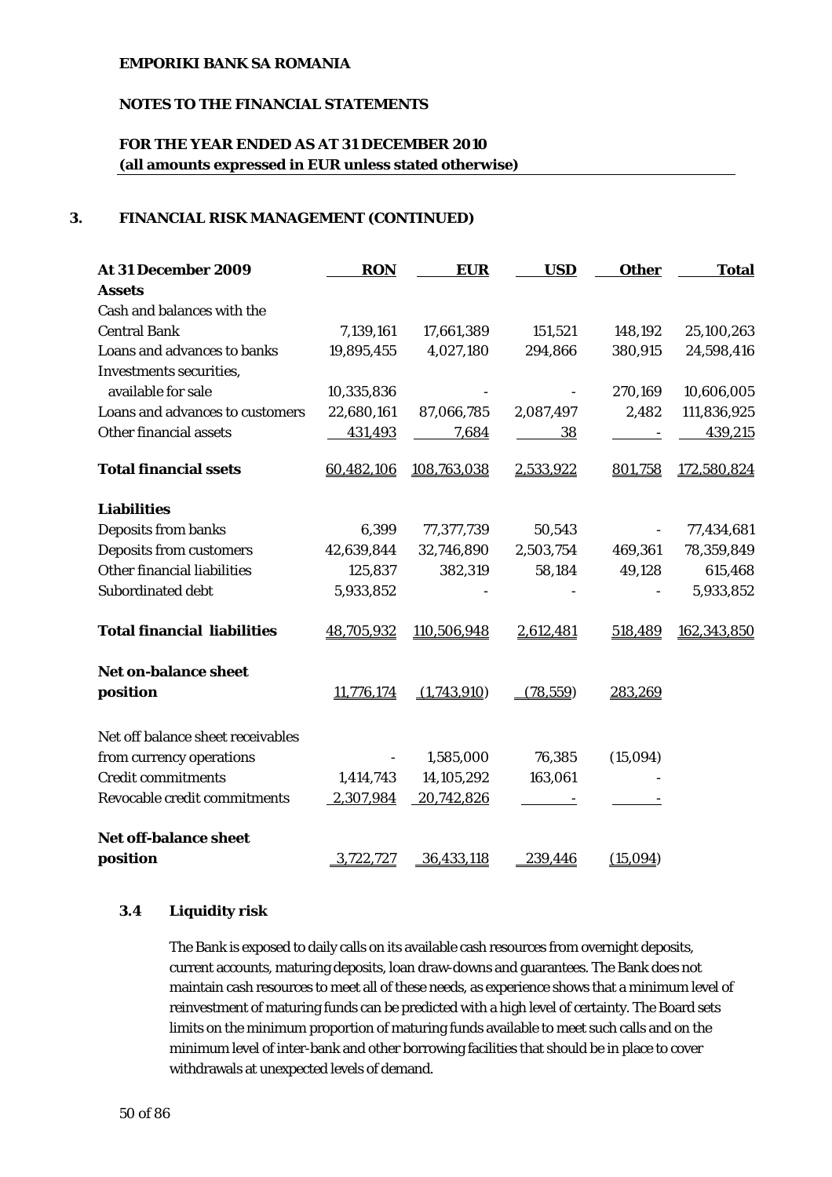**EMPORIKI BANK SA ROMANIA**

**NOTES TO THE FINANCIAL STATEMENTS**

**FOR THE YEAR ENDED AS AT 31 DECEMBER 2010**
**(all amounts expressed in EUR unless stated otherwise)**

## 3. FINANCIAL RISK MANAGEMENT (CONTINUED)

| At 31 December 2009 | RON | EUR | USD | Other | Total |
|---|---|---|---|---|---|
| **Assets** | | | | | |
| Cash and balances with the Central Bank | 7,139,161 | 17,661,389 | 151,521 | 148,192 | 25,100,263 |
| Loans and advances to banks | 19,895,455 | 4,027,180 | 294,866 | 380,915 | 24,598,416 |
| Investments securities, available for sale | 10,335,836 | - | - | 270,169 | 10,606,005 |
| Loans and advances to customers | 22,680,161 | 87,066,785 | 2,087,497 | 2,482 | 111,836,925 |
| Other financial assets | 431,493 | 7,684 | 38 | - | 439,215 |
| **Total financial ssets** | 60,482,106 | 108,763,038 | 2,533,922 | 801,758 | 172,580,824 |
| **Liabilities** | | | | | |
| Deposits from banks | 6,399 | 77,377,739 | 50,543 | - | 77,434,681 |
| Deposits from customers | 42,639,844 | 32,746,890 | 2,503,754 | 469,361 | 78,359,849 |
| Other financial liabilities | 125,837 | 382,319 | 58,184 | 49,128 | 615,468 |
| Subordinated debt | 5,933,852 | - | - | - | 5,933,852 |
| **Total financial liabilities** | 48,705,932 | 110,506,948 | 2,612,481 | 518,489 | 162,343,850 |
| **Net on-balance sheet position** | 11,776,174 | (1,743,910) | (78,559) | 283,269 | |
| Net off balance sheet receivables from currency operations | - | 1,585,000 | 76,385 | (15,094) | |
| Credit commitments | 1,414,743 | 14,105,292 | 163,061 | - | |
| Revocable credit commitments | 2,307,984 | 20,742,826 | - | - | |
| **Net off-balance sheet position** | 3,722,727 | 36,433,118 | 239,446 | (15,094) | |

### 3.4 Liquidity risk

The Bank is exposed to daily calls on its available cash resources from overnight deposits, current accounts, maturing deposits, loan draw-downs and guarantees. The Bank does not maintain cash resources to meet all of these needs, as experience shows that a minimum level of reinvestment of maturing funds can be predicted with a high level of certainty. The Board sets limits on the minimum proportion of maturing funds available to meet such calls and on the minimum level of inter-bank and other borrowing facilities that should be in place to cover withdrawals at unexpected levels of demand.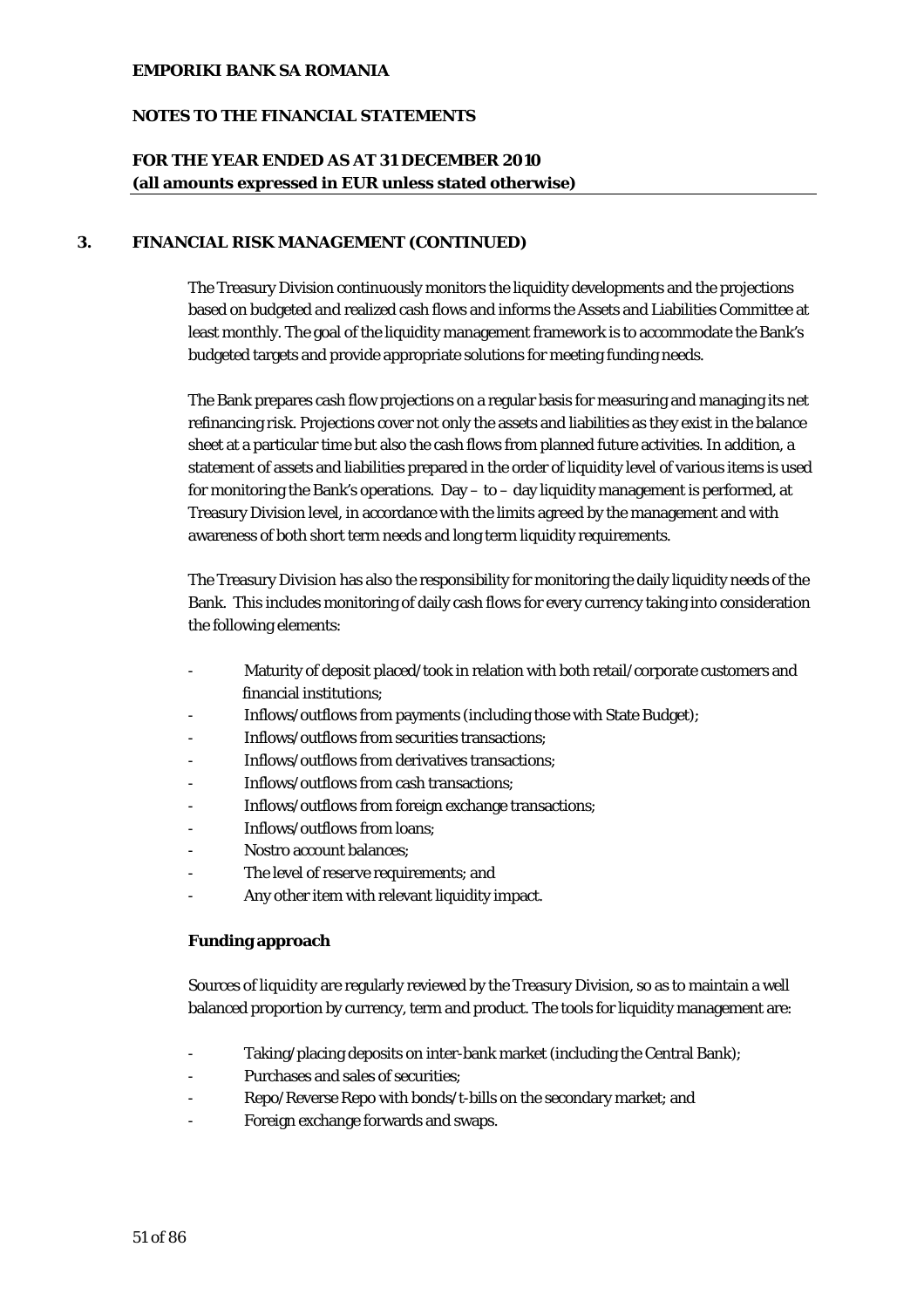## 3. FINANCIAL RISK MANAGEMENT (CONTINUED)

The Treasury Division continuously monitors the liquidity developments and the projections based on budgeted and realized cash flows and informs the Assets and Liabilities Committee at least monthly. The goal of the liquidity management framework is to accommodate the Bank's budgeted targets and provide appropriate solutions for meeting funding needs.

The Bank prepares cash flow projections on a regular basis for measuring and managing its net refinancing risk. Projections cover not only the assets and liabilities as they exist in the balance sheet at a particular time but also the cash flows from planned future activities. In addition, a statement of assets and liabilities prepared in the order of liquidity level of various items is used for monitoring the Bank's operations. Day – to – day liquidity management is performed, at Treasury Division level, in accordance with the limits agreed by the management and with awareness of both short term needs and long term liquidity requirements.

The Treasury Division has also the responsibility for monitoring the daily liquidity needs of the Bank. This includes monitoring of daily cash flows for every currency taking into consideration the following elements:

- Maturity of deposit placed/took in relation with both retail/corporate customers and financial institutions;
- Inflows/outflows from payments (including those with State Budget);
- Inflows/outflows from securities transactions;
- Inflows/outflows from derivatives transactions;
- Inflows/outflows from cash transactions;
- Inflows/outflows from foreign exchange transactions;
- Inflows/outflows from loans;
- Nostro account balances;
- The level of reserve requirements; and
- Any other item with relevant liquidity impact.

**Funding approach**

Sources of liquidity are regularly reviewed by the Treasury Division, so as to maintain a well balanced proportion by currency, term and product. The tools for liquidity management are:

- Taking/placing deposits on inter-bank market (including the Central Bank);
- Purchases and sales of securities;
- Repo/Reverse Repo with bonds/t-bills on the secondary market; and
- Foreign exchange forwards and swaps.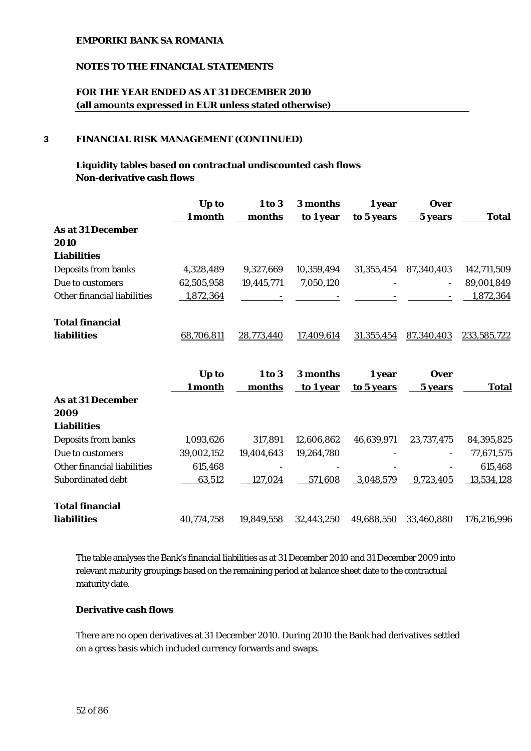## 3 FINANCIAL RISK MANAGEMENT (CONTINUED)

**Liquidity tables based on contractual undiscounted cash flows**
**Non-derivative cash flows**

| | Up to 1 month | 1 to 3 months | 3 months to 1 year | 1 year to 5 years | Over 5 years | Total |
|---|---|---|---|---|---|---|
| **As at 31 December 2010** | | | | | | |
| **Liabilities** | | | | | | |
| Deposits from banks | 4,328,489 | 9,327,669 | 10,359,494 | 31,355,454 | 87,340,403 | 142,711,509 |
| Due to customers | 62,505,958 | 19,445,771 | 7,050,120 | - | - | 89,001,849 |
| Other financial liabilities | 1,872,364 | - | - | - | - | 1,872,364 |
| **Total financial liabilities** | 68,706,811 | 28,773,440 | 17,409,614 | 31,355,454 | 87,340,403 | 233,585,722 |

| | Up to 1 month | 1 to 3 months | 3 months to 1 year | 1 year to 5 years | Over 5 years | Total |
|---|---|---|---|---|---|---|
| **As at 31 December 2009** | | | | | | |
| **Liabilities** | | | | | | |
| Deposits from banks | 1,093,626 | 317,891 | 12,606,862 | 46,639,971 | 23,737,475 | 84,395,825 |
| Due to customers | 39,002,152 | 19,404,643 | 19,264,780 | - | - | 77,671,575 |
| Other financial liabilities | 615,468 | - | - | - | - | 615,468 |
| Subordinated debt | 63,512 | 127,024 | 571,608 | 3,048,579 | 9,723,405 | 13,534,128 |
| **Total financial liabilities** | 40,774,758 | 19,849,558 | 32,443,250 | 49,688,550 | 33,460,880 | 176,216,996 |

The table analyses the Bank's financial liabilities as at 31 December 2010 and 31 December 2009 into relevant maturity groupings based on the remaining period at balance sheet date to the contractual maturity date.

**Derivative cash flows**

There are no open derivatives at 31 December 2010. During 2010 the Bank had derivatives settled on a gross basis which included currency forwards and swaps.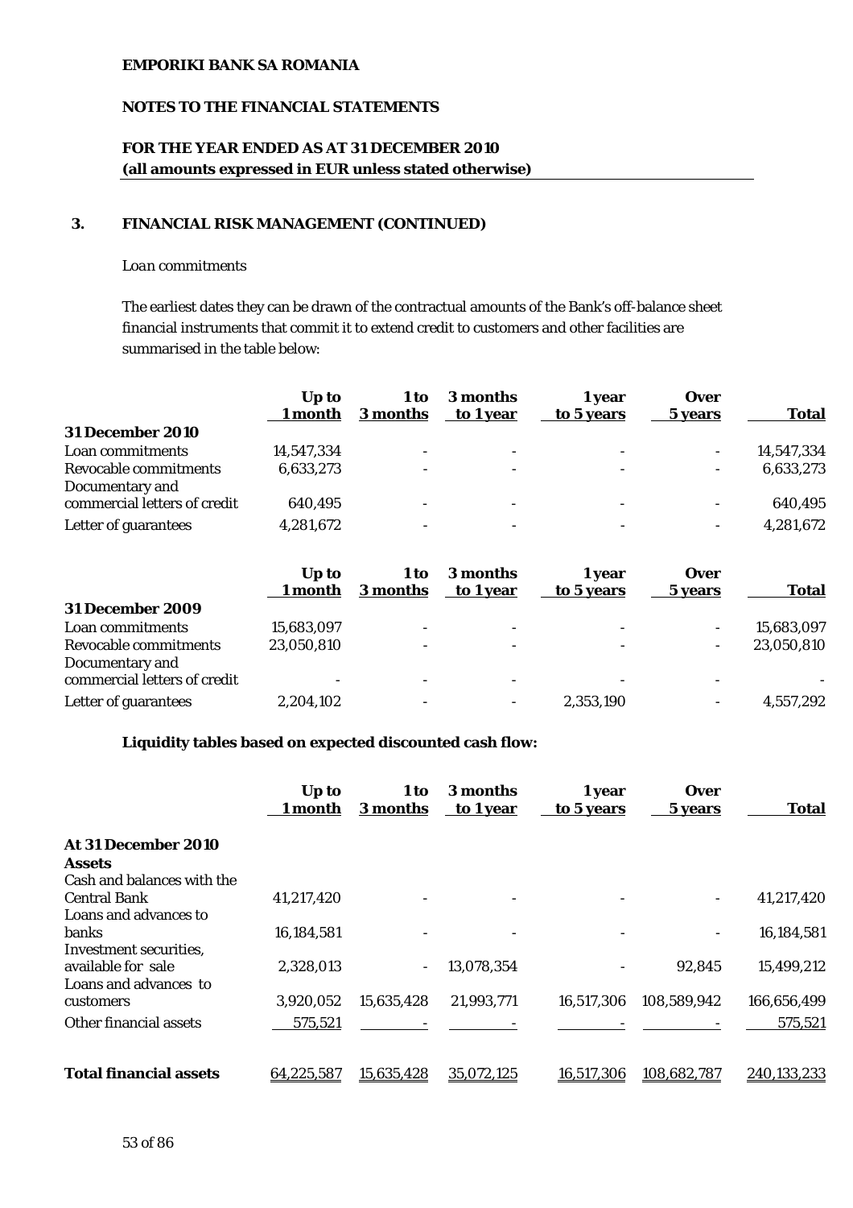**EMPORIKI BANK SA ROMANIA**

**NOTES TO THE FINANCIAL STATEMENTS**

**FOR THE YEAR ENDED AS AT 31 DECEMBER 2010**
**(all amounts expressed in EUR unless stated otherwise)**

## 3. FINANCIAL RISK MANAGEMENT (CONTINUED)

*Loan commitments*

The earliest dates they can be drawn of the contractual amounts of the Bank's off-balance sheet financial instruments that commit it to extend credit to customers and other facilities are summarised in the table below:

| | Up to 1 month | 1 to 3 months | 3 months to 1 year | 1 year to 5 years | Over 5 years | Total |
|---|---|---|---|---|---|---|
| **31 December 2010** | | | | | | |
| Loan commitments | 14,547,334 | - | - | - | - | 14,547,334 |
| Revocable commitments | 6,633,273 | - | - | - | - | 6,633,273 |
| Documentary and commercial letters of credit | 640,495 | - | - | - | - | 640,495 |
| Letter of guarantees | 4,281,672 | - | - | - | - | 4,281,672 |

| | Up to 1 month | 1 to 3 months | 3 months to 1 year | 1 year to 5 years | Over 5 years | Total |
|---|---|---|---|---|---|---|
| **31 December 2009** | | | | | | |
| Loan commitments | 15,683,097 | - | - | - | - | 15,683,097 |
| Revocable commitments | 23,050,810 | - | - | - | - | 23,050,810 |
| Documentary and commercial letters of credit | - | - | - | - | - | - |
| Letter of guarantees | 2,204,102 | - | - | 2,353,190 | - | 4,557,292 |

**Liquidity tables based on expected discounted cash flow:**

| | Up to 1 month | 1 to 3 months | 3 months to 1 year | 1 year to 5 years | Over 5 years | Total |
|---|---|---|---|---|---|---|
| **At 31 December 2010** | | | | | | |
| **Assets** | | | | | | |
| Cash and balances with the Central Bank | 41,217,420 | - | - | - | - | 41,217,420 |
| Loans and advances to banks | 16,184,581 | - | - | - | - | 16,184,581 |
| Investment securities, available for sale | 2,328,013 | - | 13,078,354 | - | 92,845 | 15,499,212 |
| Loans and advances to customers | 3,920,052 | 15,635,428 | 21,993,771 | 16,517,306 | 108,589,942 | 166,656,499 |
| Other financial assets | 575,521 | - | - | - | - | 575,521 |
| **Total financial assets** | 64,225,587 | 15,635,428 | 35,072,125 | 16,517,306 | 108,682,787 | 240,133,233 |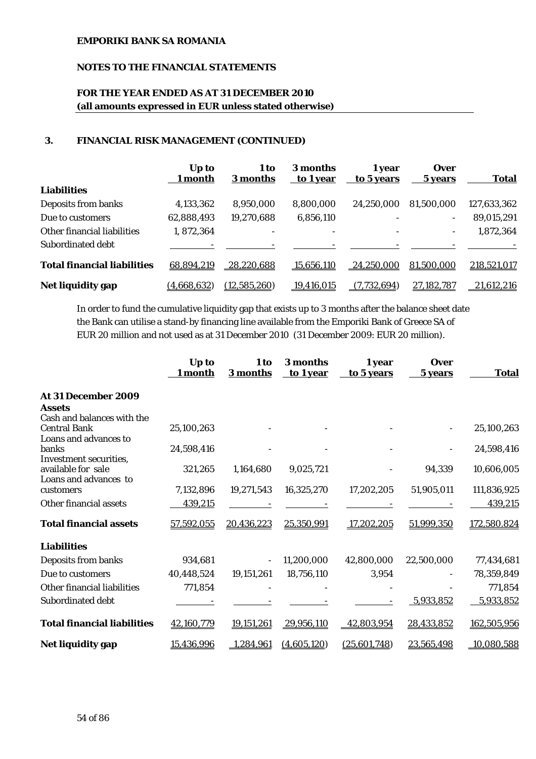**EMPORIKI BANK SA ROMANIA**

**NOTES TO THE FINANCIAL STATEMENTS**

**FOR THE YEAR ENDED AS AT 31 DECEMBER 2010**
**(all amounts expressed in EUR unless stated otherwise)**

## 3. FINANCIAL RISK MANAGEMENT (CONTINUED)

| | Up to 1 month | 1 to 3 months | 3 months to 1 year | 1 year to 5 years | Over 5 years | Total |
|---|---|---|---|---|---|---|
| **Liabilities** | | | | | | |
| Deposits from banks | 4,133,362 | 8,950,000 | 8,800,000 | 24,250,000 | 81,500,000 | 127,633,362 |
| Due to customers | 62,888,493 | 19,270,688 | 6,856,110 | - | - | 89,015,291 |
| Other financial liabilities | 1, 872,364 | - | - | - | - | 1,872,364 |
| Subordinated debt | - | - | - | - | - | - |
| **Total financial liabilities** | 68,894,219 | 28,220,688 | 15,656,110 | 24,250,000 | 81,500,000 | 218,521,017 |
| **Net liquidity gap** | (4,668,632) | (12,585,260) | 19,416,015 | (7,732,694) | 27,182,787 | 21,612,216 |

In order to fund the cumulative liquidity gap that exists up to 3 months after the balance sheet date the Bank can utilise a stand-by financing line available from the Emporiki Bank of Greece SA of EUR 20 million and not used as at 31 December 2010 (31 December 2009: EUR 20 million).

| | Up to 1 month | 1 to 3 months | 3 months to 1 year | 1 year to 5 years | Over 5 years | Total |
|---|---|---|---|---|---|---|
| **At 31 December 2009** | | | | | | |
| **Assets** | | | | | | |
| Cash and balances with the Central Bank | 25,100,263 | - | - | - | - | 25,100,263 |
| Loans and advances to banks | 24,598,416 | - | - | - | - | 24,598,416 |
| Investment securities, available for sale | 321,265 | 1,164,680 | 9,025,721 | - | 94,339 | 10,606,005 |
| Loans and advances to customers | 7,132,896 | 19,271,543 | 16,325,270 | 17,202,205 | 51,905,011 | 111,836,925 |
| Other financial assets | 439,215 | - | - | - | - | 439,215 |
| **Total financial assets** | 57,592,055 | 20,436,223 | 25,350,991 | 17,202,205 | 51,999,350 | 172,580.824 |
| **Liabilities** | | | | | | |
| Deposits from banks | 934,681 | - | 11,200,000 | 42,800,000 | 22,500,000 | 77,434,681 |
| Due to customers | 40,448,524 | 19,151,261 | 18,756,110 | 3,954 | - | 78,359,849 |
| Other financial liabilities | 771,854 | - | - | - | - | 771,854 |
| Subordinated debt | - | - | - | - | 5,933,852 | 5,933,852 |
| **Total financial liabilities** | 42,160,779 | 19,151,261 | 29,956,110 | 42,803,954 | 28,433,852 | 162,505,956 |
| **Net liquidity gap** | 15,436,996 | 1,284,961 | (4,605,120) | (25,601,748) | 23,565,498 | 10,080,588 |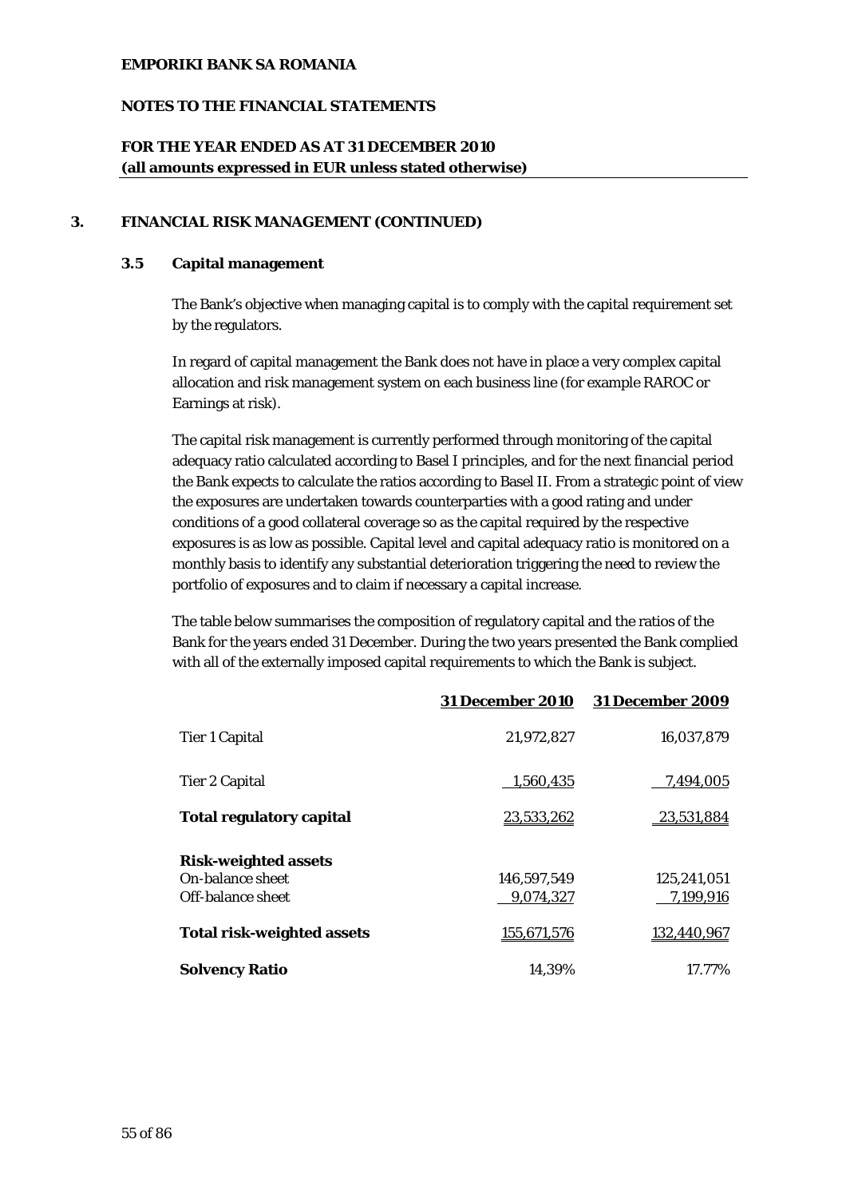## 3. FINANCIAL RISK MANAGEMENT (CONTINUED)

### 3.5 Capital management

The Bank's objective when managing capital is to comply with the capital requirement set by the regulators.

In regard of capital management the Bank does not have in place a very complex capital allocation and risk management system on each business line (for example RAROC or Earnings at risk).

The capital risk management is currently performed through monitoring of the capital adequacy ratio calculated according to Basel I principles, and for the next financial period the Bank expects to calculate the ratios according to Basel II. From a strategic point of view the exposures are undertaken towards counterparties with a good rating and under conditions of a good collateral coverage so as the capital required by the respective exposures is as low as possible. Capital level and capital adequacy ratio is monitored on a monthly basis to identify any substantial deterioration triggering the need to review the portfolio of exposures and to claim if necessary a capital increase.

The table below summarises the composition of regulatory capital and the ratios of the Bank for the years ended 31 December. During the two years presented the Bank complied with all of the externally imposed capital requirements to which the Bank is subject.

| | 31 December 2010 | 31 December 2009 |
|---|---|---|
| Tier 1 Capital | 21,972,827 | 16,037,879 |
| Tier 2 Capital | 1,560,435 | 7,494,005 |
| **Total regulatory capital** | 23,533,262 | 23,531,884 |
| **Risk-weighted assets** | | |
| On-balance sheet | 146,597,549 | 125,241,051 |
| Off-balance sheet | 9,074,327 | 7,199,916 |
| **Total risk-weighted assets** | 155,671,576 | 132,440,967 |
| **Solvency Ratio** | 14,39% | 17.77% |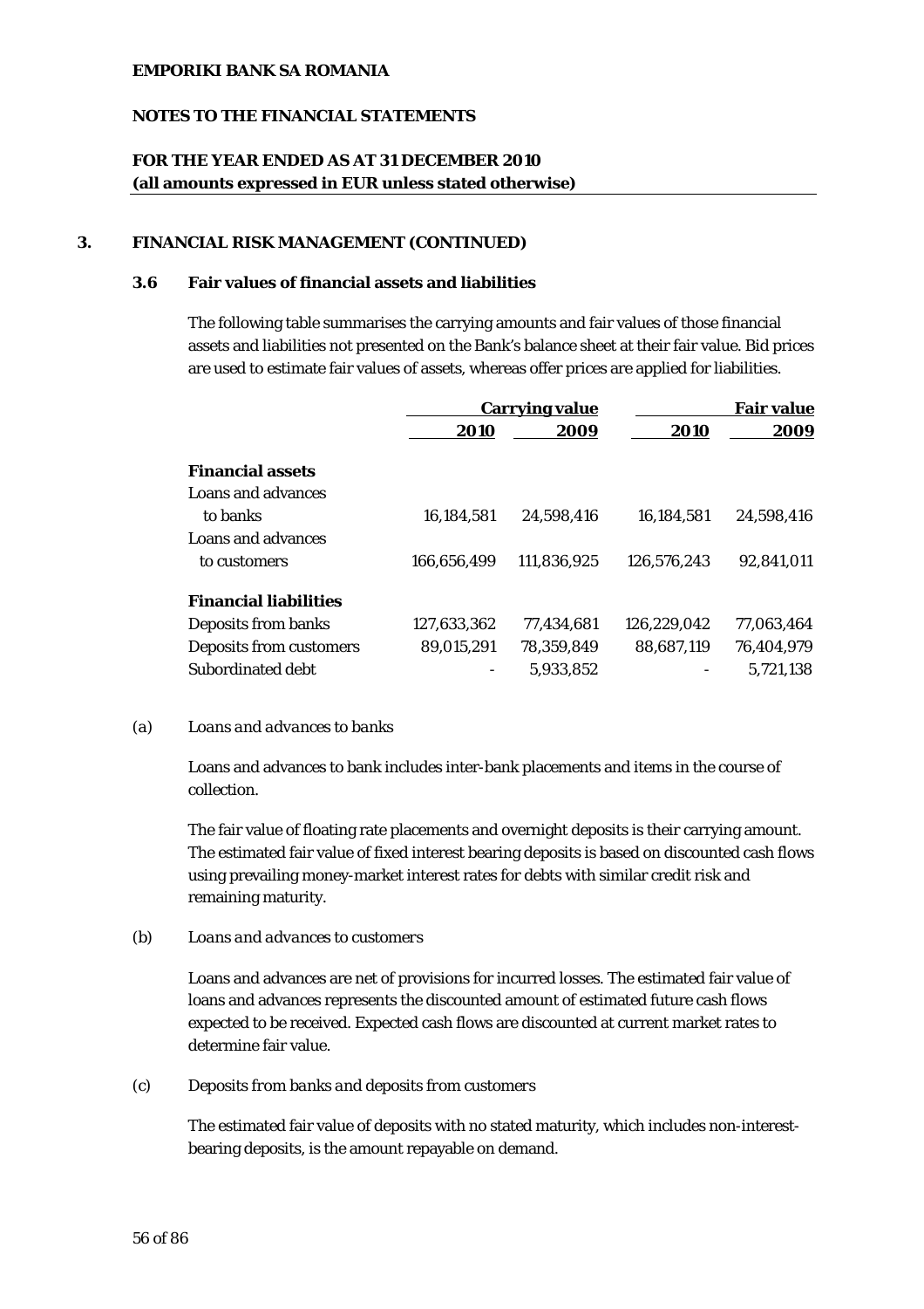## 3. FINANCIAL RISK MANAGEMENT (CONTINUED)

### 3.6 Fair values of financial assets and liabilities

The following table summarises the carrying amounts and fair values of those financial assets and liabilities not presented on the Bank's balance sheet at their fair value. Bid prices are used to estimate fair values of assets, whereas offer prices are applied for liabilities.

| | Carrying value | | Fair value | |
|---|---|---|---|---|
| | **2010** | **2009** | **2010** | **2009** |
| **Financial assets** | | | | |
| Loans and advances to banks | 16,184,581 | 24,598,416 | 16,184,581 | 24,598,416 |
| Loans and advances to customers | 166,656,499 | 111,836,925 | 126,576,243 | 92,841,011 |
| **Financial liabilities** | | | | |
| Deposits from banks | 127,633,362 | 77,434,681 | 126,229,042 | 77,063,464 |
| Deposits from customers | 89,015,291 | 78,359,849 | 88,687,119 | 76,404,979 |
| Subordinated debt | - | 5,933,852 | - | 5,721,138 |

(a) *Loans and advances to banks*

Loans and advances to bank includes inter-bank placements and items in the course of collection.

The fair value of floating rate placements and overnight deposits is their carrying amount. The estimated fair value of fixed interest bearing deposits is based on discounted cash flows using prevailing money-market interest rates for debts with similar credit risk and remaining maturity.

(b) *Loans and advances to customers*

Loans and advances are net of provisions for incurred losses. The estimated fair value of loans and advances represents the discounted amount of estimated future cash flows expected to be received. Expected cash flows are discounted at current market rates to determine fair value.

(c) *Deposits from banks and deposits from customers*

The estimated fair value of deposits with no stated maturity, which includes non-interest-bearing deposits, is the amount repayable on demand.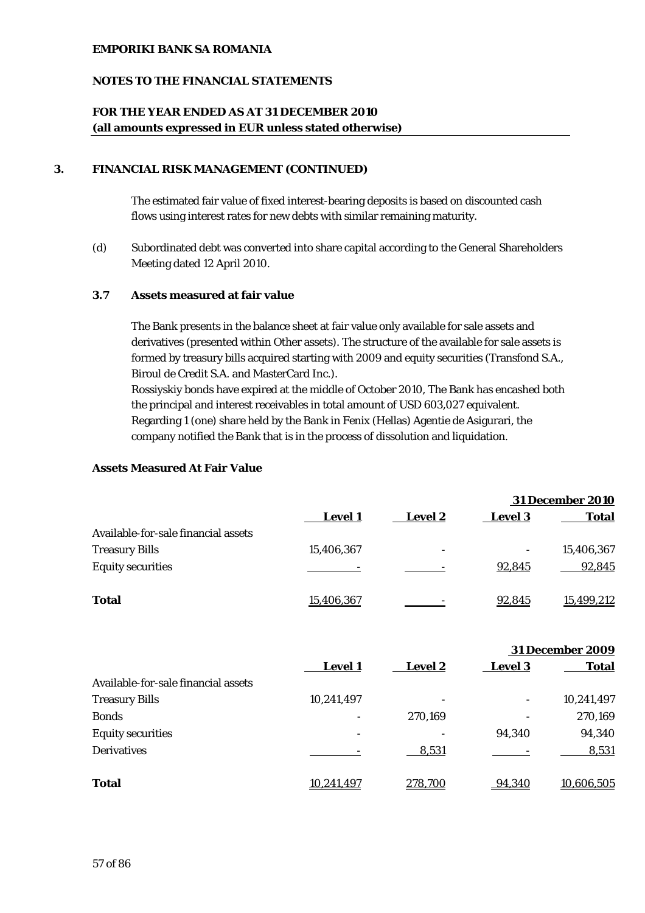## 3. FINANCIAL RISK MANAGEMENT (CONTINUED)

The estimated fair value of fixed interest-bearing deposits is based on discounted cash flows using interest rates for new debts with similar remaining maturity.

(d) Subordinated debt was converted into share capital according to the General Shareholders Meeting dated 12 April 2010.

### 3.7 Assets measured at fair value

The Bank presents in the balance sheet at fair value only available for sale assets and derivatives (presented within Other assets). The structure of the available for sale assets is formed by treasury bills acquired starting with 2009 and equity securities (Transfond S.A., Biroul de Credit S.A. and MasterCard Inc.).

Rossiyskiy bonds have expired at the middle of October 2010, The Bank has encashed both the principal and interest receivables in total amount of USD 603,027 equivalent.

Regarding 1 (one) share held by the Bank in Fenix (Hellas) Agentie de Asigurari, the company notified the Bank that is in the process of dissolution and liquidation.

**Assets Measured At Fair Value**

| | | | | **31 December 2010** |
|---|---|---|---|---|
| | **Level 1** | **Level 2** | **Level 3** | **Total** |
| Available-for-sale financial assets | | | | |
| Treasury Bills | 15,406,367 | - | - | 15,406,367 |
| Equity securities | - | - | 92,845 | 92,845 |
| **Total** | 15,406,367 | - | 92,845 | 15,499,212 |

| | | | | **31 December 2009** |
|---|---|---|---|---|
| | **Level 1** | **Level 2** | **Level 3** | **Total** |
| Available-for-sale financial assets | | | | |
| Treasury Bills | 10,241,497 | - | - | 10,241,497 |
| Bonds | - | 270,169 | - | 270,169 |
| Equity securities | - | - | 94,340 | 94,340 |
| Derivatives | - | 8,531 | - | 8,531 |
| **Total** | 10,241,497 | 278,700 | 94,340 | 10,606,505 |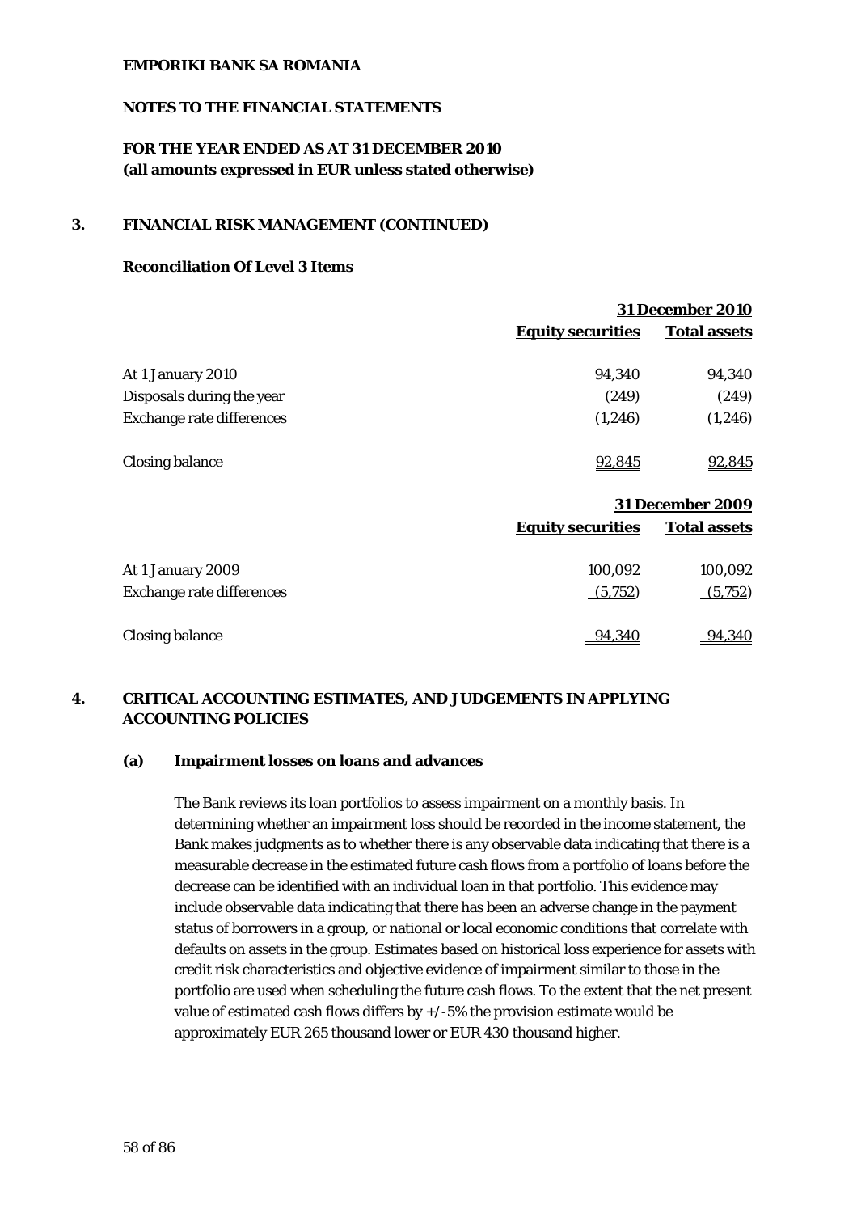**EMPORIKI BANK SA ROMANIA**

**NOTES TO THE FINANCIAL STATEMENTS**

**FOR THE YEAR ENDED AS AT 31 DECEMBER 2010**
**(all amounts expressed in EUR unless stated otherwise)**

## 3. FINANCIAL RISK MANAGEMENT (CONTINUED)

### Reconciliation Of Level 3 Items

| | **31 December 2010** | |
|---|---|---|
| | **Equity securities** | **Total assets** |
| At 1 January 2010 | 94,340 | 94,340 |
| Disposals during the year | (249) | (249) |
| Exchange rate differences | (1,246) | (1,246) |
| Closing balance | 92,845 | 92,845 |

| | **31 December 2009** | |
|---|---|---|
| | **Equity securities** | **Total assets** |
| At 1 January 2009 | 100,092 | 100,092 |
| Exchange rate differences | (5,752) | (5,752) |
| Closing balance | 94,340 | 94,340 |

## 4. CRITICAL ACCOUNTING ESTIMATES, AND JUDGEMENTS IN APPLYING ACCOUNTING POLICIES

### (a) Impairment losses on loans and advances

The Bank reviews its loan portfolios to assess impairment on a monthly basis. In determining whether an impairment loss should be recorded in the income statement, the Bank makes judgments as to whether there is any observable data indicating that there is a measurable decrease in the estimated future cash flows from a portfolio of loans before the decrease can be identified with an individual loan in that portfolio. This evidence may include observable data indicating that there has been an adverse change in the payment status of borrowers in a group, or national or local economic conditions that correlate with defaults on assets in the group. Estimates based on historical loss experience for assets with credit risk characteristics and objective evidence of impairment similar to those in the portfolio are used when scheduling the future cash flows. To the extent that the net present value of estimated cash flows differs by +/-5% the provision estimate would be approximately EUR 265 thousand lower or EUR 430 thousand higher.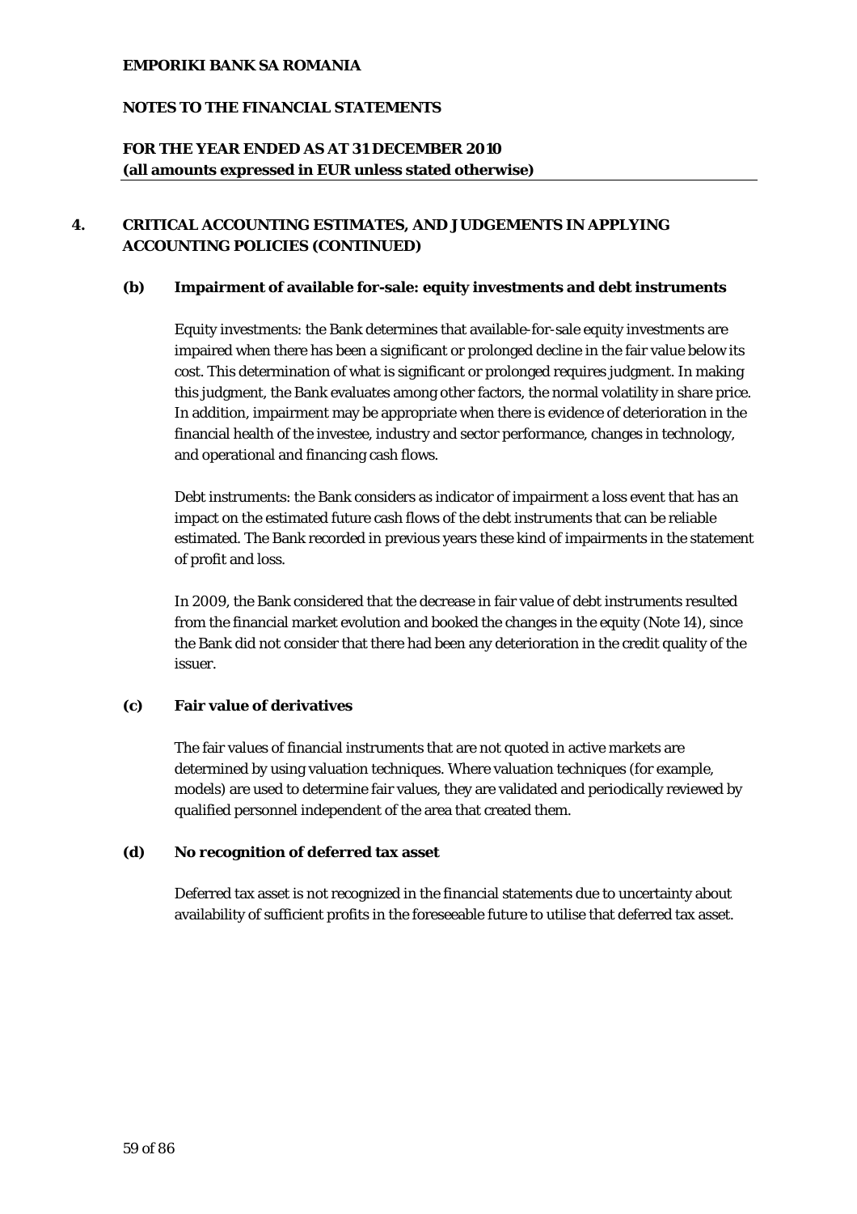## 4. CRITICAL ACCOUNTING ESTIMATES, AND JUDGEMENTS IN APPLYING ACCOUNTING POLICIES (CONTINUED)

### (b) Impairment of available for-sale: equity investments and debt instruments

Equity investments: the Bank determines that available-for-sale equity investments are impaired when there has been a significant or prolonged decline in the fair value below its cost. This determination of what is significant or prolonged requires judgment. In making this judgment, the Bank evaluates among other factors, the normal volatility in share price. In addition, impairment may be appropriate when there is evidence of deterioration in the financial health of the investee, industry and sector performance, changes in technology, and operational and financing cash flows.

Debt instruments: the Bank considers as indicator of impairment a loss event that has an impact on the estimated future cash flows of the debt instruments that can be reliable estimated. The Bank recorded in previous years these kind of impairments in the statement of profit and loss.

In 2009, the Bank considered that the decrease in fair value of debt instruments resulted from the financial market evolution and booked the changes in the equity (Note 14), since the Bank did not consider that there had been any deterioration in the credit quality of the issuer.

### (c) Fair value of derivatives

The fair values of financial instruments that are not quoted in active markets are determined by using valuation techniques. Where valuation techniques (for example, models) are used to determine fair values, they are validated and periodically reviewed by qualified personnel independent of the area that created them.

### (d) No recognition of deferred tax asset

Deferred tax asset is not recognized in the financial statements due to uncertainty about availability of sufficient profits in the foreseeable future to utilise that deferred tax asset.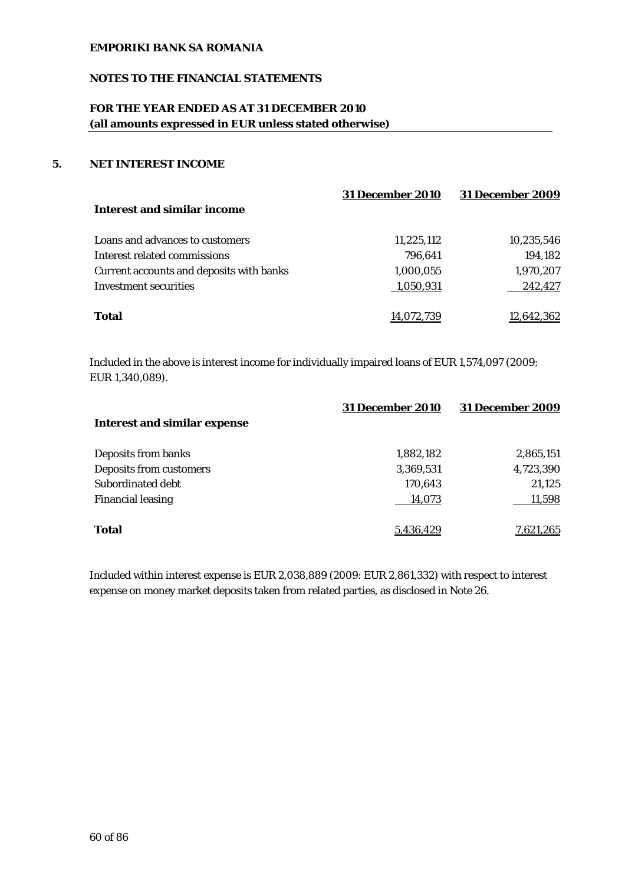**EMPORIKI BANK SA ROMANIA**

**NOTES TO THE FINANCIAL STATEMENTS**

**FOR THE YEAR ENDED AS AT 31 DECEMBER 2010**
**(all amounts expressed in EUR unless stated otherwise)**

## 5. NET INTEREST INCOME

| **Interest and similar income** | **31 December 2010** | **31 December 2009** |
|---|---|---|
| Loans and advances to customers | 11,225,112 | 10,235,546 |
| Interest related commissions | 796,641 | 194,182 |
| Current accounts and deposits with banks | 1,000,055 | 1,970,207 |
| Investment securities | 1,050,931 | 242,427 |
| **Total** | 14,072,739 | 12,642,362 |

Included in the above is interest income for individually impaired loans of EUR 1,574,097 (2009: EUR 1,340,089).

| **Interest and similar expense** | **31 December 2010** | **31 December 2009** |
|---|---|---|
| Deposits from banks | 1,882,182 | 2,865,151 |
| Deposits from customers | 3,369,531 | 4,723,390 |
| Subordinated debt | 170,643 | 21,125 |
| Financial leasing | 14,073 | 11,598 |
| **Total** | 5,436,429 | 7,621,265 |

Included within interest expense is EUR 2,038,889 (2009: EUR 2,861,332) with respect to interest expense on money market deposits taken from related parties, as disclosed in Note 26.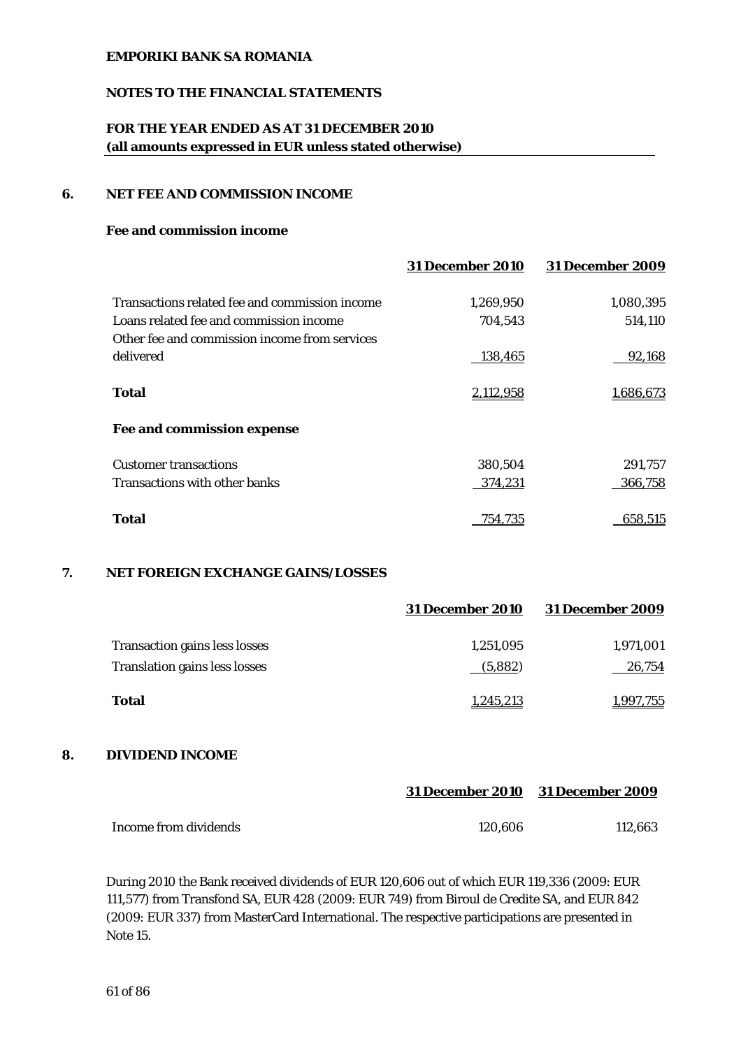**EMPORIKI BANK SA ROMANIA**

**NOTES TO THE FINANCIAL STATEMENTS**

**FOR THE YEAR ENDED AS AT 31 DECEMBER 2010**
**(all amounts expressed in EUR unless stated otherwise)**

## 6. NET FEE AND COMMISSION INCOME

**Fee and commission income**

| | 31 December 2010 | 31 December 2009 |
|---|---|---|
| Transactions related fee and commission income | 1,269,950 | 1,080,395 |
| Loans related fee and commission income | 704,543 | 514,110 |
| Other fee and commission income from services delivered | 138,465 | 92,168 |
| **Total** | 2,112,958 | 1,686,673 |
| **Fee and commission expense** | | |
| Customer transactions | 380,504 | 291,757 |
| Transactions with other banks | 374,231 | 366,758 |
| **Total** | 754,735 | 658,515 |

## 7. NET FOREIGN EXCHANGE GAINS/LOSSES

| | 31 December 2010 | 31 December 2009 |
|---|---|---|
| Transaction gains less losses | 1,251,095 | 1,971,001 |
| Translation gains less losses | (5,882) | 26,754 |
| **Total** | 1,245,213 | 1,997,755 |

## 8. DIVIDEND INCOME

| | 31 December 2010 | 31 December 2009 |
|---|---|---|
| Income from dividends | 120,606 | 112,663 |

During 2010 the Bank received dividends of EUR 120,606 out of which EUR 119,336 (2009: EUR 111,577) from Transfond SA, EUR 428 (2009: EUR 749) from Biroul de Credite SA, and EUR 842 (2009: EUR 337) from MasterCard International. The respective participations are presented in Note 15.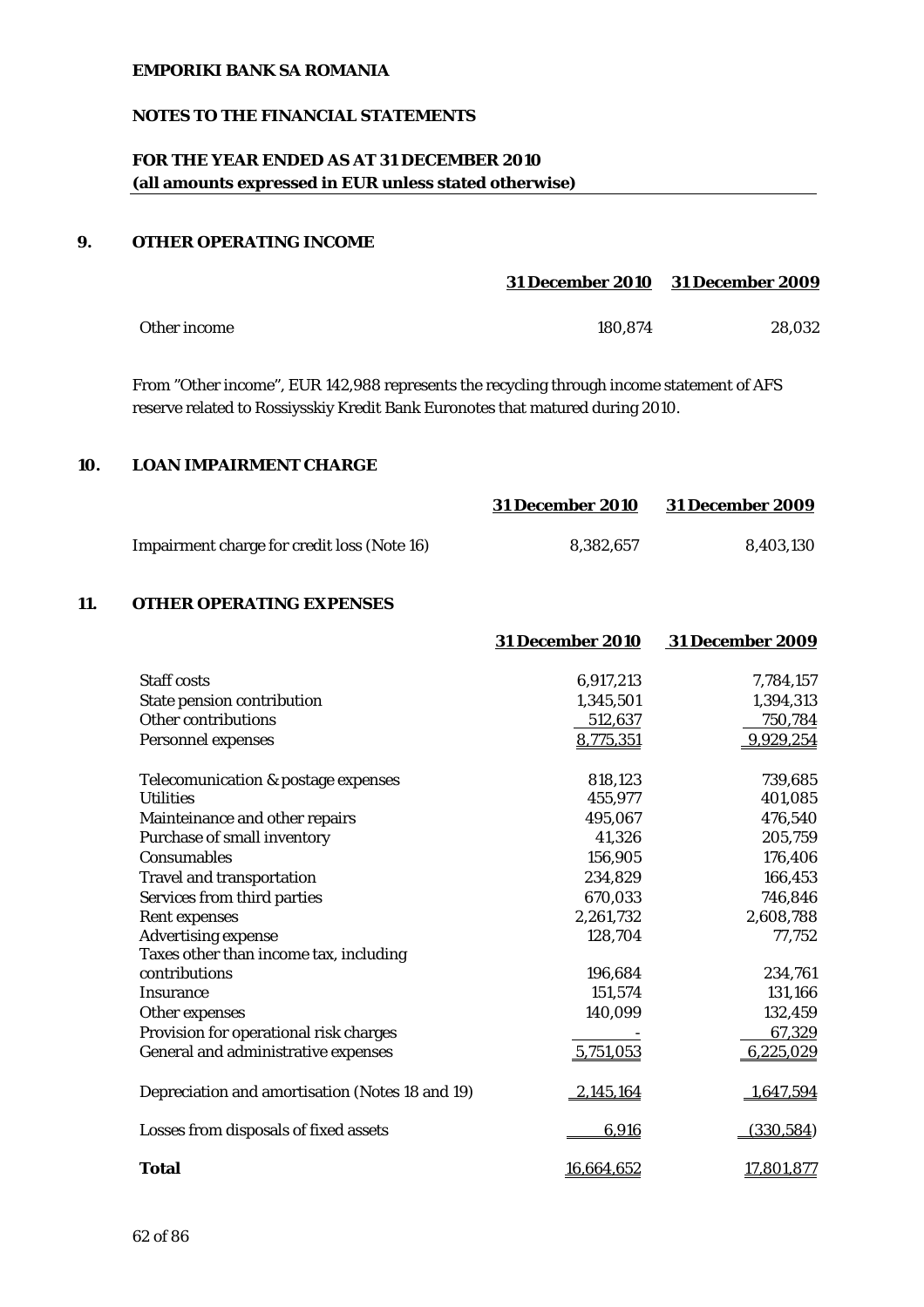**EMPORIKI BANK SA ROMANIA**

**NOTES TO THE FINANCIAL STATEMENTS**

**FOR THE YEAR ENDED AS AT 31 DECEMBER 2010**
**(all amounts expressed in EUR unless stated otherwise)**

## 9. OTHER OPERATING INCOME

| | 31 December 2010 | 31 December 2009 |
|---|---|---|
| Other income | 180,874 | 28,032 |

From "Other income", EUR 142,988 represents the recycling through income statement of AFS reserve related to Rossiysskiy Kredit Bank Euronotes that matured during 2010.

## 10. LOAN IMPAIRMENT CHARGE

| | 31 December 2010 | 31 December 2009 |
|---|---|---|
| Impairment charge for credit loss (Note 16) | 8,382,657 | 8,403,130 |

## 11. OTHER OPERATING EXPENSES

| | 31 December 2010 | 31 December 2009 |
|---|---|---|
| Staff costs | 6,917,213 | 7,784,157 |
| State pension contribution | 1,345,501 | 1,394,313 |
| Other contributions | 512,637 | 750,784 |
| Personnel expenses | 8,775,351 | 9,929,254 |
| | | |
| Telecomunication & postage expenses | 818,123 | 739,685 |
| Utilities | 455,977 | 401,085 |
| Mainteinance and other repairs | 495,067 | 476,540 |
| Purchase of small inventory | 41,326 | 205,759 |
| Consumables | 156,905 | 176,406 |
| Travel and transportation | 234,829 | 166,453 |
| Services from third parties | 670,033 | 746,846 |
| Rent expenses | 2,261,732 | 2,608,788 |
| Advertising expense | 128,704 | 77,752 |
| Taxes other than income tax, including contributions | 196,684 | 234,761 |
| Insurance | 151,574 | 131,166 |
| Other expenses | 140,099 | 132,459 |
| Provision for operational risk charges | - | 67,329 |
| General and administrative expenses | 5,751,053 | 6,225,029 |
| | | |
| Depreciation and amortisation (Notes 18 and 19) | 2,145,164 | 1,647,594 |
| | | |
| Losses from disposals of fixed assets | 6,916 | (330,584) |
| | | |
| **Total** | 16,664,652 | 17,801,877 |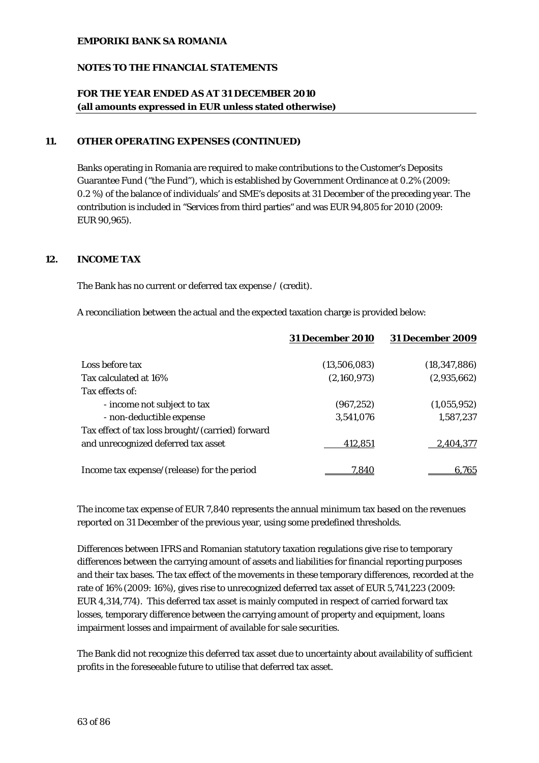## 11. OTHER OPERATING EXPENSES (CONTINUED)

Banks operating in Romania are required to make contributions to the Customer's Deposits Guarantee Fund ("the Fund"), which is established by Government Ordinance at 0.2% (2009: 0.2 %) of the balance of individuals' and SME's deposits at 31 December of the preceding year. The contribution is included in "Services from third parties" and was EUR 94,805 for 2010 (2009: EUR 90,965).

## 12. INCOME TAX

The Bank has no current or deferred tax expense / (credit).

A reconciliation between the actual and the expected taxation charge is provided below:

| | 31 December 2010 | 31 December 2009 |
|---|---|---|
| Loss before tax | (13,506,083) | (18,347,886) |
| Tax calculated at 16% | (2,160,973) | (2,935,662) |
| Tax effects of: | | |
| - income not subject to tax | (967,252) | (1,055,952) |
| - non-deductible expense | 3,541,076 | 1,587,237 |
| Tax effect of tax loss brought/(carried) forward and unrecognized deferred tax asset | 412,851 | 2,404,377 |
| Income tax expense/(release) for the period | 7,840 | 6,765 |

The income tax expense of EUR 7,840 represents the annual minimum tax based on the revenues reported on 31 December of the previous year, using some predefined thresholds.

Differences between IFRS and Romanian statutory taxation regulations give rise to temporary differences between the carrying amount of assets and liabilities for financial reporting purposes and their tax bases. The tax effect of the movements in these temporary differences, recorded at the rate of 16% (2009: 16%), gives rise to unrecognized deferred tax asset of EUR 5,741,223 (2009: EUR 4,314,774). This deferred tax asset is mainly computed in respect of carried forward tax losses, temporary difference between the carrying amount of property and equipment, loans impairment losses and impairment of available for sale securities.

The Bank did not recognize this deferred tax asset due to uncertainty about availability of sufficient profits in the foreseeable future to utilise that deferred tax asset.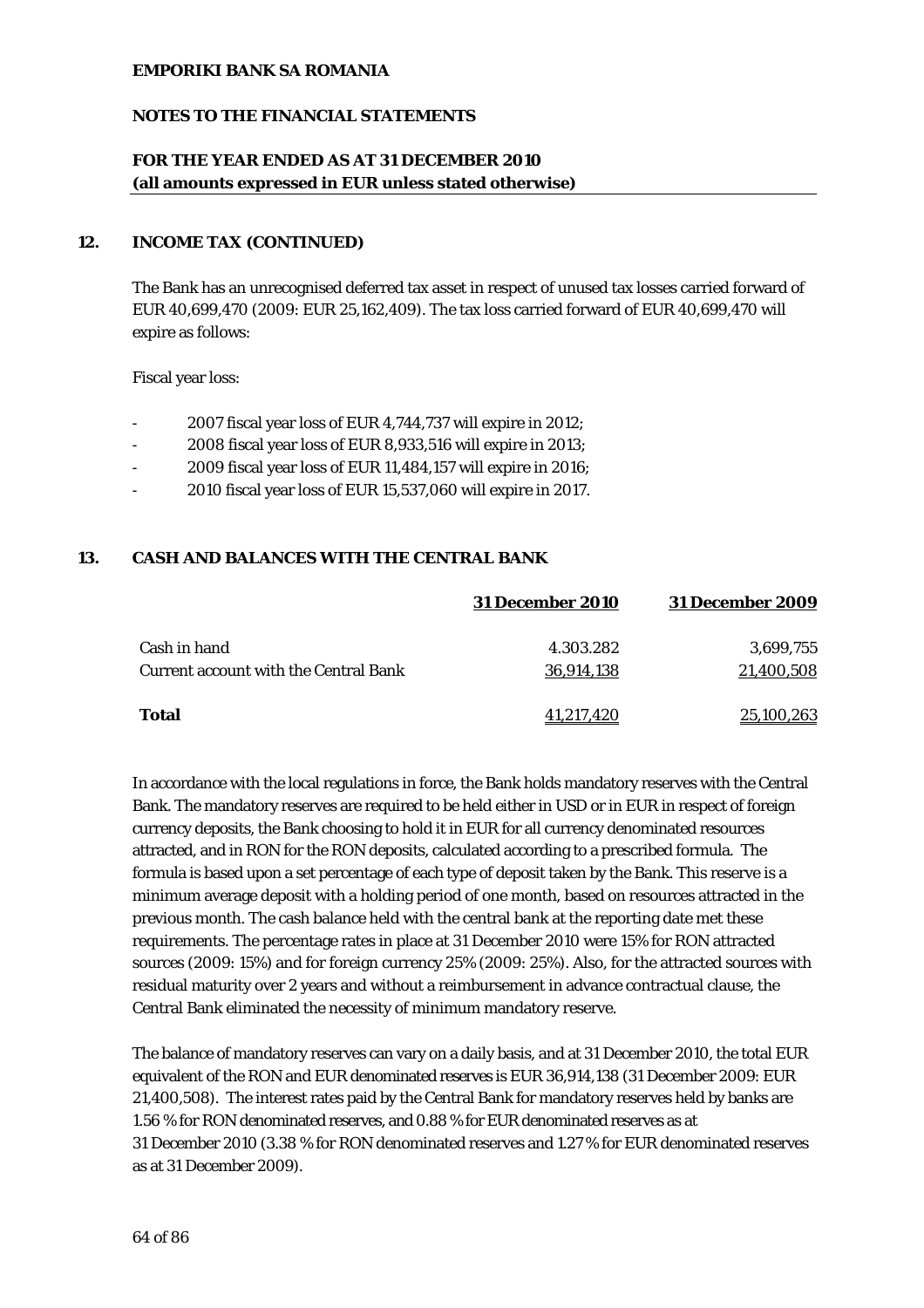## 12. INCOME TAX (CONTINUED)

The Bank has an unrecognised deferred tax asset in respect of unused tax losses carried forward of EUR 40,699,470 (2009: EUR 25,162,409). The tax loss carried forward of EUR 40,699,470 will expire as follows:

Fiscal year loss:

- 2007 fiscal year loss of EUR 4,744,737 will expire in 2012;
- 2008 fiscal year loss of EUR 8,933,516 will expire in 2013;
- 2009 fiscal year loss of EUR 11,484,157 will expire in 2016;
- 2010 fiscal year loss of EUR 15,537,060 will expire in 2017.

## 13. CASH AND BALANCES WITH THE CENTRAL BANK

| | 31 December 2010 | 31 December 2009 |
|---|---|---|
| Cash in hand | 4.303.282 | 3,699,755 |
| Current account with the Central Bank | 36,914,138 | 21,400,508 |
| **Total** | 41,217,420 | 25,100,263 |

In accordance with the local regulations in force, the Bank holds mandatory reserves with the Central Bank. The mandatory reserves are required to be held either in USD or in EUR in respect of foreign currency deposits, the Bank choosing to hold it in EUR for all currency denominated resources attracted, and in RON for the RON deposits, calculated according to a prescribed formula. The formula is based upon a set percentage of each type of deposit taken by the Bank. This reserve is a minimum average deposit with a holding period of one month, based on resources attracted in the previous month. The cash balance held with the central bank at the reporting date met these requirements. The percentage rates in place at 31 December 2010 were 15% for RON attracted sources (2009: 15%) and for foreign currency 25% (2009: 25%). Also, for the attracted sources with residual maturity over 2 years and without a reimbursement in advance contractual clause, the Central Bank eliminated the necessity of minimum mandatory reserve.

The balance of mandatory reserves can vary on a daily basis, and at 31 December 2010, the total EUR equivalent of the RON and EUR denominated reserves is EUR 36,914,138 (31 December 2009: EUR 21,400,508). The interest rates paid by the Central Bank for mandatory reserves held by banks are 1.56 % for RON denominated reserves, and 0.88 % for EUR denominated reserves as at 31 December 2010 (3.38 % for RON denominated reserves and 1.27 % for EUR denominated reserves as at 31 December 2009).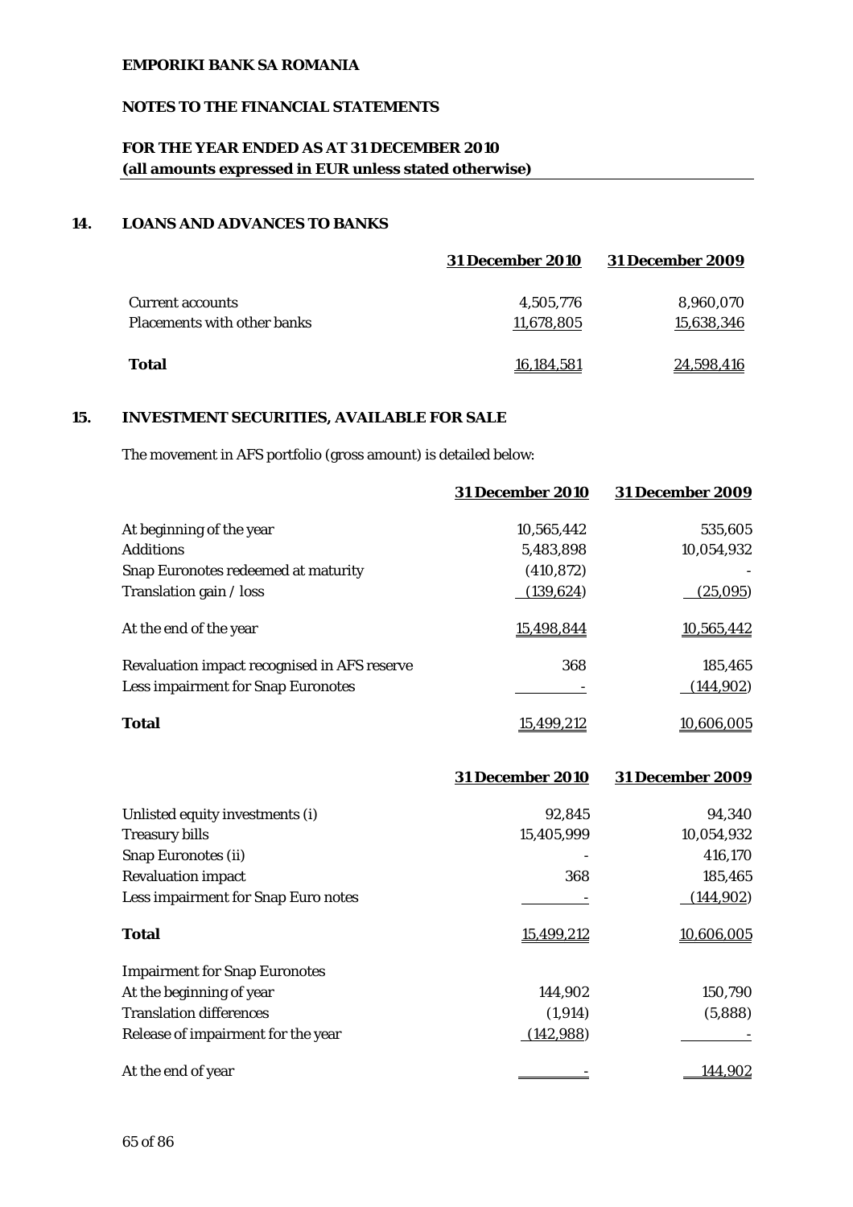**EMPORIKI BANK SA ROMANIA**

**NOTES TO THE FINANCIAL STATEMENTS**

**FOR THE YEAR ENDED AS AT 31 DECEMBER 2010**
**(all amounts expressed in EUR unless stated otherwise)**

## 14. LOANS AND ADVANCES TO BANKS

| | 31 December 2010 | 31 December 2009 |
|---|---|---|
| Current accounts | 4,505,776 | 8,960,070 |
| Placements with other banks | 11,678,805 | 15,638,346 |
| **Total** | 16,184,581 | 24,598,416 |

## 15. INVESTMENT SECURITIES, AVAILABLE FOR SALE

The movement in AFS portfolio (gross amount) is detailed below:

| | 31 December 2010 | 31 December 2009 |
|---|---|---|
| At beginning of the year | 10,565,442 | 535,605 |
| Additions | 5,483,898 | 10,054,932 |
| Snap Euronotes redeemed at maturity | (410,872) | - |
| Translation gain / loss | (139,624) | (25,095) |
| At the end of the year | 15,498,844 | 10,565,442 |
| Revaluation impact recognised in AFS reserve | 368 | 185,465 |
| Less impairment for Snap Euronotes | - | (144,902) |
| **Total** | 15,499,212 | 10,606,005 |

| | 31 December 2010 | 31 December 2009 |
|---|---|---|
| Unlisted equity investments (i) | 92,845 | 94,340 |
| Treasury bills | 15,405,999 | 10,054,932 |
| Snap Euronotes (ii) | - | 416,170 |
| Revaluation impact | 368 | 185,465 |
| Less impairment for Snap Euro notes | - | (144,902) |
| **Total** | 15,499,212 | 10,606,005 |
| Impairment for Snap Euronotes | | |
| At the beginning of year | 144,902 | 150,790 |
| Translation differences | (1,914) | (5,888) |
| Release of impairment for the year | (142,988) | - |
| At the end of year | - | 144,902 |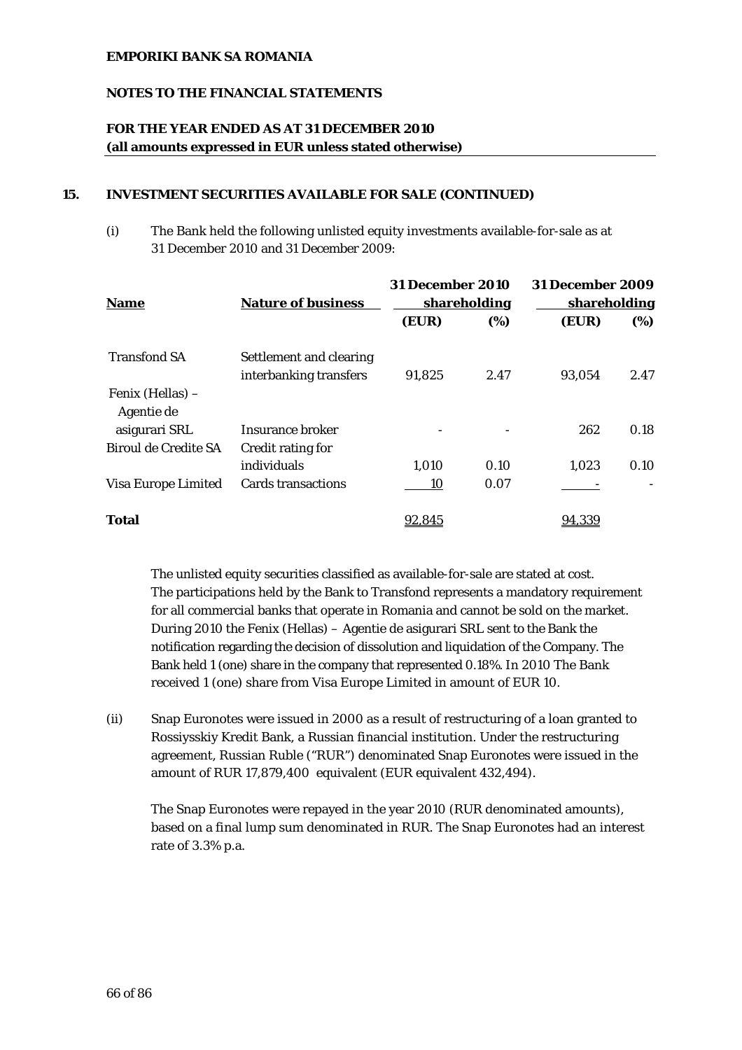## 15. INVESTMENT SECURITIES AVAILABLE FOR SALE (CONTINUED)

(i) The Bank held the following unlisted equity investments available-for-sale as at 31 December 2010 and 31 December 2009:

| Name | Nature of business | 31 December 2010 shareholding | | 31 December 2009 shareholding | |
|---|---|---|---|---|---|
| | | (EUR) | (%) | (EUR) | (%) |
| Transfond SA | Settlement and clearing interbanking transfers | 91,825 | 2.47 | 93,054 | 2.47 |
| Fenix (Hellas) – Agentie de asigurari SRL | Insurance broker | - | - | 262 | 0.18 |
| Biroul de Credite SA | Credit rating for individuals | 1,010 | 0.10 | 1,023 | 0.10 |
| Visa Europe Limited | Cards transactions | 10 | 0.07 | - | - |
| **Total** | | 92,845 | | 94,339 | |

The unlisted equity securities classified as available-for-sale are stated at cost. The participations held by the Bank to Transfond represents a mandatory requirement for all commercial banks that operate in Romania and cannot be sold on the market. During 2010 the Fenix (Hellas) – Agentie de asigurari SRL sent to the Bank the notification regarding the decision of dissolution and liquidation of the Company. The Bank held 1 (one) share in the company that represented 0.18%. In 2010 The Bank received 1 (one) share from Visa Europe Limited in amount of EUR 10.

(ii) Snap Euronotes were issued in 2000 as a result of restructuring of a loan granted to Rossiysskiy Kredit Bank, a Russian financial institution. Under the restructuring agreement, Russian Ruble ("RUR") denominated Snap Euronotes were issued in the amount of RUR 17,879,400 equivalent (EUR equivalent 432,494).

The Snap Euronotes were repayed in the year 2010 (RUR denominated amounts), based on a final lump sum denominated in RUR. The Snap Euronotes had an interest rate of 3.3% p.a.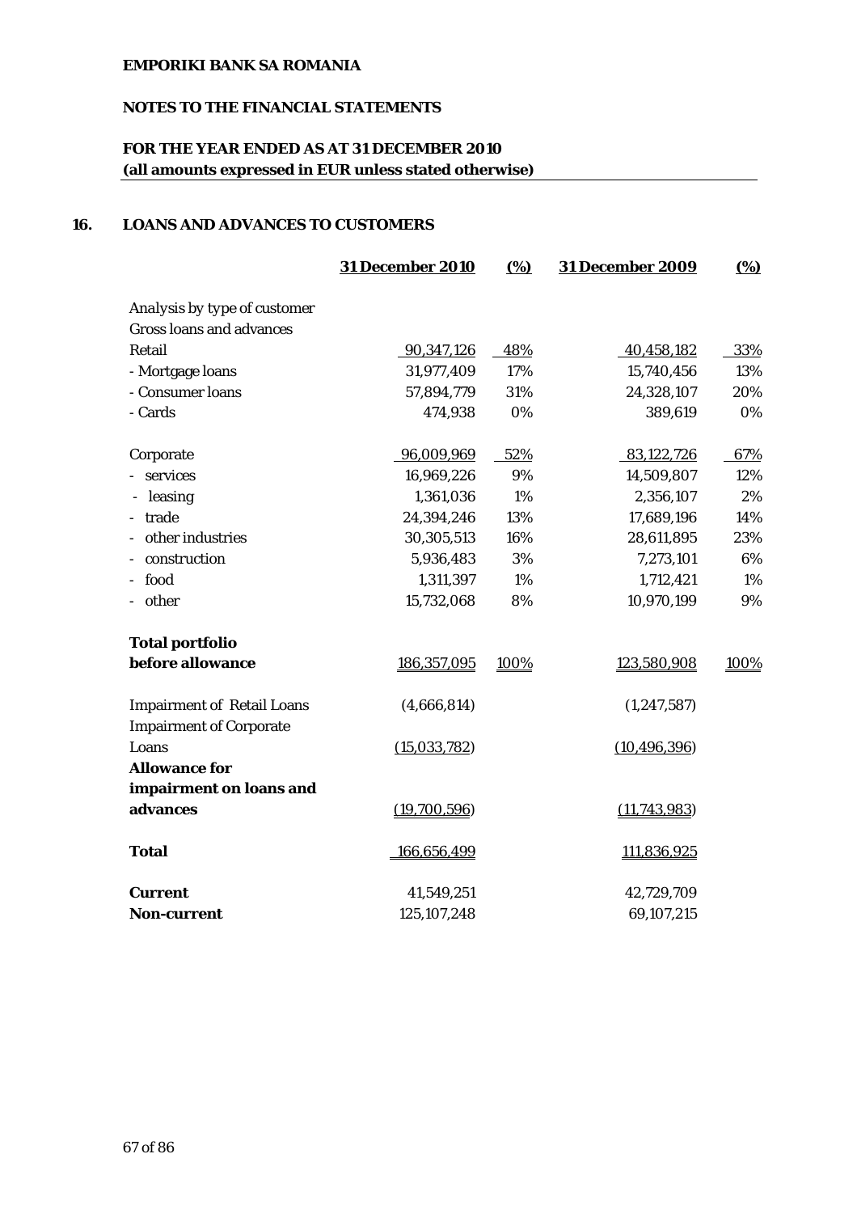**EMPORIKI BANK SA ROMANIA**

**NOTES TO THE FINANCIAL STATEMENTS**

**FOR THE YEAR ENDED AS AT 31 DECEMBER 2010**
**(all amounts expressed in EUR unless stated otherwise)**

## 16. LOANS AND ADVANCES TO CUSTOMERS

| | 31 December 2010 | (%) | 31 December 2009 | (%) |
|---|---|---|---|---|
| *Analysis by type of customer* | | | | |
| Gross loans and advances | | | | |
| Retail | 90,347,126 | 48% | 40,458,182 | 33% |
| - Mortgage loans | 31,977,409 | 17% | 15,740,456 | 13% |
| - Consumer loans | 57,894,779 | 31% | 24,328,107 | 20% |
| - Cards | 474,938 | 0% | 389,619 | 0% |
| Corporate | 96,009,969 | 52% | 83,122,726 | 67% |
| - services | 16,969,226 | 9% | 14,509,807 | 12% |
| - leasing | 1,361,036 | 1% | 2,356,107 | 2% |
| - trade | 24,394,246 | 13% | 17,689,196 | 14% |
| - other industries | 30,305,513 | 16% | 28,611,895 | 23% |
| - construction | 5,936,483 | 3% | 7,273,101 | 6% |
| - food | 1,311,397 | 1% | 1,712,421 | 1% |
| - other | 15,732,068 | 8% | 10,970,199 | 9% |
| **Total portfolio before allowance** | 186,357,095 | 100% | 123,580,908 | 100% |
| Impairment of Retail Loans | (4,666,814) | | (1,247,587) | |
| Impairment of Corporate Loans | (15,033,782) | | (10,496,396) | |
| **Allowance for impairment on loans and advances** | (19,700,596) | | (11,743,983) | |
| **Total** | 166,656,499 | | 111,836,925 | |
| **Current** | 41,549,251 | | 42,729,709 | |
| **Non-current** | 125,107,248 | | 69,107,215 | |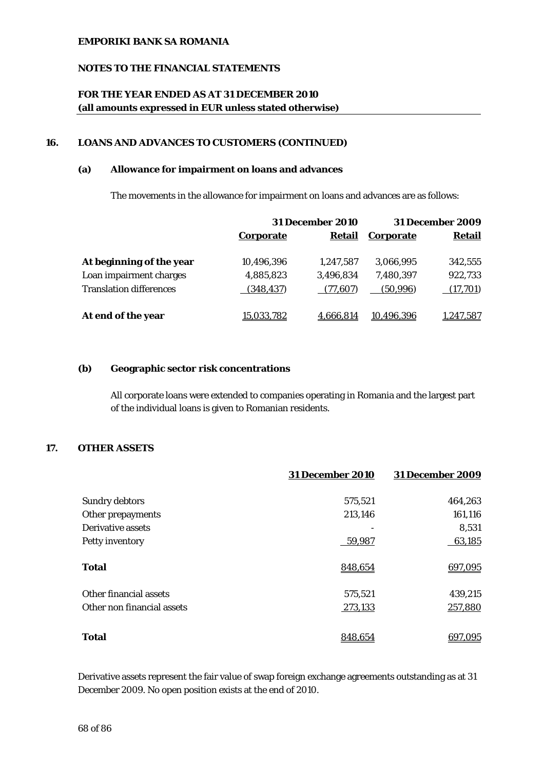**EMPORIKI BANK SA ROMANIA**

**NOTES TO THE FINANCIAL STATEMENTS**

**FOR THE YEAR ENDED AS AT 31 DECEMBER 2010**
**(all amounts expressed in EUR unless stated otherwise)**

## 16. LOANS AND ADVANCES TO CUSTOMERS (CONTINUED)

### (a) Allowance for impairment on loans and advances

The movements in the allowance for impairment on loans and advances are as follows:

| | 31 December 2010 | | 31 December 2009 | |
|---|---|---|---|---|
| | Corporate | Retail | Corporate | Retail |
| **At beginning of the year** | 10,496,396 | 1,247,587 | 3,066,995 | 342,555 |
| Loan impairment charges | 4,885,823 | 3,496,834 | 7,480,397 | 922,733 |
| Translation differences | (348,437) | (77,607) | (50,996) | (17,701) |
| **At end of the year** | 15,033,782 | 4,666,814 | 10,496,396 | 1,247,587 |

### (b) Geographic sector risk concentrations

All corporate loans were extended to companies operating in Romania and the largest part of the individual loans is given to Romanian residents.

## 17. OTHER ASSETS

| | 31 December 2010 | 31 December 2009 |
|---|---|---|
| Sundry debtors | 575,521 | 464,263 |
| Other prepayments | 213,146 | 161,116 |
| Derivative assets | - | 8,531 |
| Petty inventory | 59,987 | 63,185 |
| **Total** | 848,654 | 697,095 |
| Other financial assets | 575,521 | 439,215 |
| Other non financial assets | 273,133 | 257,880 |
| **Total** | 848,654 | 697,095 |

Derivative assets represent the fair value of swap foreign exchange agreements outstanding as at 31 December 2009. No open position exists at the end of 2010.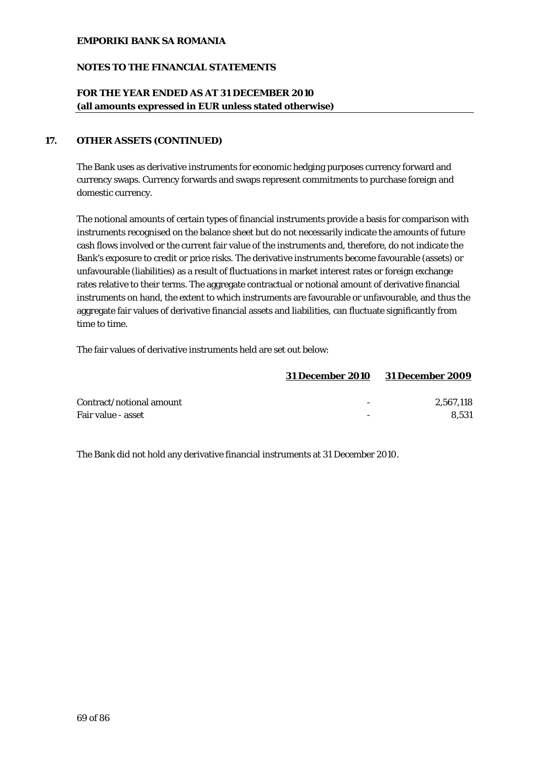## 17. OTHER ASSETS (CONTINUED)

The Bank uses as derivative instruments for economic hedging purposes currency forward and currency swaps. Currency forwards and swaps represent commitments to purchase foreign and domestic currency.

The notional amounts of certain types of financial instruments provide a basis for comparison with instruments recognised on the balance sheet but do not necessarily indicate the amounts of future cash flows involved or the current fair value of the instruments and, therefore, do not indicate the Bank's exposure to credit or price risks. The derivative instruments become favourable (assets) or unfavourable (liabilities) as a result of fluctuations in market interest rates or foreign exchange rates relative to their terms. The aggregate contractual or notional amount of derivative financial instruments on hand, the extent to which instruments are favourable or unfavourable, and thus the aggregate fair values of derivative financial assets and liabilities, can fluctuate significantly from time to time.

The fair values of derivative instruments held are set out below:

| | 31 December 2010 | 31 December 2009 |
|---|---|---|
| Contract/notional amount | - | 2,567,118 |
| Fair value - asset | - | 8,531 |

The Bank did not hold any derivative financial instruments at 31 December 2010.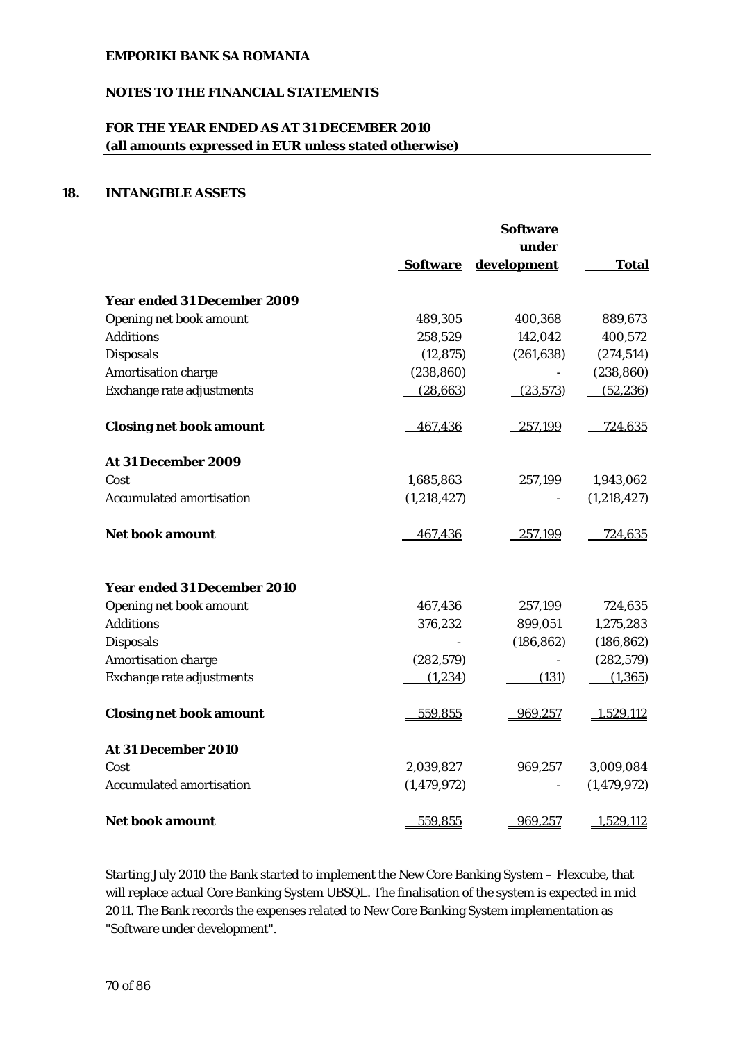**EMPORIKI BANK SA ROMANIA**

**NOTES TO THE FINANCIAL STATEMENTS**

**FOR THE YEAR ENDED AS AT 31 DECEMBER 2010**
**(all amounts expressed in EUR unless stated otherwise)**

## 18. INTANGIBLE ASSETS

| | Software | Software under development | Total |
|---|---|---|---|
| **Year ended 31 December 2009** | | | |
| Opening net book amount | 489,305 | 400,368 | 889,673 |
| Additions | 258,529 | 142,042 | 400,572 |
| Disposals | (12,875) | (261,638) | (274,514) |
| Amortisation charge | (238,860) | - | (238,860) |
| Exchange rate adjustments | (28,663) | (23,573) | (52,236) |
| **Closing net book amount** | 467,436 | 257,199 | 724,635 |
| **At 31 December 2009** | | | |
| Cost | 1,685,863 | 257,199 | 1,943,062 |
| Accumulated amortisation | (1,218,427) | - | (1,218,427) |
| **Net book amount** | 467,436 | 257,199 | 724,635 |
| **Year ended 31 December 2010** | | | |
| Opening net book amount | 467,436 | 257,199 | 724,635 |
| Additions | 376,232 | 899,051 | 1,275,283 |
| Disposals | - | (186,862) | (186,862) |
| Amortisation charge | (282,579) | - | (282,579) |
| Exchange rate adjustments | (1,234) | (131) | (1,365) |
| **Closing net book amount** | 559,855 | 969,257 | 1,529,112 |
| **At 31 December 2010** | | | |
| Cost | 2,039,827 | 969,257 | 3,009,084 |
| Accumulated amortisation | (1,479,972) | - | (1,479,972) |
| **Net book amount** | 559,855 | 969,257 | 1,529,112 |

Starting July 2010 the Bank started to implement the New Core Banking System – Flexcube, that will replace actual Core Banking System UBSQL. The finalisation of the system is expected in mid 2011. The Bank records the expenses related to New Core Banking System implementation as "Software under development".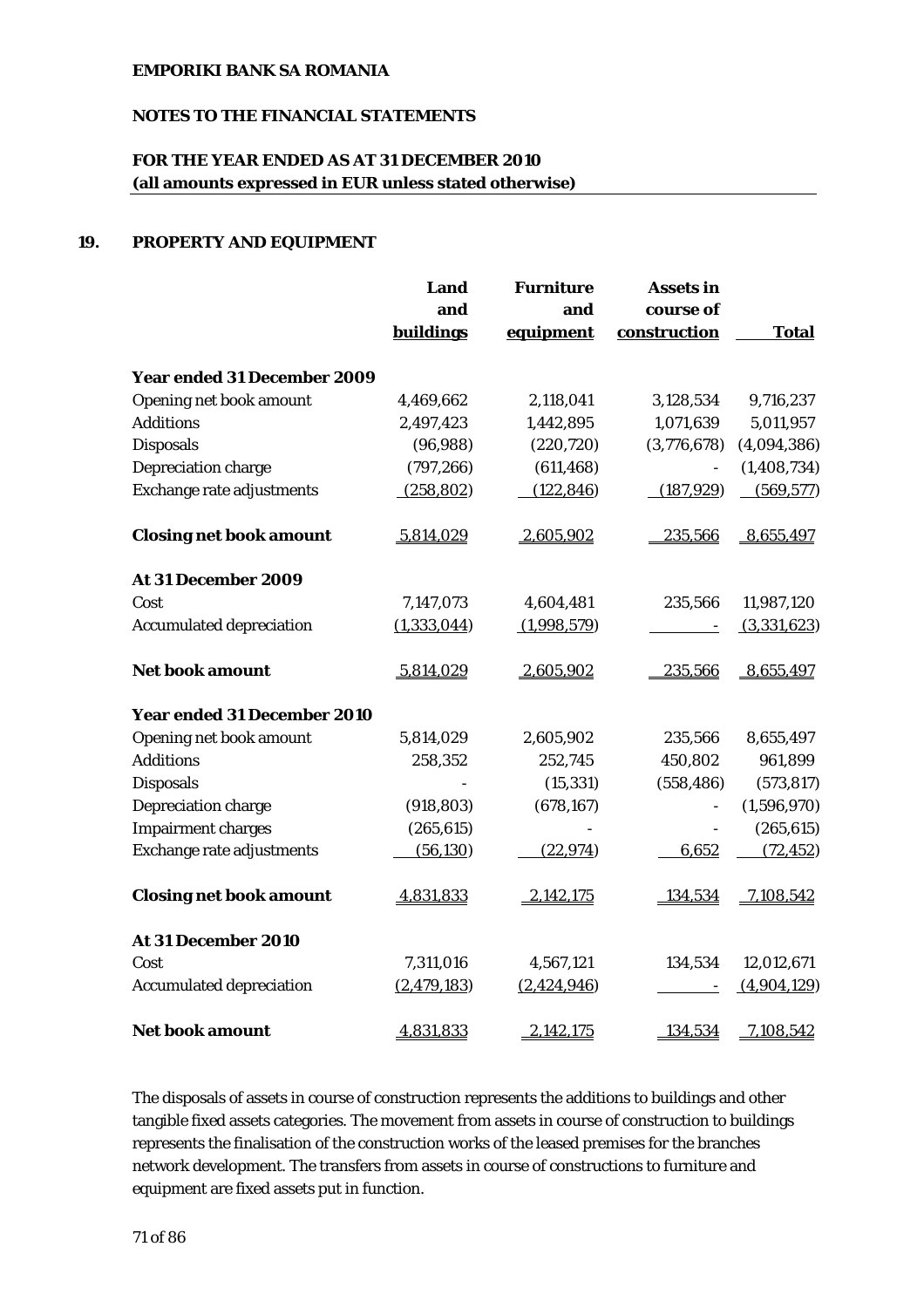## 19. PROPERTY AND EQUIPMENT

| | Land and buildings | Furniture and equipment | Assets in course of construction | Total |
|---|---|---|---|---|
| **Year ended 31 December 2009** | | | | |
| Opening net book amount | 4,469,662 | 2,118,041 | 3,128,534 | 9,716,237 |
| Additions | 2,497,423 | 1,442,895 | 1,071,639 | 5,011,957 |
| Disposals | (96,988) | (220,720) | (3,776,678) | (4,094,386) |
| Depreciation charge | (797,266) | (611,468) | - | (1,408,734) |
| Exchange rate adjustments | (258,802) | (122,846) | (187,929) | (569,577) |
| **Closing net book amount** | 5,814,029 | 2,605,902 | 235,566 | 8,655,497 |
| **At 31 December 2009** | | | | |
| Cost | 7,147,073 | 4,604,481 | 235,566 | 11,987,120 |
| Accumulated depreciation | (1,333,044) | (1,998,579) | - | (3,331,623) |
| **Net book amount** | 5,814,029 | 2,605,902 | 235,566 | 8,655,497 |
| **Year ended 31 December 2010** | | | | |
| Opening net book amount | 5,814,029 | 2,605,902 | 235,566 | 8,655,497 |
| Additions | 258,352 | 252,745 | 450,802 | 961,899 |
| Disposals | - | (15,331) | (558,486) | (573,817) |
| Depreciation charge | (918,803) | (678,167) | - | (1,596,970) |
| Impairment charges | (265,615) | - | - | (265,615) |
| Exchange rate adjustments | (56,130) | (22,974) | 6,652 | (72,452) |
| **Closing net book amount** | 4,831,833 | 2,142,175 | 134,534 | 7,108,542 |
| **At 31 December 2010** | | | | |
| Cost | 7,311,016 | 4,567,121 | 134,534 | 12,012,671 |
| Accumulated depreciation | (2,479,183) | (2,424,946) | - | (4,904,129) |
| **Net book amount** | 4,831,833 | 2,142,175 | 134,534 | 7,108,542 |

The disposals of assets in course of construction represents the additions to buildings and other tangible fixed assets categories. The movement from assets in course of construction to buildings represents the finalisation of the construction works of the leased premises for the branches network development. The transfers from assets in course of constructions to furniture and equipment are fixed assets put in function.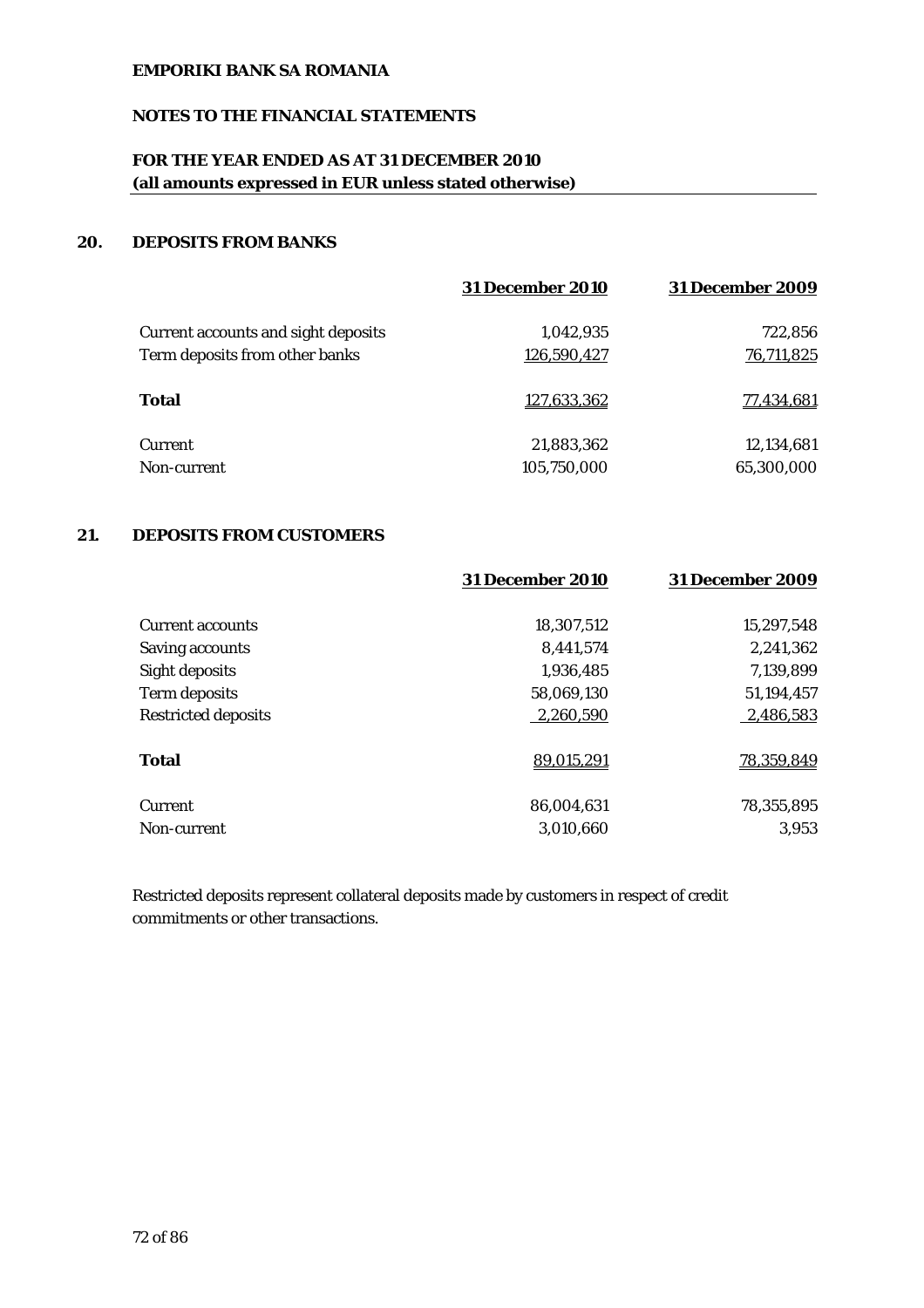**EMPORIKI BANK SA ROMANIA**

**NOTES TO THE FINANCIAL STATEMENTS**

**FOR THE YEAR ENDED AS AT 31 DECEMBER 2010**
**(all amounts expressed in EUR unless stated otherwise)**

## 20. DEPOSITS FROM BANKS

| | 31 December 2010 | 31 December 2009 |
|---|---|---|
| Current accounts and sight deposits | 1,042,935 | 722,856 |
| Term deposits from other banks | 126,590,427 | 76,711,825 |
| **Total** | 127,633,362 | 77,434,681 |
| Current | 21,883,362 | 12,134,681 |
| Non-current | 105,750,000 | 65,300,000 |

## 21. DEPOSITS FROM CUSTOMERS

| | 31 December 2010 | 31 December 2009 |
|---|---|---|
| Current accounts | 18,307,512 | 15,297,548 |
| Saving accounts | 8,441,574 | 2,241,362 |
| Sight deposits | 1,936,485 | 7,139,899 |
| Term deposits | 58,069,130 | 51,194,457 |
| Restricted deposits | 2,260,590 | 2,486,583 |
| **Total** | 89,015,291 | 78,359,849 |
| Current | 86,004,631 | 78,355,895 |
| Non-current | 3,010,660 | 3,953 |

Restricted deposits represent collateral deposits made by customers in respect of credit commitments or other transactions.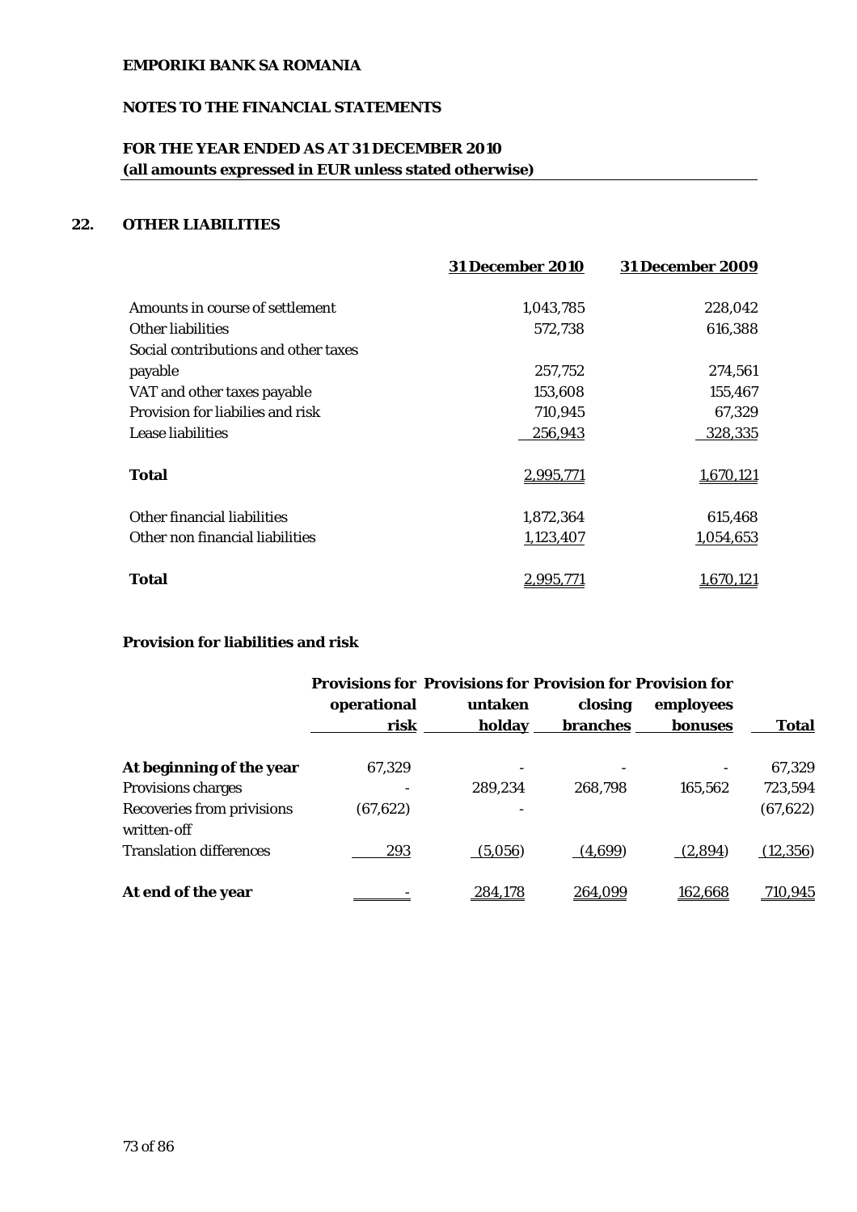**EMPORIKI BANK SA ROMANIA**

**NOTES TO THE FINANCIAL STATEMENTS**

**FOR THE YEAR ENDED AS AT 31 DECEMBER 2010**
**(all amounts expressed in EUR unless stated otherwise)**

## 22. OTHER LIABILITIES

| | 31 December 2010 | 31 December 2009 |
|---|---|---|
| Amounts in course of settlement | 1,043,785 | 228,042 |
| Other liabilities | 572,738 | 616,388 |
| Social contributions and other taxes payable | 257,752 | 274,561 |
| VAT and other taxes payable | 153,608 | 155,467 |
| Provision for liabilies and risk | 710,945 | 67,329 |
| Lease liabilities | 256,943 | 328,335 |
| **Total** | 2,995,771 | 1,670,121 |
| Other financial liabilities | 1,872,364 | 615,468 |
| Other non financial liabilities | 1,123,407 | 1,054,653 |
| **Total** | 2,995,771 | 1,670,121 |

**Provision for liabilities and risk**

| | Provisions for operational risk | Provisions for untaken holday | Provision for closing branches | Provision for employees bonuses | Total |
|---|---|---|---|---|---|
| **At beginning of the year** | 67,329 | - | - | - | 67,329 |
| Provisions charges | - | 289,234 | 268,798 | 165,562 | 723,594 |
| Recoveries from privisions written-off | (67,622) | - | | | (67,622) |
| Translation differences | 293 | (5,056) | (4,699) | (2,894) | (12,356) |
| **At end of the year** | - | 284,178 | 264,099 | 162,668 | 710,945 |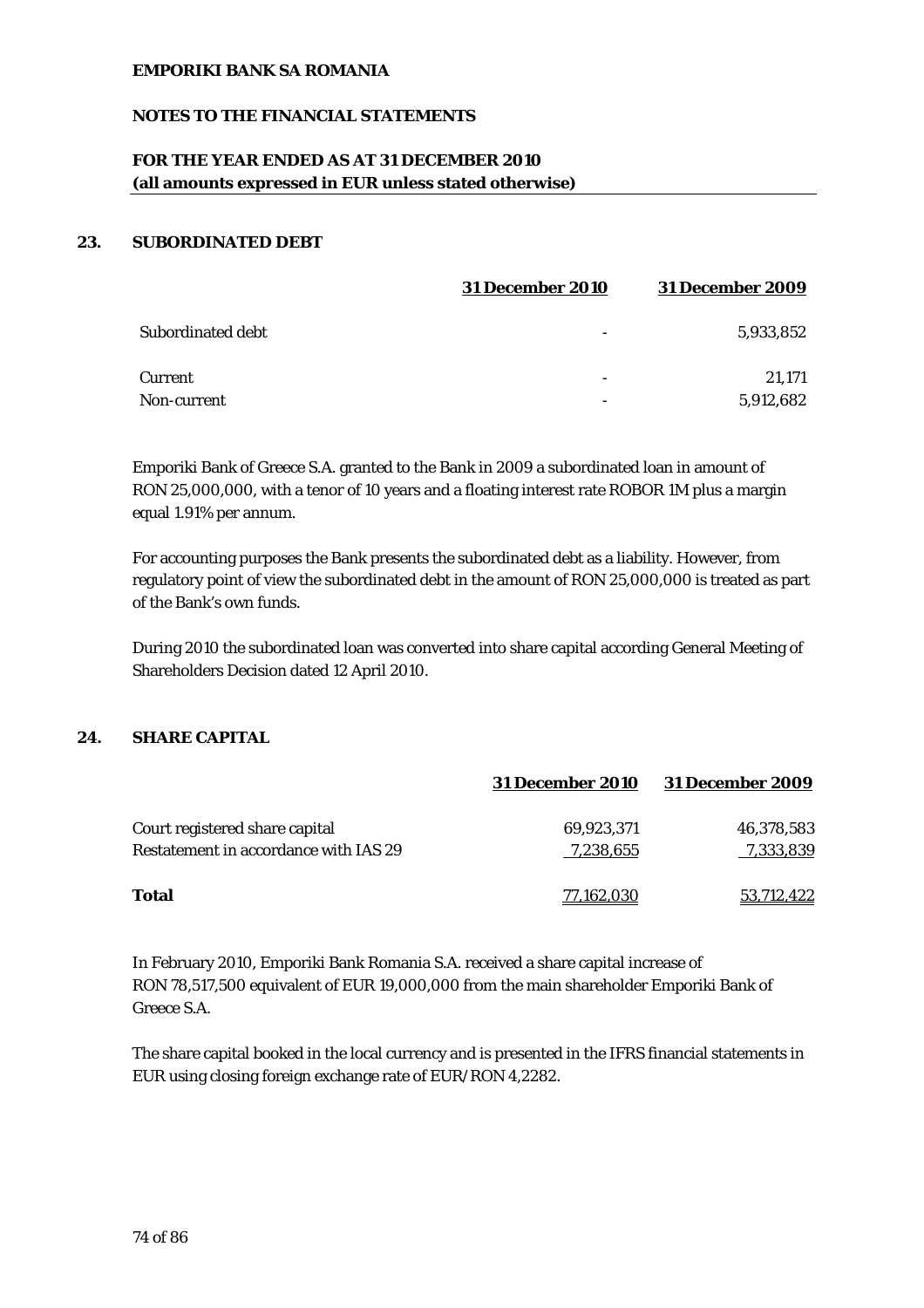**EMPORIKI BANK SA ROMANIA**

**NOTES TO THE FINANCIAL STATEMENTS**

**FOR THE YEAR ENDED AS AT 31 DECEMBER 2010**
**(all amounts expressed in EUR unless stated otherwise)**

## 23. SUBORDINATED DEBT

| | 31 December 2010 | 31 December 2009 |
|---|---|---|
| Subordinated debt | - | 5,933,852 |
| Current | - | 21,171 |
| Non-current | - | 5,912,682 |

Emporiki Bank of Greece S.A. granted to the Bank in 2009 a subordinated loan in amount of RON 25,000,000, with a tenor of 10 years and a floating interest rate ROBOR 1M plus a margin equal 1.91% per annum.

For accounting purposes the Bank presents the subordinated debt as a liability. However, from regulatory point of view the subordinated debt in the amount of RON 25,000,000 is treated as part of the Bank's own funds.

During 2010 the subordinated loan was converted into share capital according General Meeting of Shareholders Decision dated 12 April 2010.

## 24. SHARE CAPITAL

| | 31 December 2010 | 31 December 2009 |
|---|---|---|
| Court registered share capital | 69,923,371 | 46,378,583 |
| Restatement in accordance with IAS 29 | 7,238,655 | 7,333,839 |
| **Total** | 77,162,030 | 53,712,422 |

In February 2010, Emporiki Bank Romania S.A. received a share capital increase of RON 78,517,500 equivalent of EUR 19,000,000 from the main shareholder Emporiki Bank of Greece S.A.

The share capital booked in the local currency and is presented in the IFRS financial statements in EUR using closing foreign exchange rate of EUR/RON 4,2282.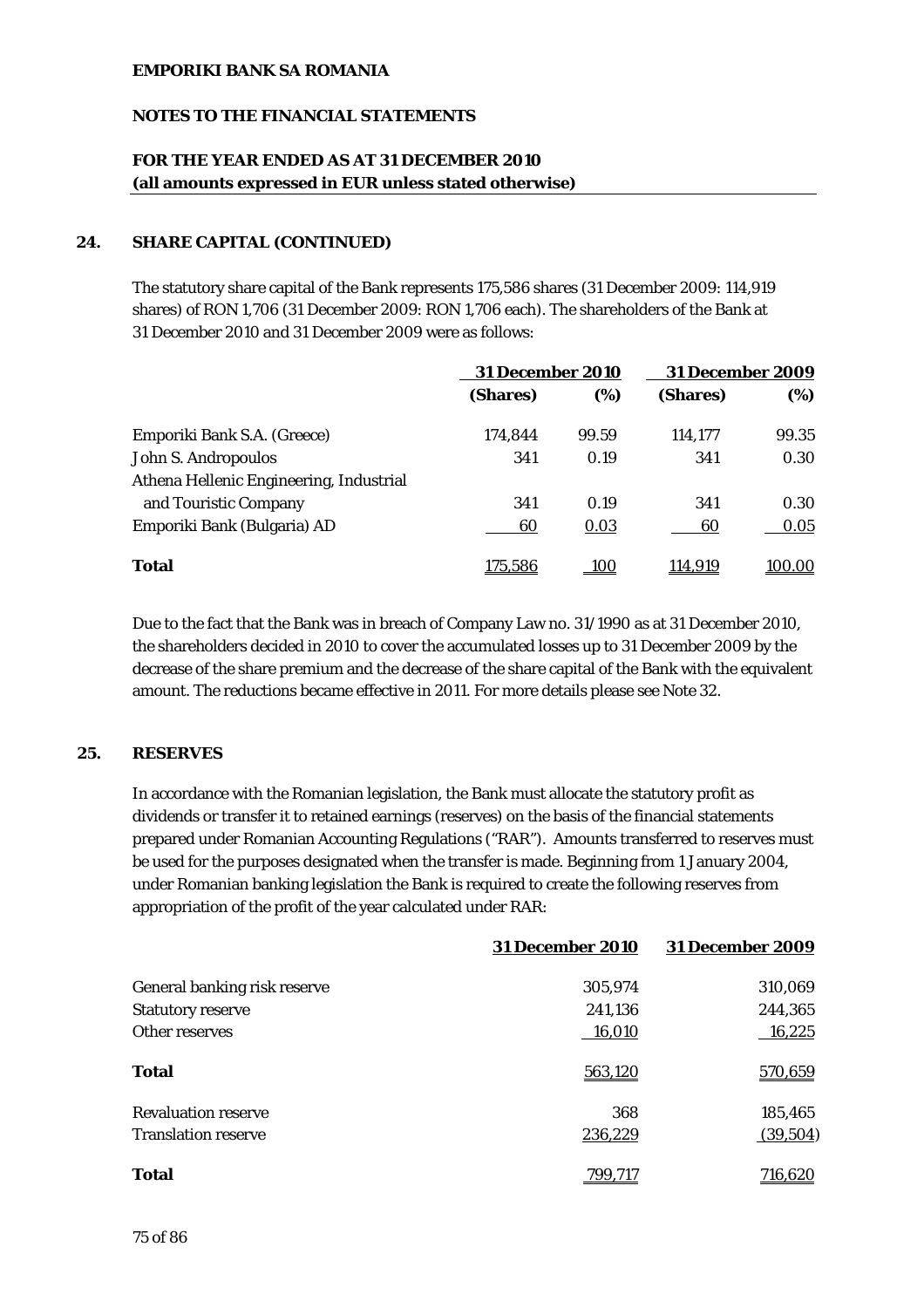**EMPORIKI BANK SA ROMANIA**

**NOTES TO THE FINANCIAL STATEMENTS**

**FOR THE YEAR ENDED AS AT 31 DECEMBER 2010**
**(all amounts expressed in EUR unless stated otherwise)**

## 24. SHARE CAPITAL (CONTINUED)

The statutory share capital of the Bank represents 175,586 shares (31 December 2009: 114,919 shares) of RON 1,706 (31 December 2009: RON 1,706 each). The shareholders of the Bank at 31 December 2010 and 31 December 2009 were as follows:

| | 31 December 2010 | | 31 December 2009 | |
|---|---|---|---|---|
| | (Shares) | (%) | (Shares) | (%) |
| Emporiki Bank S.A. (Greece) | 174,844 | 99.59 | 114,177 | 99.35 |
| John S. Andropoulos | 341 | 0.19 | 341 | 0.30 |
| Athena Hellenic Engineering, Industrial and Touristic Company | 341 | 0.19 | 341 | 0.30 |
| Emporiki Bank (Bulgaria) AD | 60 | 0.03 | 60 | 0.05 |
| **Total** | 175,586 | 100 | 114,919 | 100.00 |

Due to the fact that the Bank was in breach of Company Law no. 31/1990 as at 31 December 2010, the shareholders decided in 2010 to cover the accumulated losses up to 31 December 2009 by the decrease of the share premium and the decrease of the share capital of the Bank with the equivalent amount. The reductions became effective in 2011. For more details please see Note 32.

## 25. RESERVES

In accordance with the Romanian legislation, the Bank must allocate the statutory profit as dividends or transfer it to retained earnings (reserves) on the basis of the financial statements prepared under Romanian Accounting Regulations ("RAR"). Amounts transferred to reserves must be used for the purposes designated when the transfer is made. Beginning from 1 January 2004, under Romanian banking legislation the Bank is required to create the following reserves from appropriation of the profit of the year calculated under RAR:

| | 31 December 2010 | 31 December 2009 |
|---|---|---|
| General banking risk reserve | 305,974 | 310,069 |
| Statutory reserve | 241,136 | 244,365 |
| Other reserves | 16,010 | 16,225 |
| **Total** | 563,120 | 570,659 |
| Revaluation reserve | 368 | 185,465 |
| Translation reserve | 236,229 | (39,504) |
| **Total** | 799,717 | 716,620 |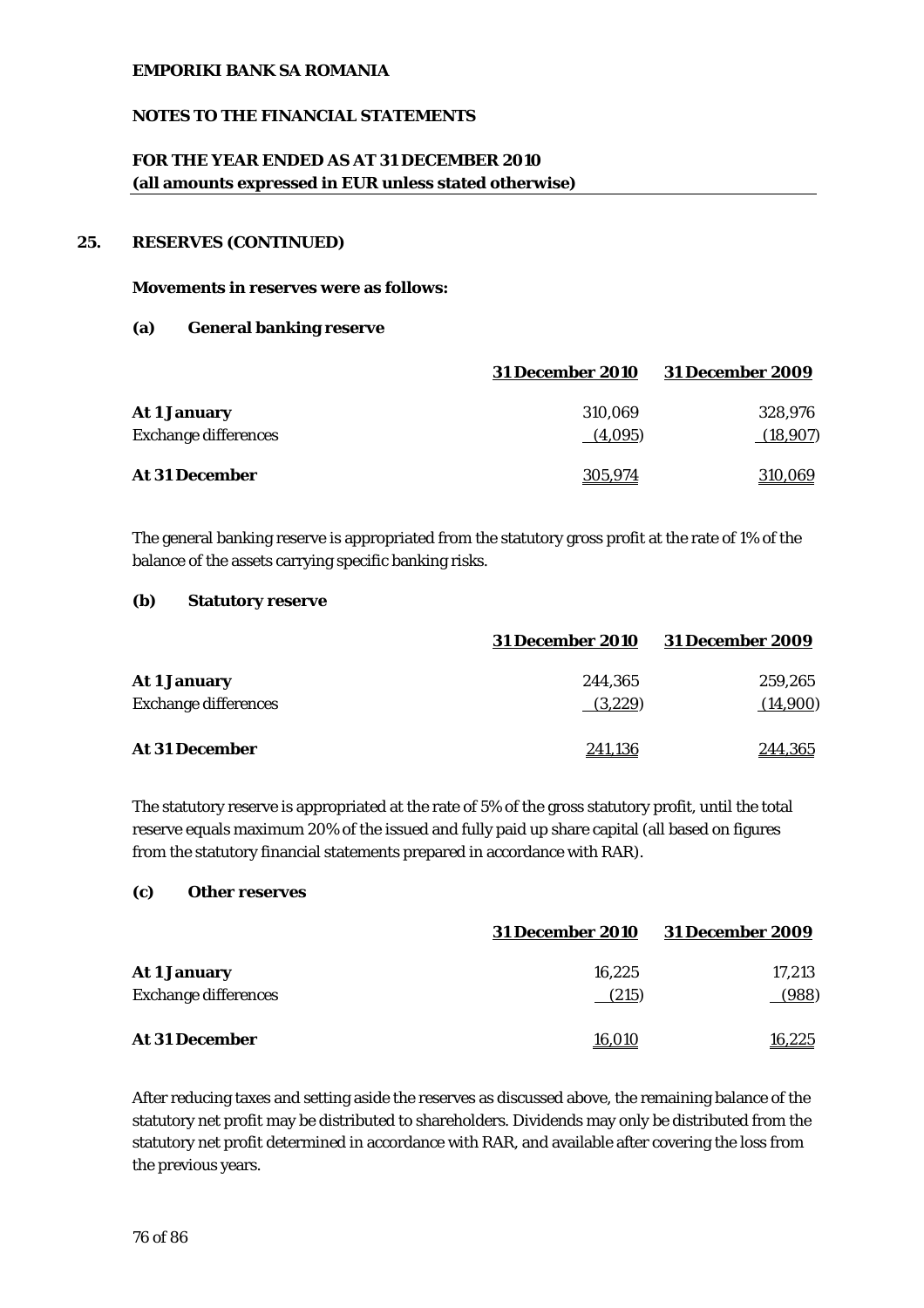**EMPORIKI BANK SA ROMANIA**

**NOTES TO THE FINANCIAL STATEMENTS**

**FOR THE YEAR ENDED AS AT 31 DECEMBER 2010**
**(all amounts expressed in EUR unless stated otherwise)**

## 25. RESERVES (CONTINUED)

**Movements in reserves were as follows:**

### (a) General banking reserve

| | 31 December 2010 | 31 December 2009 |
|---|---|---|
| **At 1 January** | 310,069 | 328,976 |
| Exchange differences | (4,095) | (18,907) |
| **At 31 December** | 305,974 | 310,069 |

The general banking reserve is appropriated from the statutory gross profit at the rate of 1% of the balance of the assets carrying specific banking risks.

### (b) Statutory reserve

| | 31 December 2010 | 31 December 2009 |
|---|---|---|
| **At 1 January** | 244,365 | 259,265 |
| Exchange differences | (3,229) | (14,900) |
| **At 31 December** | 241,136 | 244,365 |

The statutory reserve is appropriated at the rate of 5% of the gross statutory profit, until the total reserve equals maximum 20% of the issued and fully paid up share capital (all based on figures from the statutory financial statements prepared in accordance with RAR).

### (c) Other reserves

| | 31 December 2010 | 31 December 2009 |
|---|---|---|
| **At 1 January** | 16,225 | 17,213 |
| Exchange differences | (215) | (988) |
| **At 31 December** | 16,010 | 16,225 |

After reducing taxes and setting aside the reserves as discussed above, the remaining balance of the statutory net profit may be distributed to shareholders. Dividends may only be distributed from the statutory net profit determined in accordance with RAR, and available after covering the loss from the previous years.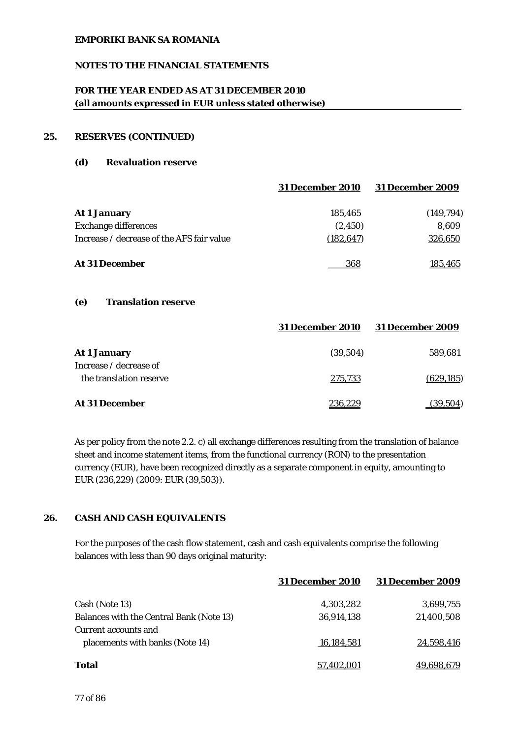**EMPORIKI BANK SA ROMANIA**

**NOTES TO THE FINANCIAL STATEMENTS**

**FOR THE YEAR ENDED AS AT 31 DECEMBER 2010**
**(all amounts expressed in EUR unless stated otherwise)**

## 25. RESERVES (CONTINUED)

### (d) Revaluation reserve

| | 31 December 2010 | 31 December 2009 |
|---|---|---|
| **At 1 January** | 185,465 | (149,794) |
| Exchange differences | (2,450) | 8,609 |
| Increase / decrease of the AFS fair value | (182,647) | 326,650 |
| **At 31 December** | 368 | 185,465 |

### (e) Translation reserve

| | 31 December 2010 | 31 December 2009 |
|---|---|---|
| **At 1 January** | (39,504) | 589,681 |
| Increase / decrease of the translation reserve | 275,733 | (629,185) |
| **At 31 December** | 236,229 | (39,504) |

As per policy from the note 2.2. c) all exchange differences resulting from the translation of balance sheet and income statement items, from the functional currency (RON) to the presentation currency (EUR), have been recognized directly as a separate component in equity, amounting to EUR (236,229) (2009: EUR (39,503)).

## 26. CASH AND CASH EQUIVALENTS

For the purposes of the cash flow statement, cash and cash equivalents comprise the following balances with less than 90 days original maturity:

| | 31 December 2010 | 31 December 2009 |
|---|---|---|
| Cash (Note 13) | 4,303,282 | 3,699,755 |
| Balances with the Central Bank (Note 13) | 36,914,138 | 21,400,508 |
| Current accounts and placements with banks (Note 14) | 16,184,581 | 24,598,416 |
| **Total** | 57,402,001 | 49,698,679 |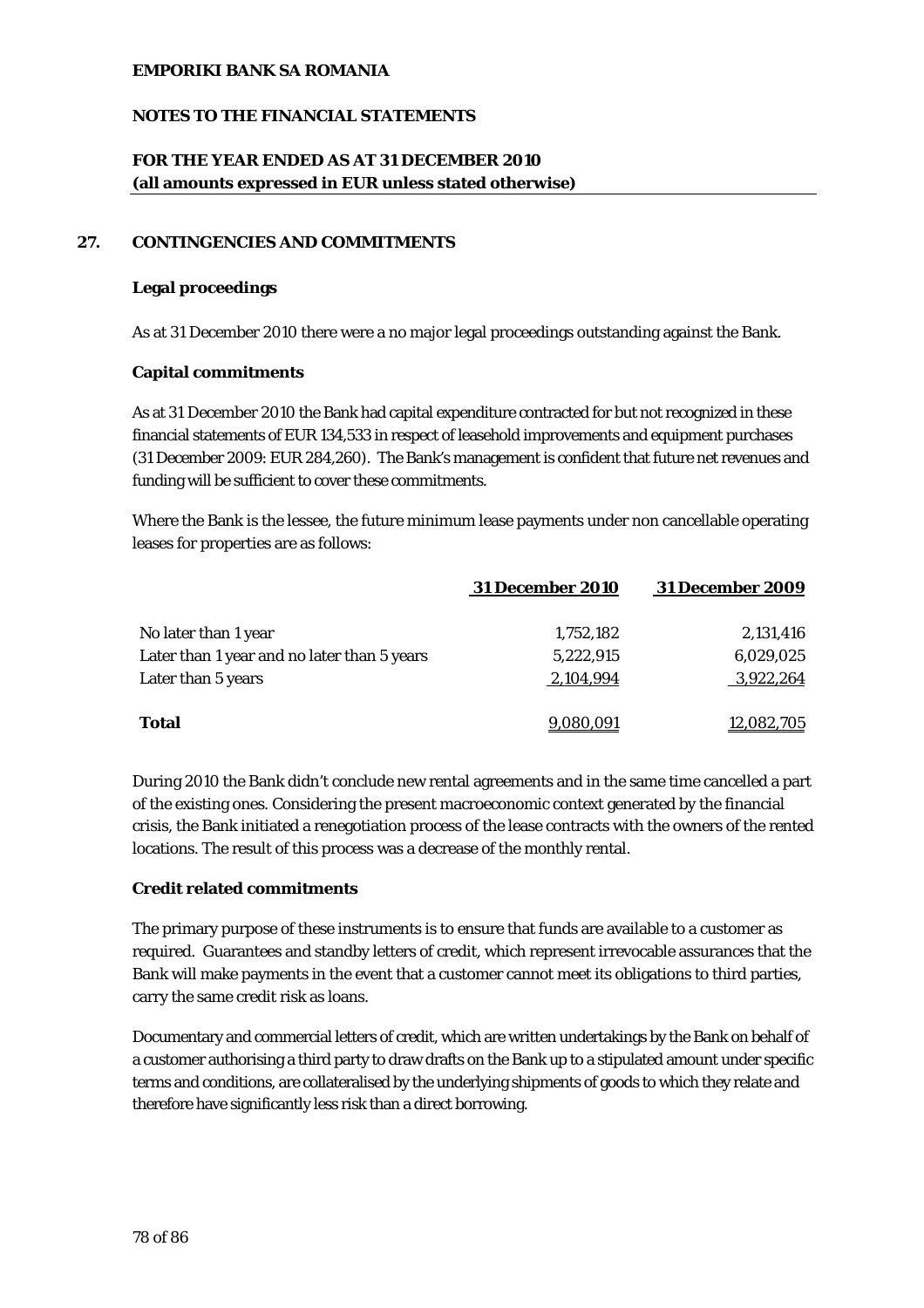**EMPORIKI BANK SA ROMANIA**

**NOTES TO THE FINANCIAL STATEMENTS**

**FOR THE YEAR ENDED AS AT 31 DECEMBER 2010**
**(all amounts expressed in EUR unless stated otherwise)**

## 27. CONTINGENCIES AND COMMITMENTS

### Legal proceedings

As at 31 December 2010 there were a no major legal proceedings outstanding against the Bank.

### Capital commitments

As at 31 December 2010 the Bank had capital expenditure contracted for but not recognized in these financial statements of EUR 134,533 in respect of leasehold improvements and equipment purchases (31 December 2009: EUR 284,260). The Bank's management is confident that future net revenues and funding will be sufficient to cover these commitments.

Where the Bank is the lessee, the future minimum lease payments under non cancellable operating leases for properties are as follows:

| | 31 December 2010 | 31 December 2009 |
|---|---|---|
| No later than 1 year | 1,752,182 | 2,131,416 |
| Later than 1 year and no later than 5 years | 5,222,915 | 6,029,025 |
| Later than 5 years | 2,104,994 | 3,922,264 |
| **Total** | 9,080,091 | 12,082,705 |

During 2010 the Bank didn't conclude new rental agreements and in the same time cancelled a part of the existing ones. Considering the present macroeconomic context generated by the financial crisis, the Bank initiated a renegotiation process of the lease contracts with the owners of the rented locations. The result of this process was a decrease of the monthly rental.

### Credit related commitments

The primary purpose of these instruments is to ensure that funds are available to a customer as required. Guarantees and standby letters of credit, which represent irrevocable assurances that the Bank will make payments in the event that a customer cannot meet its obligations to third parties, carry the same credit risk as loans.

Documentary and commercial letters of credit, which are written undertakings by the Bank on behalf of a customer authorising a third party to draw drafts on the Bank up to a stipulated amount under specific terms and conditions, are collateralised by the underlying shipments of goods to which they relate and therefore have significantly less risk than a direct borrowing.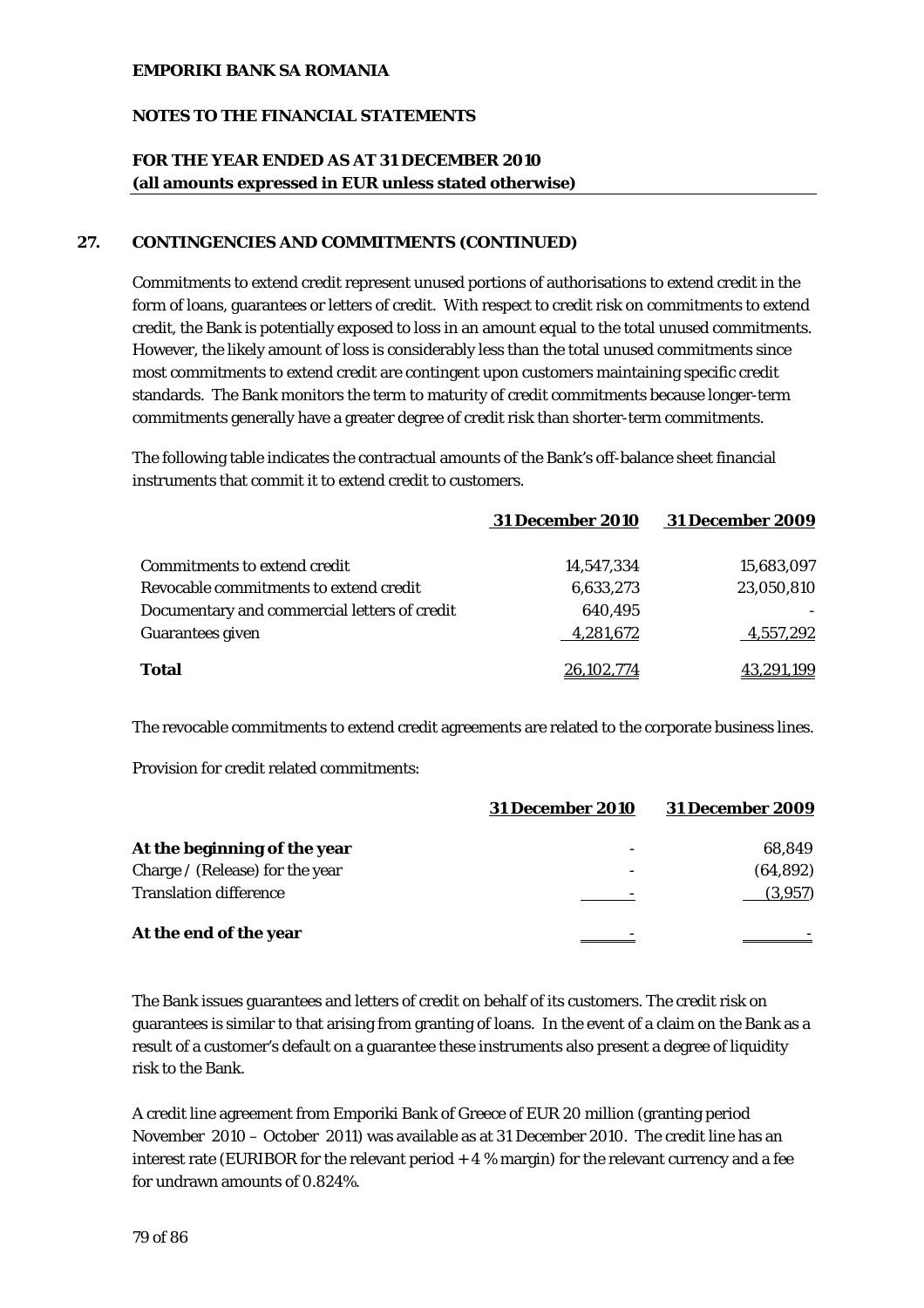**EMPORIKI BANK SA ROMANIA**

**NOTES TO THE FINANCIAL STATEMENTS**

**FOR THE YEAR ENDED AS AT 31 DECEMBER 2010**
**(all amounts expressed in EUR unless stated otherwise)**

## 27. CONTINGENCIES AND COMMITMENTS (CONTINUED)

Commitments to extend credit represent unused portions of authorisations to extend credit in the form of loans, guarantees or letters of credit. With respect to credit risk on commitments to extend credit, the Bank is potentially exposed to loss in an amount equal to the total unused commitments. However, the likely amount of loss is considerably less than the total unused commitments since most commitments to extend credit are contingent upon customers maintaining specific credit standards. The Bank monitors the term to maturity of credit commitments because longer-term commitments generally have a greater degree of credit risk than shorter-term commitments.

The following table indicates the contractual amounts of the Bank's off-balance sheet financial instruments that commit it to extend credit to customers.

| | 31 December 2010 | 31 December 2009 |
|---|---|---|
| Commitments to extend credit | 14,547,334 | 15,683,097 |
| Revocable commitments to extend credit | 6,633,273 | 23,050,810 |
| Documentary and commercial letters of credit | 640,495 | - |
| Guarantees given | 4,281,672 | 4,557,292 |
| **Total** | 26,102,774 | 43,291,199 |

The revocable commitments to extend credit agreements are related to the corporate business lines.

Provision for credit related commitments:

| | 31 December 2010 | 31 December 2009 |
|---|---|---|
| **At the beginning of the year** | - | 68,849 |
| Charge / (Release) for the year | - | (64,892) |
| Translation difference | - | (3,957) |
| **At the end of the year** | - | - |

The Bank issues guarantees and letters of credit on behalf of its customers. The credit risk on guarantees is similar to that arising from granting of loans. In the event of a claim on the Bank as a result of a customer's default on a guarantee these instruments also present a degree of liquidity risk to the Bank.

A credit line agreement from Emporiki Bank of Greece of EUR 20 million (granting period November 2010 – October 2011) was available as at 31 December 2010. The credit line has an interest rate (EURIBOR for the relevant period + 4 % margin) for the relevant currency and a fee for undrawn amounts of 0.824%.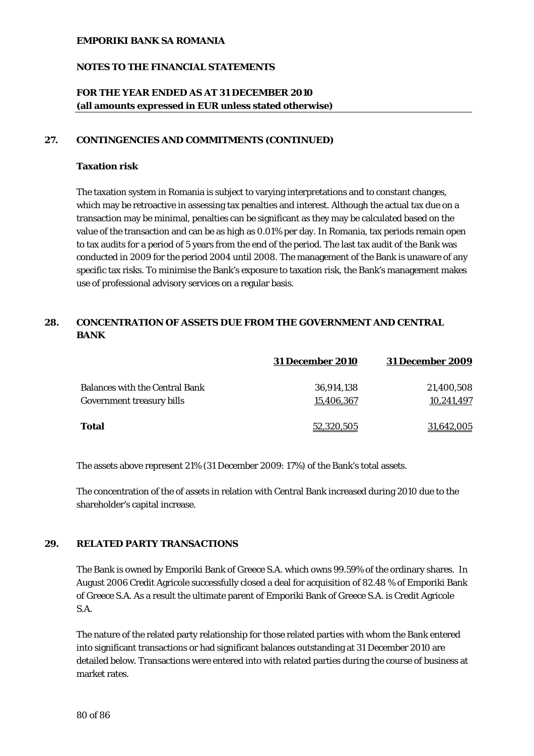## 27. CONTINGENCIES AND COMMITMENTS (CONTINUED)

### Taxation risk

The taxation system in Romania is subject to varying interpretations and to constant changes, which may be retroactive in assessing tax penalties and interest. Although the actual tax due on a transaction may be minimal, penalties can be significant as they may be calculated based on the value of the transaction and can be as high as 0.01% per day. In Romania, tax periods remain open to tax audits for a period of 5 years from the end of the period. The last tax audit of the Bank was conducted in 2009 for the period 2004 until 2008. The management of the Bank is unaware of any specific tax risks. To minimise the Bank's exposure to taxation risk, the Bank's management makes use of professional advisory services on a regular basis.

## 28. CONCENTRATION OF ASSETS DUE FROM THE GOVERNMENT AND CENTRAL BANK

| | 31 December 2010 | 31 December 2009 |
|---|---|---|
| Balances with the Central Bank | 36,914,138 | 21,400,508 |
| Government treasury bills | 15,406,367 | 10,241,497 |
| **Total** | 52,320,505 | 31,642,005 |

The assets above represent 21% (31 December 2009: 17%) of the Bank's total assets.

The concentration of the of assets in relation with Central Bank increased during 2010 due to the shareholder's capital increase.

## 29. RELATED PARTY TRANSACTIONS

The Bank is owned by Emporiki Bank of Greece S.A. which owns 99.59% of the ordinary shares. In August 2006 Credit Agricole successfully closed a deal for acquisition of 82.48 % of Emporiki Bank of Greece S.A. As a result the ultimate parent of Emporiki Bank of Greece S.A. is Credit Agricole S.A.

The nature of the related party relationship for those related parties with whom the Bank entered into significant transactions or had significant balances outstanding at 31 December 2010 are detailed below. Transactions were entered into with related parties during the course of business at market rates.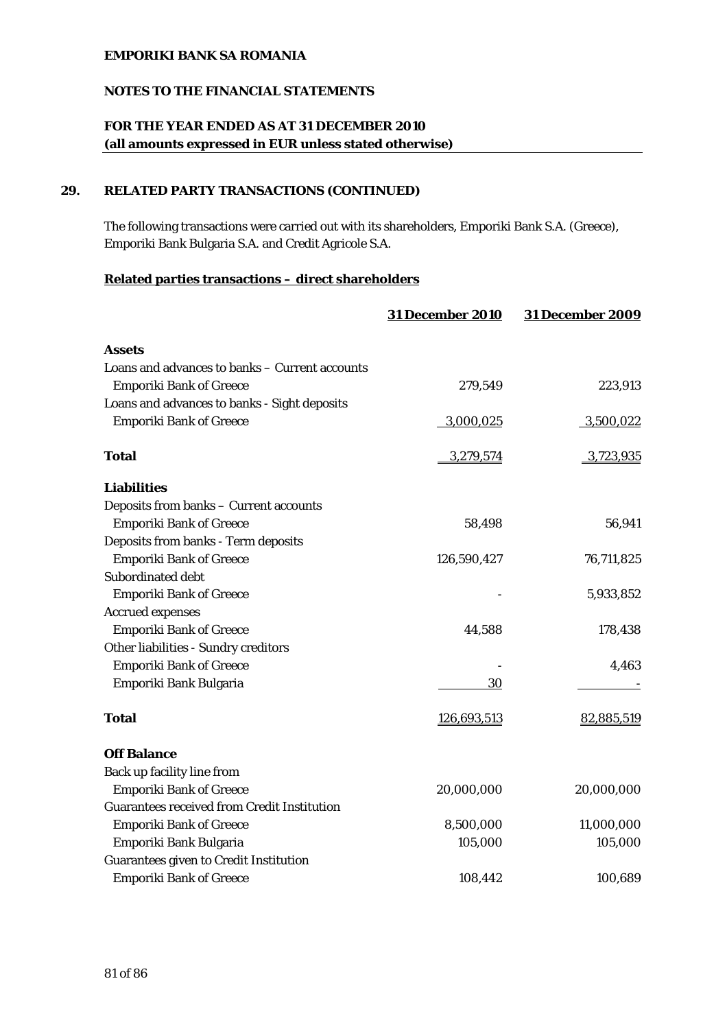**EMPORIKI BANK SA ROMANIA**

**NOTES TO THE FINANCIAL STATEMENTS**

**FOR THE YEAR ENDED AS AT 31 DECEMBER 2010**
**(all amounts expressed in EUR unless stated otherwise)**

## 29. RELATED PARTY TRANSACTIONS (CONTINUED)

The following transactions were carried out with its shareholders, Emporiki Bank S.A. (Greece), Emporiki Bank Bulgaria S.A. and Credit Agricole S.A.

**Related parties transactions – direct shareholders**

| | 31 December 2010 | 31 December 2009 |
|---|---|---|
| **Assets** | | |
| Loans and advances to banks – Current accounts | | |
| Emporiki Bank of Greece | 279,549 | 223,913 |
| Loans and advances to banks - Sight deposits | | |
| Emporiki Bank of Greece | 3,000,025 | 3,500,022 |
| **Total** | 3,279,574 | 3,723,935 |
| **Liabilities** | | |
| Deposits from banks – Current accounts | | |
| Emporiki Bank of Greece | 58,498 | 56,941 |
| Deposits from banks - Term deposits | | |
| Emporiki Bank of Greece | 126,590,427 | 76,711,825 |
| Subordinated debt | | |
| Emporiki Bank of Greece | - | 5,933,852 |
| Accrued expenses | | |
| Emporiki Bank of Greece | 44,588 | 178,438 |
| Other liabilities - Sundry creditors | | |
| Emporiki Bank of Greece | - | 4,463 |
| Emporiki Bank Bulgaria | 30 | - |
| **Total** | 126,693,513 | 82,885,519 |
| **Off Balance** | | |
| Back up facility line from | | |
| Emporiki Bank of Greece | 20,000,000 | 20,000,000 |
| Guarantees received from Credit Institution | | |
| Emporiki Bank of Greece | 8,500,000 | 11,000,000 |
| Emporiki Bank Bulgaria | 105,000 | 105,000 |
| Guarantees given to Credit Institution | | |
| Emporiki Bank of Greece | 108,442 | 100,689 |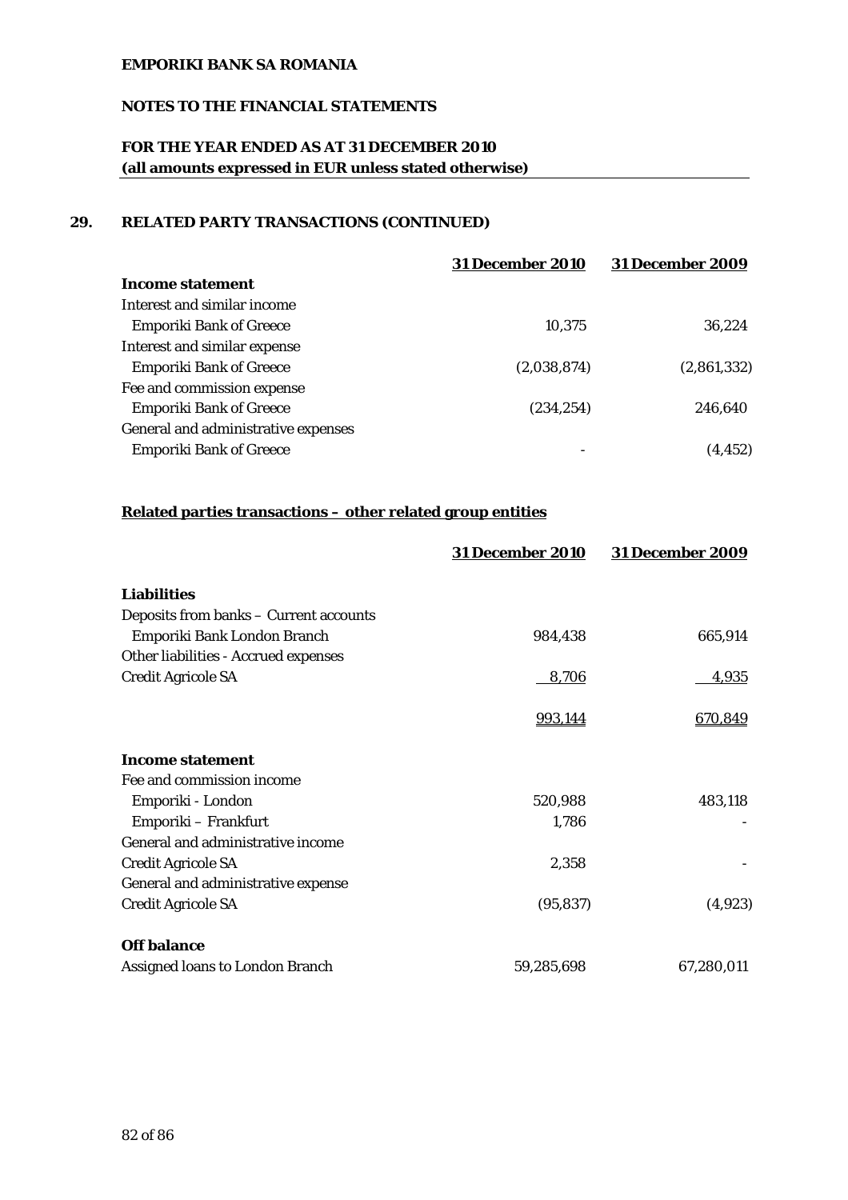**EMPORIKI BANK SA ROMANIA**

**NOTES TO THE FINANCIAL STATEMENTS**

**FOR THE YEAR ENDED AS AT 31 DECEMBER 2010**
**(all amounts expressed in EUR unless stated otherwise)**

## 29. RELATED PARTY TRANSACTIONS (CONTINUED)

| | 31 December 2010 | 31 December 2009 |
|---|---|---|
| **Income statement** | | |
| Interest and similar income | | |
| Emporiki Bank of Greece | 10,375 | 36,224 |
| Interest and similar expense | | |
| Emporiki Bank of Greece | (2,038,874) | (2,861,332) |
| Fee and commission expense | | |
| Emporiki Bank of Greece | (234,254) | 246,640 |
| General and administrative expenses | | |
| Emporiki Bank of Greece | - | (4,452) |

**Related parties transactions – other related group entities**

| | 31 December 2010 | 31 December 2009 |
|---|---|---|
| **Liabilities** | | |
| Deposits from banks – Current accounts | | |
| Emporiki Bank London Branch | 984,438 | 665,914 |
| Other liabilities - Accrued expenses | | |
| Credit Agricole SA | 8,706 | 4,935 |
| | 993,144 | 670,849 |
| **Income statement** | | |
| Fee and commission income | | |
| Emporiki - London | 520,988 | 483,118 |
| Emporiki – Frankfurt | 1,786 | - |
| General and administrative income | | |
| Credit Agricole SA | 2,358 | - |
| General and administrative expense | | |
| Credit Agricole SA | (95,837) | (4,923) |
| **Off balance** | | |
| Assigned loans to London Branch | 59,285,698 | 67,280,011 |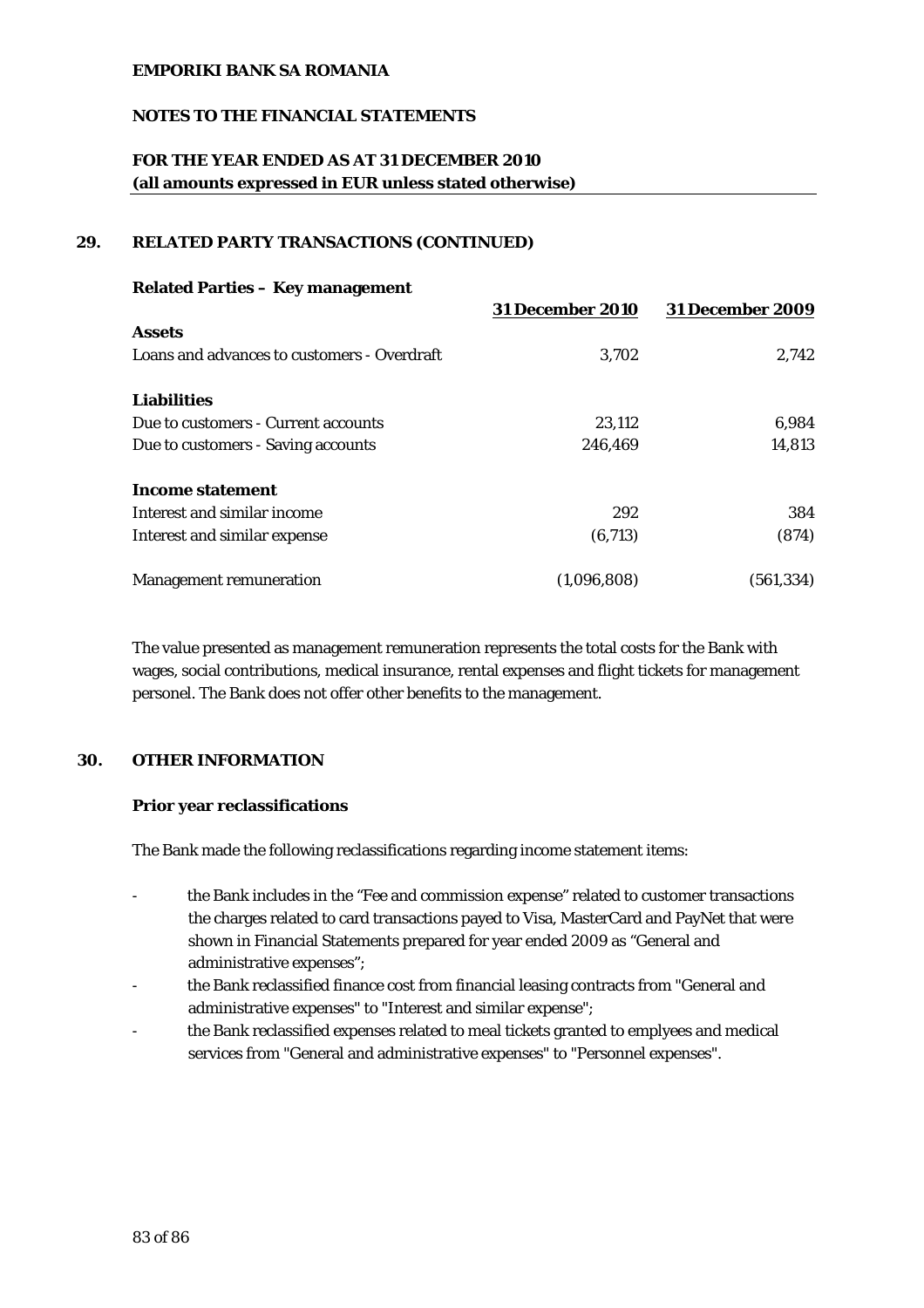**EMPORIKI BANK SA ROMANIA**

**NOTES TO THE FINANCIAL STATEMENTS**

**FOR THE YEAR ENDED AS AT 31 DECEMBER 2010**
**(all amounts expressed in EUR unless stated otherwise)**

## 29. RELATED PARTY TRANSACTIONS (CONTINUED)

**Related Parties – Key management**

| | 31 December 2010 | 31 December 2009 |
|---|---|---|
| **Assets** | | |
| Loans and advances to customers - Overdraft | 3,702 | 2,742 |
| **Liabilities** | | |
| Due to customers - Current accounts | 23,112 | 6,984 |
| Due to customers - Saving accounts | 246,469 | 14,813 |
| **Income statement** | | |
| Interest and similar income | 292 | 384 |
| Interest and similar expense | (6,713) | (874) |
| Management remuneration | (1,096,808) | (561,334) |

The value presented as management remuneration represents the total costs for the Bank with wages, social contributions, medical insurance, rental expenses and flight tickets for management personel. The Bank does not offer other benefits to the management.

## 30. OTHER INFORMATION

**Prior year reclassifications**

The Bank made the following reclassifications regarding income statement items:

- the Bank includes in the "Fee and commission expense" related to customer transactions the charges related to card transactions payed to Visa, MasterCard and PayNet that were shown in Financial Statements prepared for year ended 2009 as "General and administrative expenses";
- the Bank reclassified finance cost from financial leasing contracts from "General and administrative expenses" to "Interest and similar expense";
- the Bank reclassified expenses related to meal tickets granted to emplyees and medical services from "General and administrative expenses" to "Personnel expenses".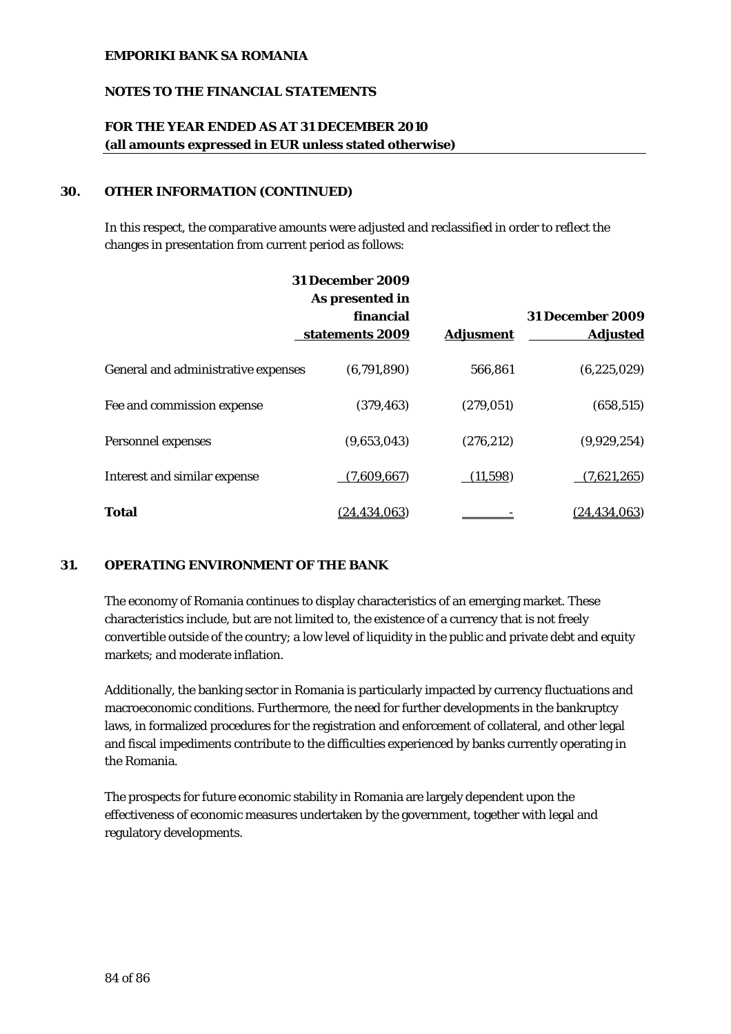## 30. OTHER INFORMATION (CONTINUED)

In this respect, the comparative amounts were adjusted and reclassified in order to reflect the changes in presentation from current period as follows:

| | 31 December 2009 As presented in financial statements 2009 | Adjusment | 31 December 2009 Adjusted |
|---|---|---|---|
| General and administrative expenses | (6,791,890) | 566,861 | (6,225,029) |
| Fee and commission expense | (379,463) | (279,051) | (658,515) |
| Personnel expenses | (9,653,043) | (276,212) | (9,929,254) |
| Interest and similar expense | (7,609,667) | (11,598) | (7,621,265) |
| **Total** | (24,434,063) | - | (24,434,063) |

## 31. OPERATING ENVIRONMENT OF THE BANK

The economy of Romania continues to display characteristics of an emerging market. These characteristics include, but are not limited to, the existence of a currency that is not freely convertible outside of the country; a low level of liquidity in the public and private debt and equity markets; and moderate inflation.

Additionally, the banking sector in Romania is particularly impacted by currency fluctuations and macroeconomic conditions. Furthermore, the need for further developments in the bankruptcy laws, in formalized procedures for the registration and enforcement of collateral, and other legal and fiscal impediments contribute to the difficulties experienced by banks currently operating in the Romania.

The prospects for future economic stability in Romania are largely dependent upon the effectiveness of economic measures undertaken by the government, together with legal and regulatory developments.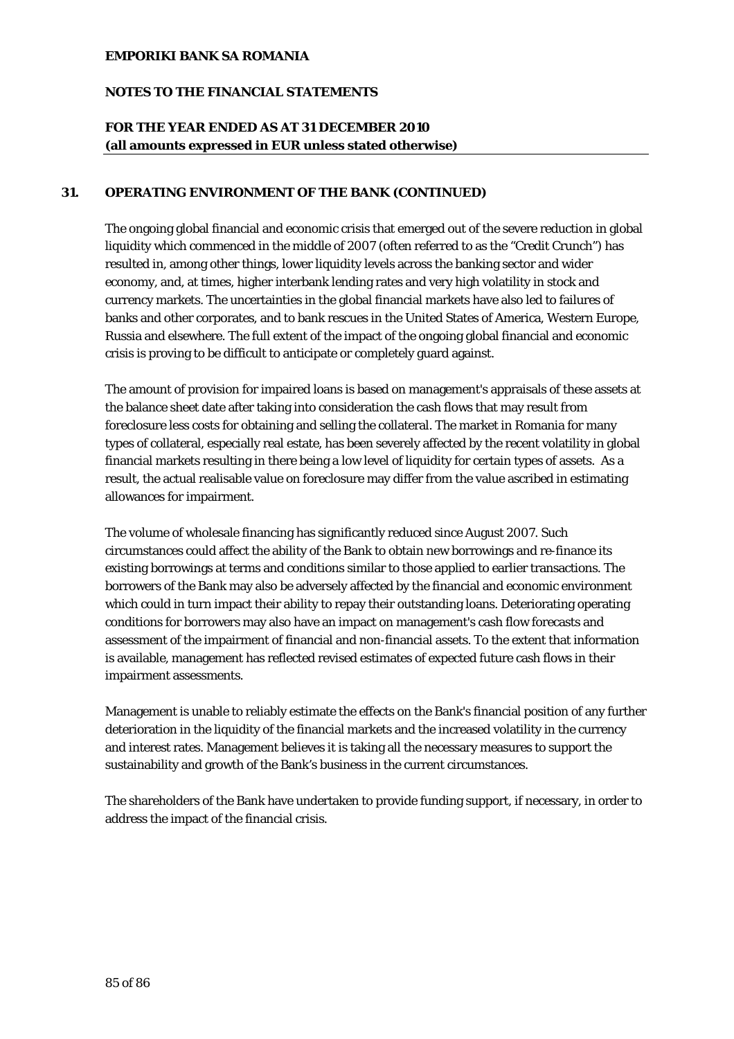## 31. OPERATING ENVIRONMENT OF THE BANK (CONTINUED)

The ongoing global financial and economic crisis that emerged out of the severe reduction in global liquidity which commenced in the middle of 2007 (often referred to as the "Credit Crunch") has resulted in, among other things, lower liquidity levels across the banking sector and wider economy, and, at times, higher interbank lending rates and very high volatility in stock and currency markets. The uncertainties in the global financial markets have also led to failures of banks and other corporates, and to bank rescues in the United States of America, Western Europe, Russia and elsewhere. The full extent of the impact of the ongoing global financial and economic crisis is proving to be difficult to anticipate or completely guard against.

The amount of provision for impaired loans is based on management's appraisals of these assets at the balance sheet date after taking into consideration the cash flows that may result from foreclosure less costs for obtaining and selling the collateral. The market in Romania for many types of collateral, especially real estate, has been severely affected by the recent volatility in global financial markets resulting in there being a low level of liquidity for certain types of assets. As a result, the actual realisable value on foreclosure may differ from the value ascribed in estimating allowances for impairment.

The volume of wholesale financing has significantly reduced since August 2007. Such circumstances could affect the ability of the Bank to obtain new borrowings and re-finance its existing borrowings at terms and conditions similar to those applied to earlier transactions. The borrowers of the Bank may also be adversely affected by the financial and economic environment which could in turn impact their ability to repay their outstanding loans. Deteriorating operating conditions for borrowers may also have an impact on management's cash flow forecasts and assessment of the impairment of financial and non-financial assets. To the extent that information is available, management has reflected revised estimates of expected future cash flows in their impairment assessments.

Management is unable to reliably estimate the effects on the Bank's financial position of any further deterioration in the liquidity of the financial markets and the increased volatility in the currency and interest rates. Management believes it is taking all the necessary measures to support the sustainability and growth of the Bank's business in the current circumstances.

The shareholders of the Bank have undertaken to provide funding support, if necessary, in order to address the impact of the financial crisis.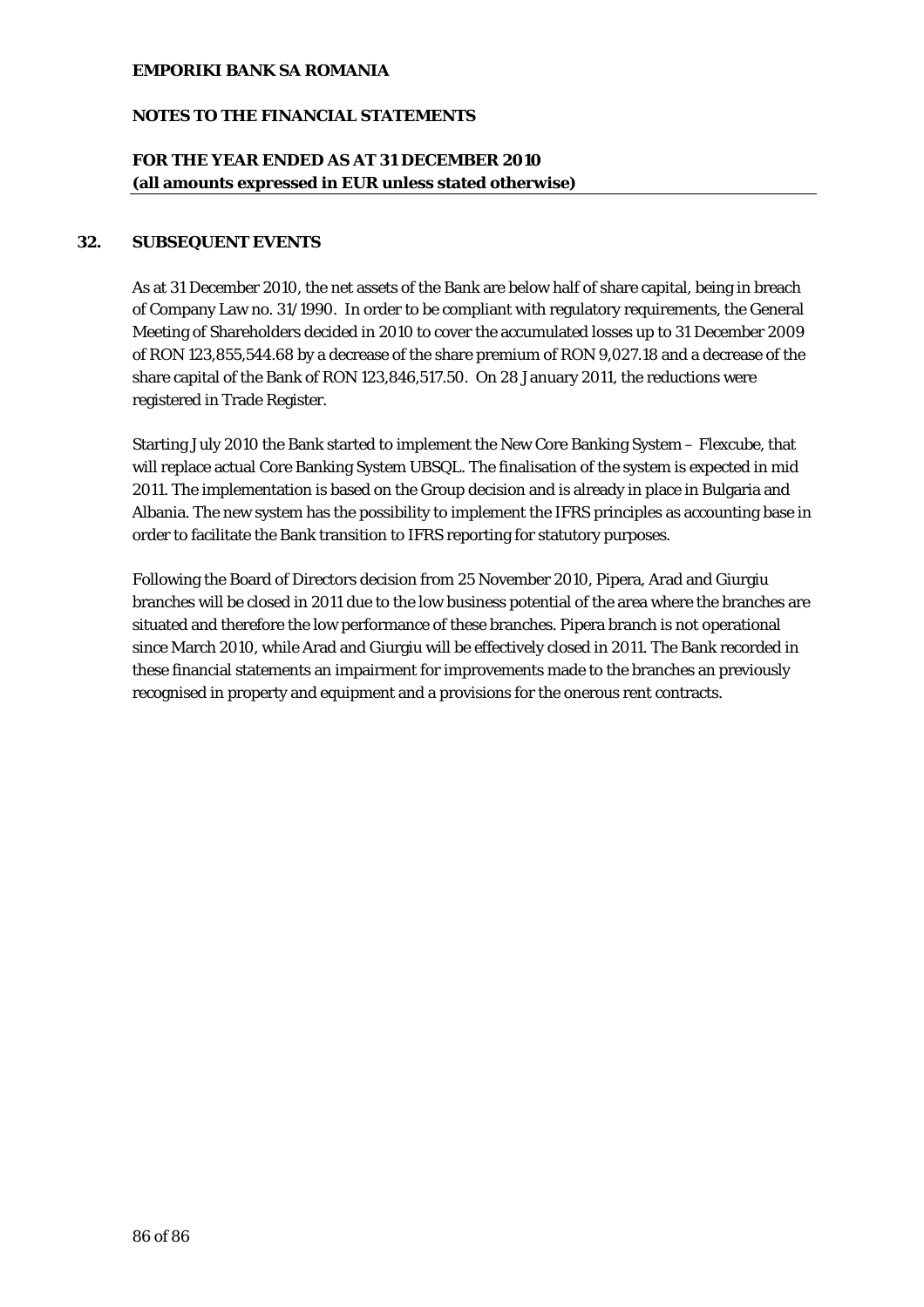## 32. SUBSEQUENT EVENTS

As at 31 December 2010, the net assets of the Bank are below half of share capital, being in breach of Company Law no. 31/1990. In order to be compliant with regulatory requirements, the General Meeting of Shareholders decided in 2010 to cover the accumulated losses up to 31 December 2009 of RON 123,855,544.68 by a decrease of the share premium of RON 9,027.18 and a decrease of the share capital of the Bank of RON 123,846,517.50. On 28 January 2011, the reductions were registered in Trade Register.

Starting July 2010 the Bank started to implement the New Core Banking System – Flexcube, that will replace actual Core Banking System UBSQL. The finalisation of the system is expected in mid 2011. The implementation is based on the Group decision and is already in place in Bulgaria and Albania. The new system has the possibility to implement the IFRS principles as accounting base in order to facilitate the Bank transition to IFRS reporting for statutory purposes.

Following the Board of Directors decision from 25 November 2010, Pipera, Arad and Giurgiu branches will be closed in 2011 due to the low business potential of the area where the branches are situated and therefore the low performance of these branches. Pipera branch is not operational since March 2010, while Arad and Giurgiu will be effectively closed in 2011. The Bank recorded in these financial statements an impairment for improvements made to the branches an previously recognised in property and equipment and a provisions for the onerous rent contracts.